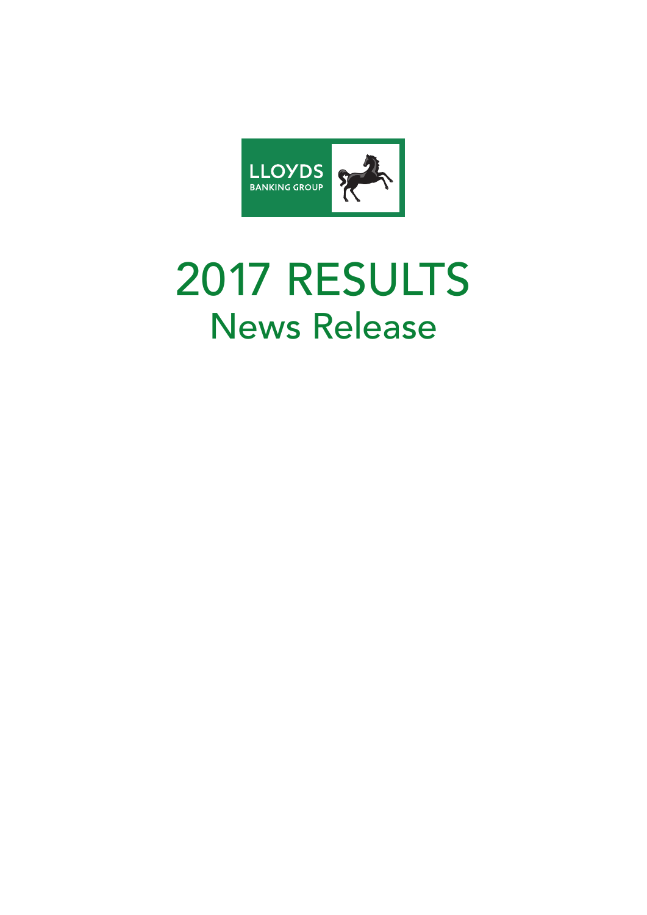LLOYDS BANKING GROUP

# 2017 RESULTS

## News Release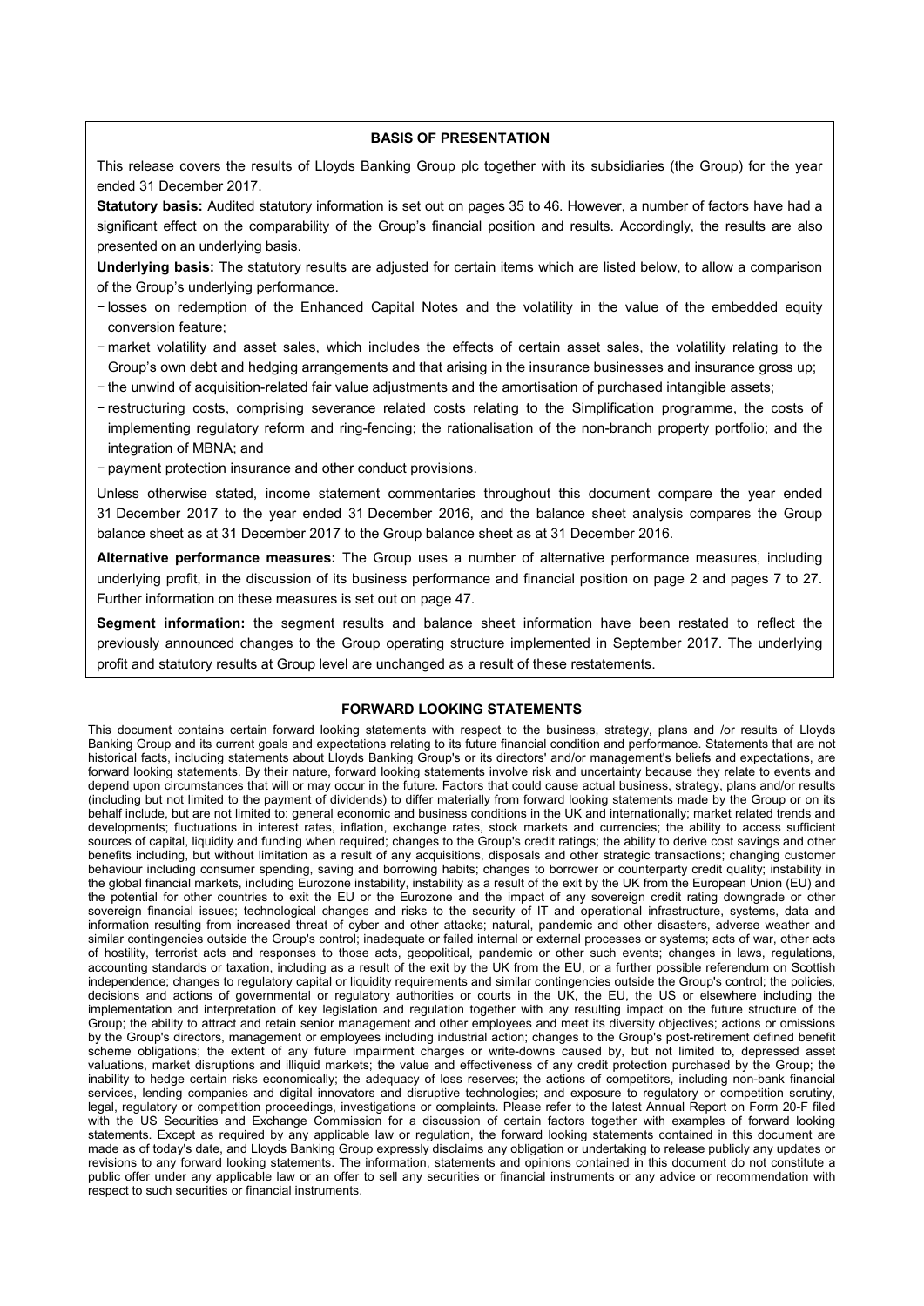## BASIS OF PRESENTATION

This release covers the results of Lloyds Banking Group plc together with its subsidiaries (the Group) for the year ended 31 December 2017.

**Statutory basis:** Audited statutory information is set out on pages 35 to 46. However, a number of factors have had a significant effect on the comparability of the Group's financial position and results. Accordingly, the results are also presented on an underlying basis.

**Underlying basis:** The statutory results are adjusted for certain items which are listed below, to allow a comparison of the Group's underlying performance.

- losses on redemption of the Enhanced Capital Notes and the volatility in the value of the embedded equity conversion feature;
- market volatility and asset sales, which includes the effects of certain asset sales, the volatility relating to the Group's own debt and hedging arrangements and that arising in the insurance businesses and insurance gross up;
- the unwind of acquisition-related fair value adjustments and the amortisation of purchased intangible assets;
- restructuring costs, comprising severance related costs relating to the Simplification programme, the costs of implementing regulatory reform and ring-fencing; the rationalisation of the non-branch property portfolio; and the integration of MBNA; and
- payment protection insurance and other conduct provisions.

Unless otherwise stated, income statement commentaries throughout this document compare the year ended 31 December 2017 to the year ended 31 December 2016, and the balance sheet analysis compares the Group balance sheet as at 31 December 2017 to the Group balance sheet as at 31 December 2016.

**Alternative performance measures:** The Group uses a number of alternative performance measures, including underlying profit, in the discussion of its business performance and financial position on page 2 and pages 7 to 27. Further information on these measures is set out on page 47.

**Segment information:** the segment results and balance sheet information have been restated to reflect the previously announced changes to the Group operating structure implemented in September 2017. The underlying profit and statutory results at Group level are unchanged as a result of these restatements.

## FORWARD LOOKING STATEMENTS

This document contains certain forward looking statements with respect to the business, strategy, plans and /or results of Lloyds Banking Group and its current goals and expectations relating to its future financial condition and performance. Statements that are not historical facts, including statements about Lloyds Banking Group's or its directors' and/or management's beliefs and expectations, are forward looking statements. By their nature, forward looking statements involve risk and uncertainty because they relate to events and depend upon circumstances that will or may occur in the future. Factors that could cause actual business, strategy, plans and/or results (including but not limited to the payment of dividends) to differ materially from forward looking statements made by the Group or on its behalf include, but are not limited to: general economic and business conditions in the UK and internationally; market related trends and developments; fluctuations in interest rates, inflation, exchange rates, stock markets and currencies; the ability to access sufficient sources of capital, liquidity and funding when required; changes to the Group's credit ratings; the ability to derive cost savings and other benefits including, but without limitation as a result of any acquisitions, disposals and other strategic transactions; changing customer behaviour including consumer spending, saving and borrowing habits; changes to borrower or counterparty credit quality; instability in the global financial markets, including Eurozone instability, instability as a result of the exit by the UK from the European Union (EU) and the potential for other countries to exit the EU or the Eurozone and the impact of any sovereign credit rating downgrade or other sovereign financial issues; technological changes and risks to the security of IT and operational infrastructure, systems, data and information resulting from increased threat of cyber and other attacks; natural, pandemic and other disasters, adverse weather and similar contingencies outside the Group's control; inadequate or failed internal or external processes or systems; acts of war, other acts of hostility, terrorist acts and responses to those acts, geopolitical, pandemic or other such events; changes in laws, regulations, accounting standards or taxation, including as a result of the exit by the UK from the EU, or a further possible referendum on Scottish independence; changes to regulatory capital or liquidity requirements and similar contingencies outside the Group's control; the policies, decisions and actions of governmental or regulatory authorities or courts in the UK, the EU, the US or elsewhere including the implementation and interpretation of key legislation and regulation together with any resulting impact on the future structure of the Group; the ability to attract and retain senior management and other employees and meet its diversity objectives; actions or omissions by the Group's directors, management or employees including industrial action; changes to the Group's post-retirement defined benefit scheme obligations; the extent of any future impairment charges or write-downs caused by, but not limited to, depressed asset valuations, market disruptions and illiquid markets; the value and effectiveness of any credit protection purchased by the Group; the inability to hedge certain risks economically; the adequacy of loss reserves; the actions of competitors, including non-bank financial services, lending companies and digital innovators and disruptive technologies; and exposure to regulatory or competition scrutiny, legal, regulatory or competition proceedings, investigations or complaints. Please refer to the latest Annual Report on Form 20-F filed with the US Securities and Exchange Commission for a discussion of certain factors together with examples of forward looking statements. Except as required by any applicable law or regulation, the forward looking statements contained in this document are made as of today's date, and Lloyds Banking Group expressly disclaims any obligation or undertaking to release publicly any updates or revisions to any forward looking statements. The information, statements and opinions contained in this document do not constitute a public offer under any applicable law or an offer to sell any securities or financial instruments or any advice or recommendation with respect to such securities or financial instruments.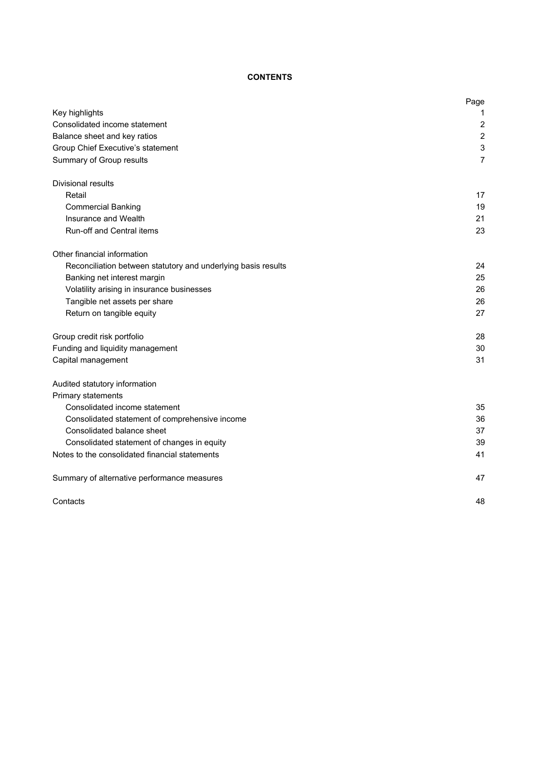# CONTENTS

| | Page |
|---|---|
| Key highlights | 1 |
| Consolidated income statement | 2 |
| Balance sheet and key ratios | 2 |
| Group Chief Executive's statement | 3 |
| Summary of Group results | 7 |
| | |
| Divisional results | |
| Retail | 17 |
| Commercial Banking | 19 |
| Insurance and Wealth | 21 |
| Run-off and Central items | 23 |
| | |
| Other financial information | |
| Reconciliation between statutory and underlying basis results | 24 |
| Banking net interest margin | 25 |
| Volatility arising in insurance businesses | 26 |
| Tangible net assets per share | 26 |
| Return on tangible equity | 27 |
| | |
| Group credit risk portfolio | 28 |
| Funding and liquidity management | 30 |
| Capital management | 31 |
| | |
| Audited statutory information | |
| Primary statements | |
| Consolidated income statement | 35 |
| Consolidated statement of comprehensive income | 36 |
| Consolidated balance sheet | 37 |
| Consolidated statement of changes in equity | 39 |
| Notes to the consolidated financial statements | 41 |
| | |
| Summary of alternative performance measures | 47 |
| | |
| Contacts | 48 |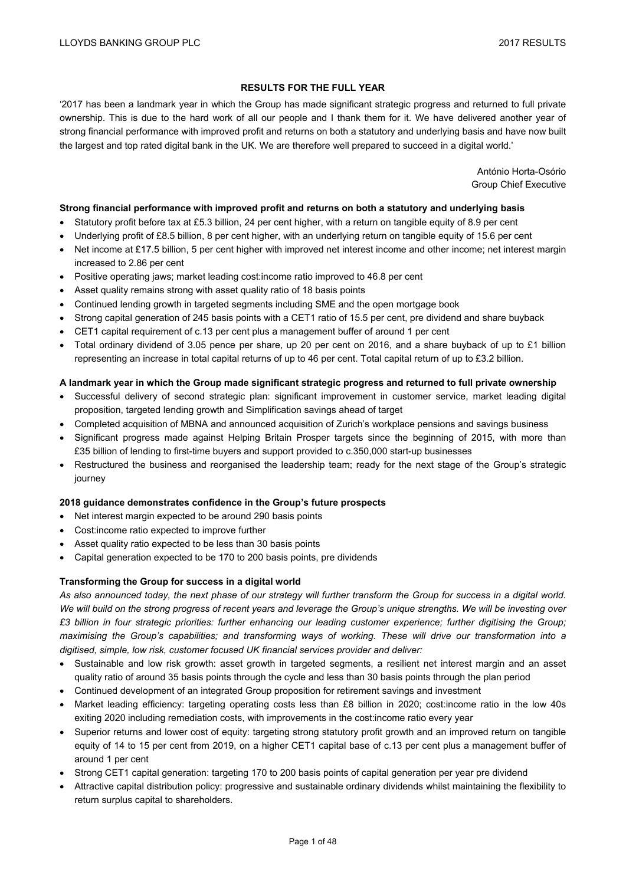## RESULTS FOR THE FULL YEAR

'2017 has been a landmark year in which the Group has made significant strategic progress and returned to full private ownership. This is due to the hard work of all our people and I thank them for it. We have delivered another year of strong financial performance with improved profit and returns on both a statutory and underlying basis and have now built the largest and top rated digital bank in the UK. We are therefore well prepared to succeed in a digital world.'

António Horta-Osório
Group Chief Executive

**Strong financial performance with improved profit and returns on both a statutory and underlying basis**

- Statutory profit before tax at £5.3 billion, 24 per cent higher, with a return on tangible equity of 8.9 per cent
- Underlying profit of £8.5 billion, 8 per cent higher, with an underlying return on tangible equity of 15.6 per cent
- Net income at £17.5 billion, 5 per cent higher with improved net interest income and other income; net interest margin increased to 2.86 per cent
- Positive operating jaws; market leading cost:income ratio improved to 46.8 per cent
- Asset quality remains strong with asset quality ratio of 18 basis points
- Continued lending growth in targeted segments including SME and the open mortgage book
- Strong capital generation of 245 basis points with a CET1 ratio of 15.5 per cent, pre dividend and share buyback
- CET1 capital requirement of c.13 per cent plus a management buffer of around 1 per cent
- Total ordinary dividend of 3.05 pence per share, up 20 per cent on 2016, and a share buyback of up to £1 billion representing an increase in total capital returns of up to 46 per cent. Total capital return of up to £3.2 billion.

**A landmark year in which the Group made significant strategic progress and returned to full private ownership**

- Successful delivery of second strategic plan: significant improvement in customer service, market leading digital proposition, targeted lending growth and Simplification savings ahead of target
- Completed acquisition of MBNA and announced acquisition of Zurich's workplace pensions and savings business
- Significant progress made against Helping Britain Prosper targets since the beginning of 2015, with more than £35 billion of lending to first-time buyers and support provided to c.350,000 start-up businesses
- Restructured the business and reorganised the leadership team; ready for the next stage of the Group's strategic journey

**2018 guidance demonstrates confidence in the Group's future prospects**

- Net interest margin expected to be around 290 basis points
- Cost:income ratio expected to improve further
- Asset quality ratio expected to be less than 30 basis points
- Capital generation expected to be 170 to 200 basis points, pre dividends

**Transforming the Group for success in a digital world**

*As also announced today, the next phase of our strategy will further transform the Group for success in a digital world. We will build on the strong progress of recent years and leverage the Group's unique strengths. We will be investing over £3 billion in four strategic priorities: further enhancing our leading customer experience; further digitising the Group; maximising the Group's capabilities; and transforming ways of working. These will drive our transformation into a digitised, simple, low risk, customer focused UK financial services provider and deliver:*

- Sustainable and low risk growth: asset growth in targeted segments, a resilient net interest margin and an asset quality ratio of around 35 basis points through the cycle and less than 30 basis points through the plan period
- Continued development of an integrated Group proposition for retirement savings and investment
- Market leading efficiency: targeting operating costs less than £8 billion in 2020; cost:income ratio in the low 40s exiting 2020 including remediation costs, with improvements in the cost:income ratio every year
- Superior returns and lower cost of equity: targeting strong statutory profit growth and an improved return on tangible equity of 14 to 15 per cent from 2019, on a higher CET1 capital base of c.13 per cent plus a management buffer of around 1 per cent
- Strong CET1 capital generation: targeting 170 to 200 basis points of capital generation per year pre dividend
- Attractive capital distribution policy: progressive and sustainable ordinary dividends whilst maintaining the flexibility to return surplus capital to shareholders.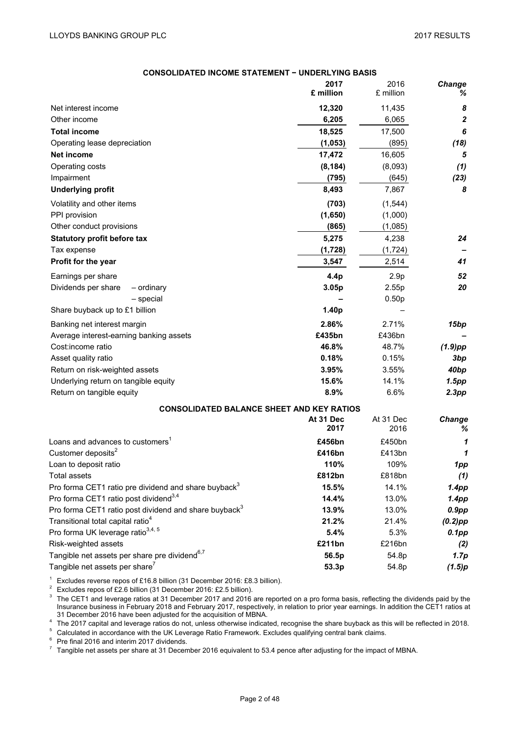## CONSOLIDATED INCOME STATEMENT − UNDERLYING BASIS

| | 2017 £ million | 2016 £ million | Change % |
|---|---|---|---|
| Net interest income | **12,320** | 11,435 | *8* |
| Other income | **6,205** | 6,065 | *2* |
| **Total income** | **18,525** | 17,500 | *6* |
| Operating lease depreciation | **(1,053)** | (895) | *(18)* |
| **Net income** | **17,472** | 16,605 | *5* |
| Operating costs | **(8,184)** | (8,093) | *(1)* |
| Impairment | **(795)** | (645) | *(23)* |
| **Underlying profit** | **8,493** | 7,867 | *8* |
| Volatility and other items | **(703)** | (1,544) | |
| PPI provision | **(1,650)** | (1,000) | |
| Other conduct provisions | **(865)** | (1,085) | |
| **Statutory profit before tax** | **5,275** | 4,238 | *24* |
| Tax expense | **(1,728)** | (1,724) | *–* |
| **Profit for the year** | **3,547** | 2,514 | *41* |
| Earnings per share | **4.4p** | 2.9p | *52* |
| Dividends per share – ordinary | **3.05p** | 2.55p | *20* |
| – special | **–** | 0.50p | |
| Share buyback up to £1 billion | **1.40p** | – | |
| Banking net interest margin | **2.86%** | 2.71% | *15bp* |
| Average interest-earning banking assets | **£435bn** | £436bn | *–* |
| Cost:income ratio | **46.8%** | 48.7% | *(1.9)pp* |
| Asset quality ratio | **0.18%** | 0.15% | *3bp* |
| Return on risk-weighted assets | **3.95%** | 3.55% | *40bp* |
| Underlying return on tangible equity | **15.6%** | 14.1% | *1.5pp* |
| Return on tangible equity | **8.9%** | 6.6% | *2.3pp* |

## CONSOLIDATED BALANCE SHEET AND KEY RATIOS

| | At 31 Dec 2017 | At 31 Dec 2016 | Change % |
|---|---|---|---|
| Loans and advances to customers[1] | **£456bn** | £450bn | *1* |
| Customer deposits[2] | **£416bn** | £413bn | *1* |
| Loan to deposit ratio | **110%** | 109% | *1pp* |
| Total assets | **£812bn** | £818bn | *(1)* |
| Pro forma CET1 ratio pre dividend and share buyback[3] | **15.5%** | 14.1% | *1.4pp* |
| Pro forma CET1 ratio post dividend[3,4] | **14.4%** | 13.0% | *1.4pp* |
| Pro forma CET1 ratio post dividend and share buyback[3] | **13.9%** | 13.0% | *0.9pp* |
| Transitional total capital ratio[4] | **21.2%** | 21.4% | *(0.2)pp* |
| Pro forma UK leverage ratio[3,4,5] | **5.4%** | 5.3% | *0.1pp* |
| Risk-weighted assets | **£211bn** | £216bn | *(2)* |
| Tangible net assets per share pre dividend[6,7] | **56.5p** | 54.8p | *1.7p* |
| Tangible net assets per share[7] | **53.3p** | 54.8p | *(1.5)p* |

[1] Excludes reverse repos of £16.8 billion (31 December 2016: £8.3 billion).

[2] Excludes repos of £2.6 billion (31 December 2016: £2.5 billion).

[3] The CET1 and leverage ratios at 31 December 2017 and 2016 are reported on a pro forma basis, reflecting the dividends paid by the Insurance business in February 2018 and February 2017, respectively, in relation to prior year earnings. In addition the CET1 ratios at 31 December 2016 have been adjusted for the acquisition of MBNA.

[4] The 2017 capital and leverage ratios do not, unless otherwise indicated, recognise the share buyback as this will be reflected in 2018.

[5] Calculated in accordance with the UK Leverage Ratio Framework. Excludes qualifying central bank claims.

[6] Pre final 2016 and interim 2017 dividends.

[7] Tangible net assets per share at 31 December 2016 equivalent to 53.4 pence after adjusting for the impact of MBNA.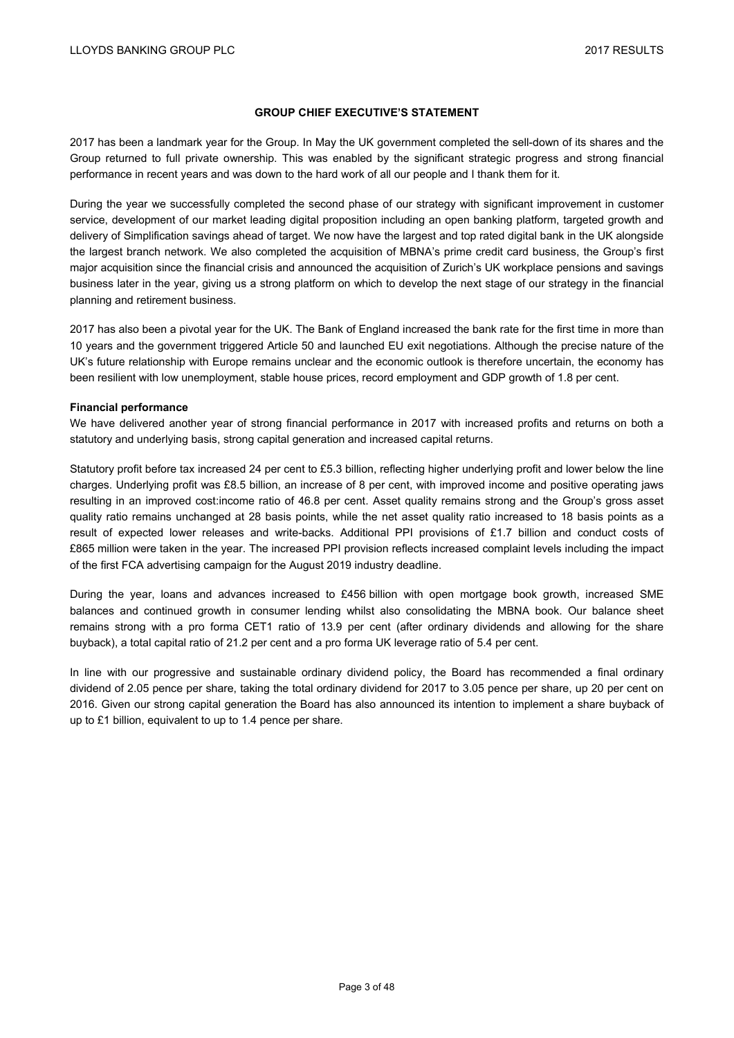## GROUP CHIEF EXECUTIVE'S STATEMENT

2017 has been a landmark year for the Group. In May the UK government completed the sell-down of its shares and the Group returned to full private ownership. This was enabled by the significant strategic progress and strong financial performance in recent years and was down to the hard work of all our people and I thank them for it.

During the year we successfully completed the second phase of our strategy with significant improvement in customer service, development of our market leading digital proposition including an open banking platform, targeted growth and delivery of Simplification savings ahead of target. We now have the largest and top rated digital bank in the UK alongside the largest branch network. We also completed the acquisition of MBNA's prime credit card business, the Group's first major acquisition since the financial crisis and announced the acquisition of Zurich's UK workplace pensions and savings business later in the year, giving us a strong platform on which to develop the next stage of our strategy in the financial planning and retirement business.

2017 has also been a pivotal year for the UK. The Bank of England increased the bank rate for the first time in more than 10 years and the government triggered Article 50 and launched EU exit negotiations. Although the precise nature of the UK's future relationship with Europe remains unclear and the economic outlook is therefore uncertain, the economy has been resilient with low unemployment, stable house prices, record employment and GDP growth of 1.8 per cent.

**Financial performance**

We have delivered another year of strong financial performance in 2017 with increased profits and returns on both a statutory and underlying basis, strong capital generation and increased capital returns.

Statutory profit before tax increased 24 per cent to £5.3 billion, reflecting higher underlying profit and lower below the line charges. Underlying profit was £8.5 billion, an increase of 8 per cent, with improved income and positive operating jaws resulting in an improved cost:income ratio of 46.8 per cent. Asset quality remains strong and the Group's gross asset quality ratio remains unchanged at 28 basis points, while the net asset quality ratio increased to 18 basis points as a result of expected lower releases and write-backs. Additional PPI provisions of £1.7 billion and conduct costs of £865 million were taken in the year. The increased PPI provision reflects increased complaint levels including the impact of the first FCA advertising campaign for the August 2019 industry deadline.

During the year, loans and advances increased to £456 billion with open mortgage book growth, increased SME balances and continued growth in consumer lending whilst also consolidating the MBNA book. Our balance sheet remains strong with a pro forma CET1 ratio of 13.9 per cent (after ordinary dividends and allowing for the share buyback), a total capital ratio of 21.2 per cent and a pro forma UK leverage ratio of 5.4 per cent.

In line with our progressive and sustainable ordinary dividend policy, the Board has recommended a final ordinary dividend of 2.05 pence per share, taking the total ordinary dividend for 2017 to 3.05 pence per share, up 20 per cent on 2016. Given our strong capital generation the Board has also announced its intention to implement a share buyback of up to £1 billion, equivalent to up to 1.4 pence per share.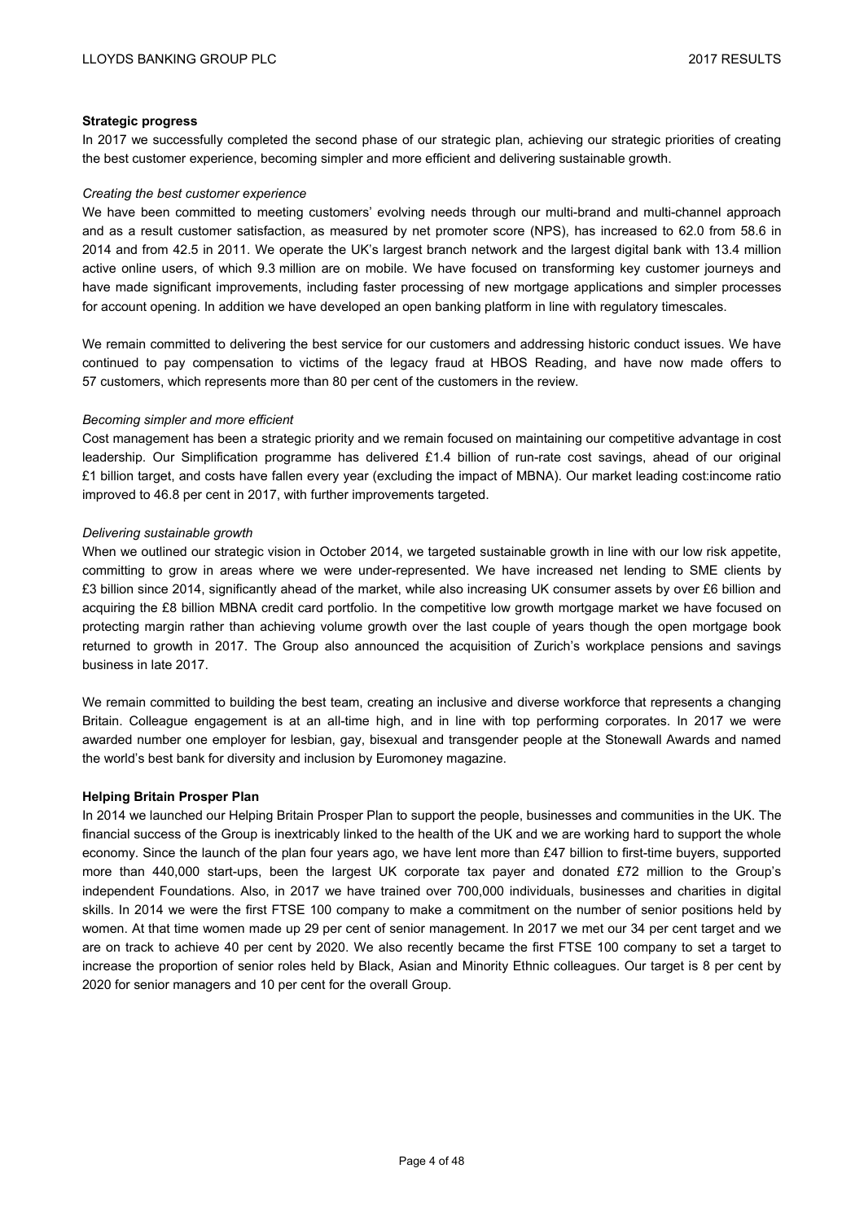## Strategic progress

In 2017 we successfully completed the second phase of our strategic plan, achieving our strategic priorities of creating the best customer experience, becoming simpler and more efficient and delivering sustainable growth.

*Creating the best customer experience*

We have been committed to meeting customers' evolving needs through our multi-brand and multi-channel approach and as a result customer satisfaction, as measured by net promoter score (NPS), has increased to 62.0 from 58.6 in 2014 and from 42.5 in 2011. We operate the UK's largest branch network and the largest digital bank with 13.4 million active online users, of which 9.3 million are on mobile. We have focused on transforming key customer journeys and have made significant improvements, including faster processing of new mortgage applications and simpler processes for account opening. In addition we have developed an open banking platform in line with regulatory timescales.

We remain committed to delivering the best service for our customers and addressing historic conduct issues. We have continued to pay compensation to victims of the legacy fraud at HBOS Reading, and have now made offers to 57 customers, which represents more than 80 per cent of the customers in the review.

*Becoming simpler and more efficient*

Cost management has been a strategic priority and we remain focused on maintaining our competitive advantage in cost leadership. Our Simplification programme has delivered £1.4 billion of run-rate cost savings, ahead of our original £1 billion target, and costs have fallen every year (excluding the impact of MBNA). Our market leading cost:income ratio improved to 46.8 per cent in 2017, with further improvements targeted.

*Delivering sustainable growth*

When we outlined our strategic vision in October 2014, we targeted sustainable growth in line with our low risk appetite, committing to grow in areas where we were under-represented. We have increased net lending to SME clients by £3 billion since 2014, significantly ahead of the market, while also increasing UK consumer assets by over £6 billion and acquiring the £8 billion MBNA credit card portfolio. In the competitive low growth mortgage market we have focused on protecting margin rather than achieving volume growth over the last couple of years though the open mortgage book returned to growth in 2017. The Group also announced the acquisition of Zurich's workplace pensions and savings business in late 2017.

We remain committed to building the best team, creating an inclusive and diverse workforce that represents a changing Britain. Colleague engagement is at an all-time high, and in line with top performing corporates. In 2017 we were awarded number one employer for lesbian, gay, bisexual and transgender people at the Stonewall Awards and named the world's best bank for diversity and inclusion by Euromoney magazine.

## Helping Britain Prosper Plan

In 2014 we launched our Helping Britain Prosper Plan to support the people, businesses and communities in the UK. The financial success of the Group is inextricably linked to the health of the UK and we are working hard to support the whole economy. Since the launch of the plan four years ago, we have lent more than £47 billion to first-time buyers, supported more than 440,000 start-ups, been the largest UK corporate tax payer and donated £72 million to the Group's independent Foundations. Also, in 2017 we have trained over 700,000 individuals, businesses and charities in digital skills. In 2014 we were the first FTSE 100 company to make a commitment on the number of senior positions held by women. At that time women made up 29 per cent of senior management. In 2017 we met our 34 per cent target and we are on track to achieve 40 per cent by 2020. We also recently became the first FTSE 100 company to set a target to increase the proportion of senior roles held by Black, Asian and Minority Ethnic colleagues. Our target is 8 per cent by 2020 for senior managers and 10 per cent for the overall Group.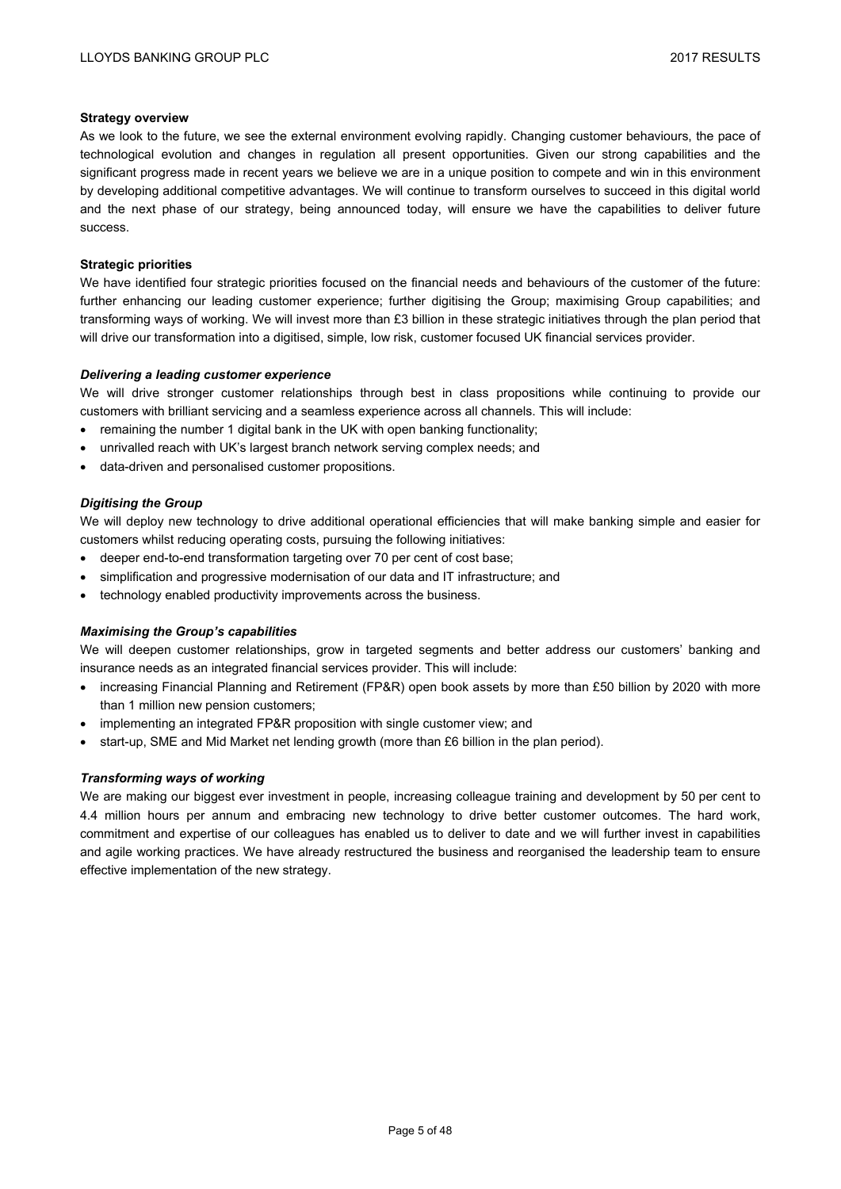**Strategy overview**

As we look to the future, we see the external environment evolving rapidly. Changing customer behaviours, the pace of technological evolution and changes in regulation all present opportunities. Given our strong capabilities and the significant progress made in recent years we believe we are in a unique position to compete and win in this environment by developing additional competitive advantages. We will continue to transform ourselves to succeed in this digital world and the next phase of our strategy, being announced today, will ensure we have the capabilities to deliver future success.

**Strategic priorities**

We have identified four strategic priorities focused on the financial needs and behaviours of the customer of the future: further enhancing our leading customer experience; further digitising the Group; maximising Group capabilities; and transforming ways of working. We will invest more than £3 billion in these strategic initiatives through the plan period that will drive our transformation into a digitised, simple, low risk, customer focused UK financial services provider.

***Delivering a leading customer experience***

We will drive stronger customer relationships through best in class propositions while continuing to provide our customers with brilliant servicing and a seamless experience across all channels. This will include:

- remaining the number 1 digital bank in the UK with open banking functionality;
- unrivalled reach with UK's largest branch network serving complex needs; and
- data-driven and personalised customer propositions.

***Digitising the Group***

We will deploy new technology to drive additional operational efficiencies that will make banking simple and easier for customers whilst reducing operating costs, pursuing the following initiatives:

- deeper end-to-end transformation targeting over 70 per cent of cost base;
- simplification and progressive modernisation of our data and IT infrastructure; and
- technology enabled productivity improvements across the business.

***Maximising the Group's capabilities***

We will deepen customer relationships, grow in targeted segments and better address our customers' banking and insurance needs as an integrated financial services provider. This will include:

- increasing Financial Planning and Retirement (FP&R) open book assets by more than £50 billion by 2020 with more than 1 million new pension customers;
- implementing an integrated FP&R proposition with single customer view; and
- start-up, SME and Mid Market net lending growth (more than £6 billion in the plan period).

***Transforming ways of working***

We are making our biggest ever investment in people, increasing colleague training and development by 50 per cent to 4.4 million hours per annum and embracing new technology to drive better customer outcomes. The hard work, commitment and expertise of our colleagues has enabled us to deliver to date and we will further invest in capabilities and agile working practices. We have already restructured the business and reorganised the leadership team to ensure effective implementation of the new strategy.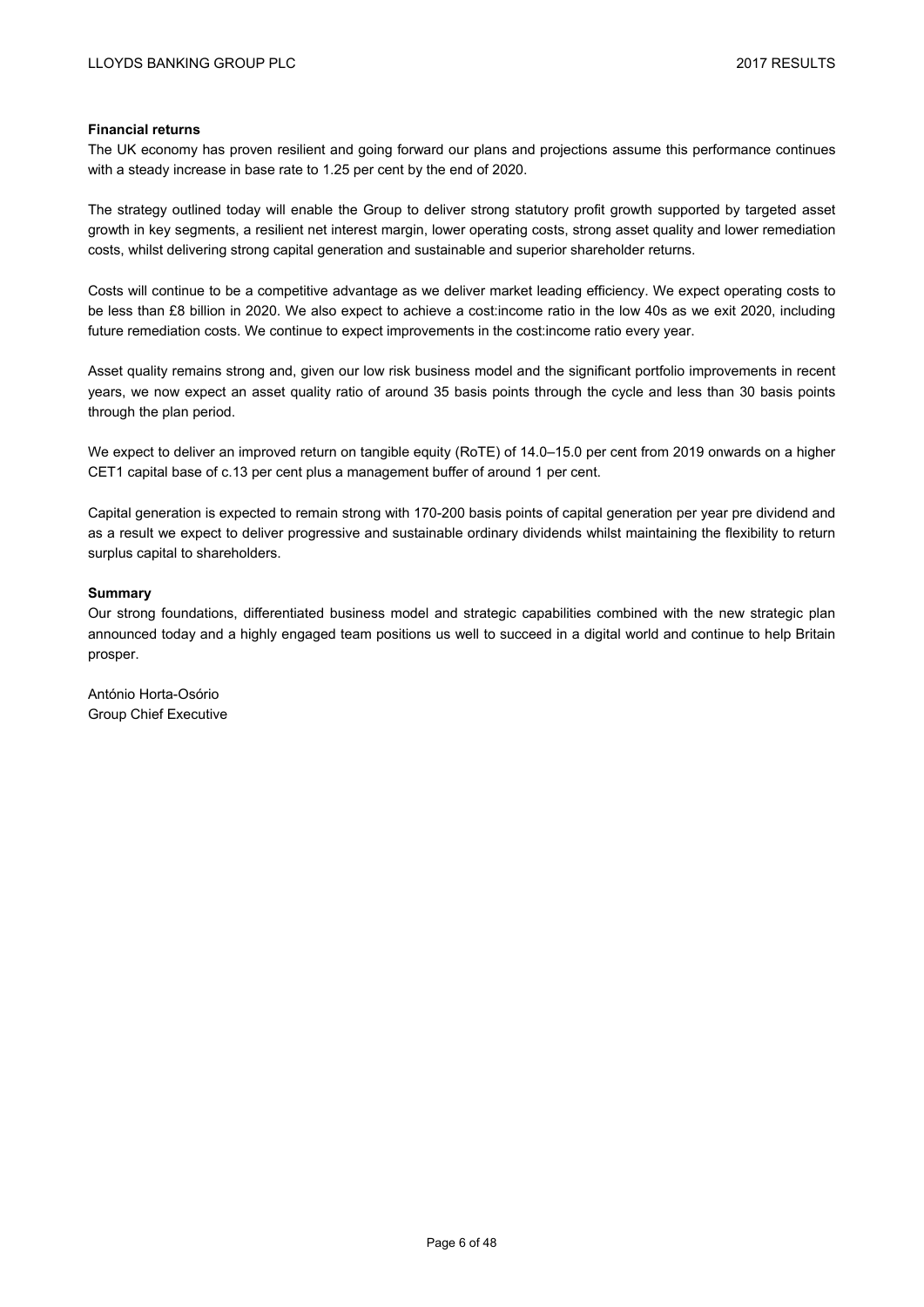**Financial returns**

The UK economy has proven resilient and going forward our plans and projections assume this performance continues with a steady increase in base rate to 1.25 per cent by the end of 2020.

The strategy outlined today will enable the Group to deliver strong statutory profit growth supported by targeted asset growth in key segments, a resilient net interest margin, lower operating costs, strong asset quality and lower remediation costs, whilst delivering strong capital generation and sustainable and superior shareholder returns.

Costs will continue to be a competitive advantage as we deliver market leading efficiency. We expect operating costs to be less than £8 billion in 2020. We also expect to achieve a cost:income ratio in the low 40s as we exit 2020, including future remediation costs. We continue to expect improvements in the cost:income ratio every year.

Asset quality remains strong and, given our low risk business model and the significant portfolio improvements in recent years, we now expect an asset quality ratio of around 35 basis points through the cycle and less than 30 basis points through the plan period.

We expect to deliver an improved return on tangible equity (RoTE) of 14.0–15.0 per cent from 2019 onwards on a higher CET1 capital base of c.13 per cent plus a management buffer of around 1 per cent.

Capital generation is expected to remain strong with 170-200 basis points of capital generation per year pre dividend and as a result we expect to deliver progressive and sustainable ordinary dividends whilst maintaining the flexibility to return surplus capital to shareholders.

**Summary**

Our strong foundations, differentiated business model and strategic capabilities combined with the new strategic plan announced today and a highly engaged team positions us well to succeed in a digital world and continue to help Britain prosper.

António Horta-Osório
Group Chief Executive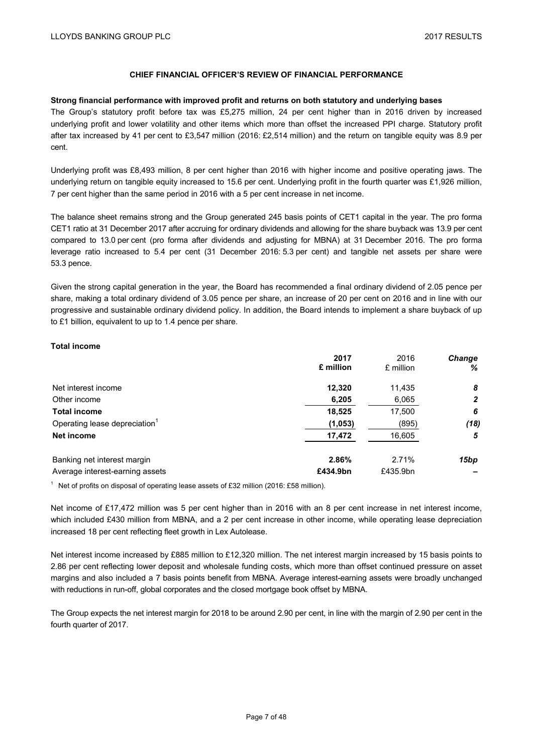## CHIEF FINANCIAL OFFICER'S REVIEW OF FINANCIAL PERFORMANCE

**Strong financial performance with improved profit and returns on both statutory and underlying bases**

The Group's statutory profit before tax was £5,275 million, 24 per cent higher than in 2016 driven by increased underlying profit and lower volatility and other items which more than offset the increased PPI charge. Statutory profit after tax increased by 41 per cent to £3,547 million (2016: £2,514 million) and the return on tangible equity was 8.9 per cent.

Underlying profit was £8,493 million, 8 per cent higher than 2016 with higher income and positive operating jaws. The underlying return on tangible equity increased to 15.6 per cent. Underlying profit in the fourth quarter was £1,926 million, 7 per cent higher than the same period in 2016 with a 5 per cent increase in net income.

The balance sheet remains strong and the Group generated 245 basis points of CET1 capital in the year. The pro forma CET1 ratio at 31 December 2017 after accruing for ordinary dividends and allowing for the share buyback was 13.9 per cent compared to 13.0 per cent (pro forma after dividends and adjusting for MBNA) at 31 December 2016. The pro forma leverage ratio increased to 5.4 per cent (31 December 2016: 5.3 per cent) and tangible net assets per share were 53.3 pence.

Given the strong capital generation in the year, the Board has recommended a final ordinary dividend of 2.05 pence per share, making a total ordinary dividend of 3.05 pence per share, an increase of 20 per cent on 2016 and in line with our progressive and sustainable ordinary dividend policy. In addition, the Board intends to implement a share buyback of up to £1 billion, equivalent to up to 1.4 pence per share.

**Total income**

| | **2017 £ million** | 2016 £ million | ***Change %*** |
|---|---|---|---|
| Net interest income | **12,320** | 11,435 | ***8*** |
| Other income | **6,205** | 6,065 | ***2*** |
| **Total income** | **18,525** | 17,500 | ***6*** |
| Operating lease depreciation[1] | **(1,053)** | (895) | ***(18)*** |
| **Net income** | **17,472** | 16,605 | ***5*** |
| | | | |
| Banking net interest margin | **2.86%** | 2.71% | ***15bp*** |
| Average interest-earning assets | **£434.9bn** | £435.9bn | ***–*** |

[1] Net of profits on disposal of operating lease assets of £32 million (2016: £58 million).

Net income of £17,472 million was 5 per cent higher than in 2016 with an 8 per cent increase in net interest income, which included £430 million from MBNA, and a 2 per cent increase in other income, while operating lease depreciation increased 18 per cent reflecting fleet growth in Lex Autolease.

Net interest income increased by £885 million to £12,320 million. The net interest margin increased by 15 basis points to 2.86 per cent reflecting lower deposit and wholesale funding costs, which more than offset continued pressure on asset margins and also included a 7 basis points benefit from MBNA. Average interest-earning assets were broadly unchanged with reductions in run-off, global corporates and the closed mortgage book offset by MBNA.

The Group expects the net interest margin for 2018 to be around 2.90 per cent, in line with the margin of 2.90 per cent in the fourth quarter of 2017.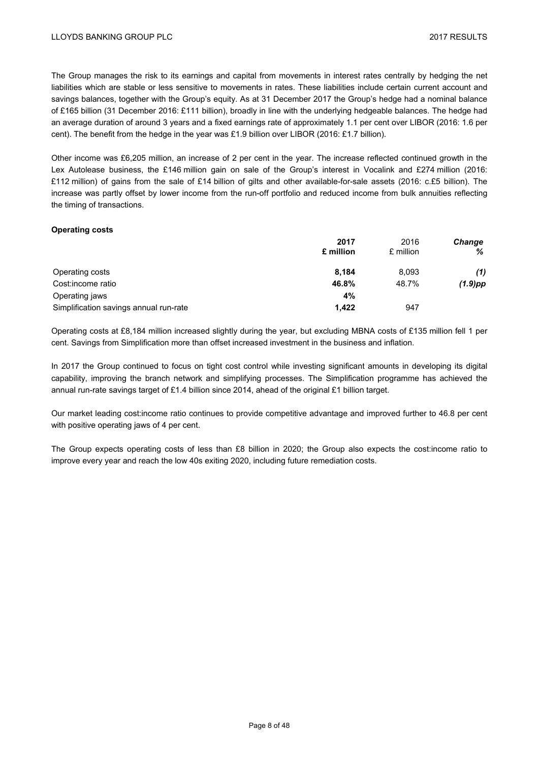The Group manages the risk to its earnings and capital from movements in interest rates centrally by hedging the net liabilities which are stable or less sensitive to movements in rates. These liabilities include certain current account and savings balances, together with the Group's equity. As at 31 December 2017 the Group's hedge had a nominal balance of £165 billion (31 December 2016: £111 billion), broadly in line with the underlying hedgeable balances. The hedge had an average duration of around 3 years and a fixed earnings rate of approximately 1.1 per cent over LIBOR (2016: 1.6 per cent). The benefit from the hedge in the year was £1.9 billion over LIBOR (2016: £1.7 billion).

Other income was £6,205 million, an increase of 2 per cent in the year. The increase reflected continued growth in the Lex Autolease business, the £146 million gain on sale of the Group's interest in Vocalink and £274 million (2016: £112 million) of gains from the sale of £14 billion of gilts and other available-for-sale assets (2016: c.£5 billion). The increase was partly offset by lower income from the run-off portfolio and reduced income from bulk annuities reflecting the timing of transactions.

**Operating costs**

| | **2017** **£ million** | 2016 £ million | ***Change*** ***%*** |
|---|---|---|---|
| Operating costs | **8,184** | 8,093 | ***(1)*** |
| Cost:income ratio | **46.8%** | 48.7% | ***(1.9)pp*** |
| Operating jaws | **4%** | | |
| Simplification savings annual run-rate | **1,422** | 947 | |

Operating costs at £8,184 million increased slightly during the year, but excluding MBNA costs of £135 million fell 1 per cent. Savings from Simplification more than offset increased investment in the business and inflation.

In 2017 the Group continued to focus on tight cost control while investing significant amounts in developing its digital capability, improving the branch network and simplifying processes. The Simplification programme has achieved the annual run-rate savings target of £1.4 billion since 2014, ahead of the original £1 billion target.

Our market leading cost:income ratio continues to provide competitive advantage and improved further to 46.8 per cent with positive operating jaws of 4 per cent.

The Group expects operating costs of less than £8 billion in 2020; the Group also expects the cost:income ratio to improve every year and reach the low 40s exiting 2020, including future remediation costs.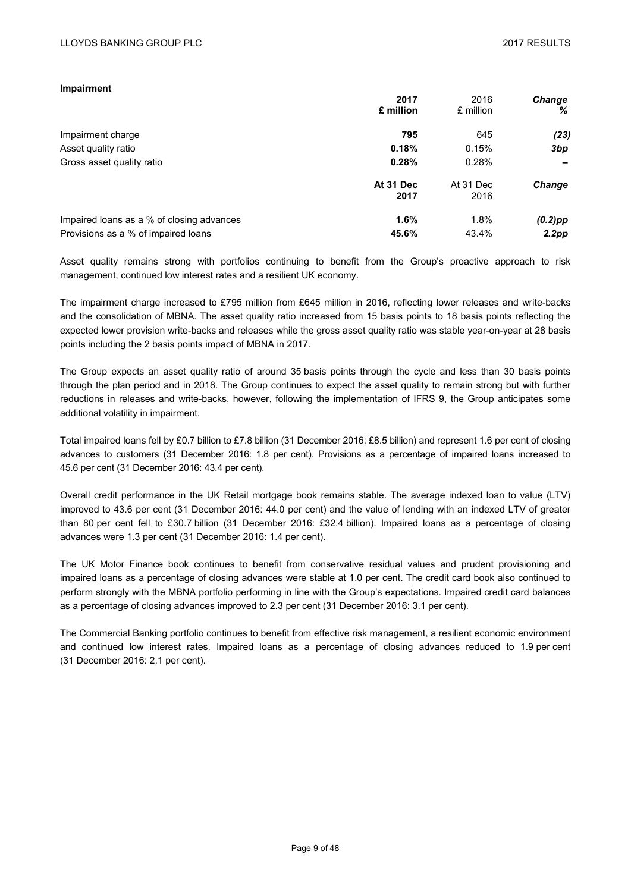### Impairment

| | 2017 £ million | 2016 £ million | Change % |
|---|---|---|---|
| Impairment charge | **795** | 645 | *(23)* |
| Asset quality ratio | **0.18%** | 0.15% | *3bp* |
| Gross asset quality ratio | **0.28%** | 0.28% | – |
| | **At 31 Dec 2017** | At 31 Dec 2016 | *Change* |
| Impaired loans as a % of closing advances | **1.6%** | 1.8% | *(0.2)pp* |
| Provisions as a % of impaired loans | **45.6%** | 43.4% | *2.2pp* |

Asset quality remains strong with portfolios continuing to benefit from the Group's proactive approach to risk management, continued low interest rates and a resilient UK economy.

The impairment charge increased to £795 million from £645 million in 2016, reflecting lower releases and write-backs and the consolidation of MBNA. The asset quality ratio increased from 15 basis points to 18 basis points reflecting the expected lower provision write-backs and releases while the gross asset quality ratio was stable year-on-year at 28 basis points including the 2 basis points impact of MBNA in 2017.

The Group expects an asset quality ratio of around 35 basis points through the cycle and less than 30 basis points through the plan period and in 2018. The Group continues to expect the asset quality to remain strong but with further reductions in releases and write-backs, however, following the implementation of IFRS 9, the Group anticipates some additional volatility in impairment.

Total impaired loans fell by £0.7 billion to £7.8 billion (31 December 2016: £8.5 billion) and represent 1.6 per cent of closing advances to customers (31 December 2016: 1.8 per cent). Provisions as a percentage of impaired loans increased to 45.6 per cent (31 December 2016: 43.4 per cent).

Overall credit performance in the UK Retail mortgage book remains stable. The average indexed loan to value (LTV) improved to 43.6 per cent (31 December 2016: 44.0 per cent) and the value of lending with an indexed LTV of greater than 80 per cent fell to £30.7 billion (31 December 2016: £32.4 billion). Impaired loans as a percentage of closing advances were 1.3 per cent (31 December 2016: 1.4 per cent).

The UK Motor Finance book continues to benefit from conservative residual values and prudent provisioning and impaired loans as a percentage of closing advances were stable at 1.0 per cent. The credit card book also continued to perform strongly with the MBNA portfolio performing in line with the Group's expectations. Impaired credit card balances as a percentage of closing advances improved to 2.3 per cent (31 December 2016: 3.1 per cent).

The Commercial Banking portfolio continues to benefit from effective risk management, a resilient economic environment and continued low interest rates. Impaired loans as a percentage of closing advances reduced to 1.9 per cent (31 December 2016: 2.1 per cent).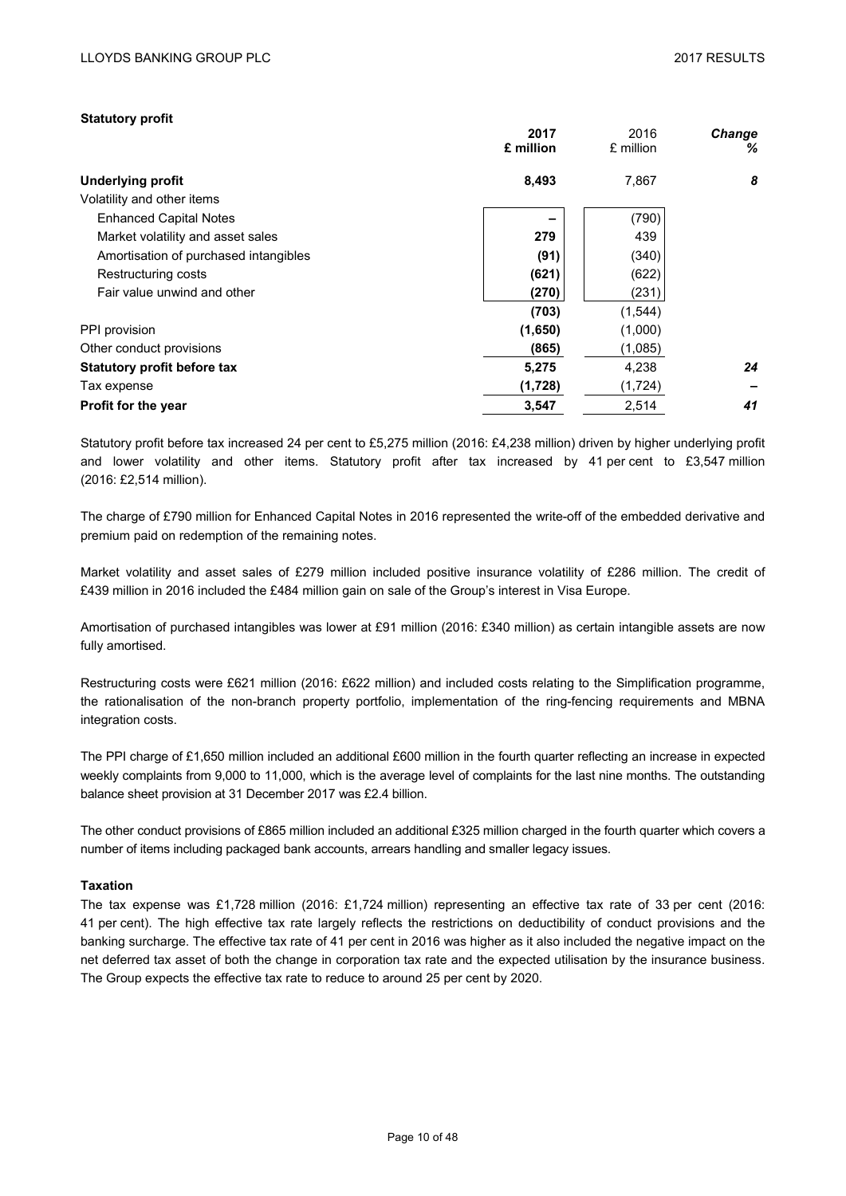**Statutory profit**

| | 2017 £ million | 2016 £ million | *Change %* |
|---|---|---|---|
| **Underlying profit** | **8,493** | 7,867 | ***8*** |
| Volatility and other items | | | |
| Enhanced Capital Notes | **–** | (790) | |
| Market volatility and asset sales | **279** | 439 | |
| Amortisation of purchased intangibles | **(91)** | (340) | |
| Restructuring costs | **(621)** | (622) | |
| Fair value unwind and other | **(270)** | (231) | |
| | **(703)** | (1,544) | |
| PPI provision | **(1,650)** | (1,000) | |
| Other conduct provisions | **(865)** | (1,085) | |
| **Statutory profit before tax** | **5,275** | 4,238 | ***24*** |
| Tax expense | **(1,728)** | (1,724) | ***–*** |
| **Profit for the year** | **3,547** | 2,514 | ***41*** |

Statutory profit before tax increased 24 per cent to £5,275 million (2016: £4,238 million) driven by higher underlying profit and lower volatility and other items. Statutory profit after tax increased by 41 per cent to £3,547 million (2016: £2,514 million).

The charge of £790 million for Enhanced Capital Notes in 2016 represented the write-off of the embedded derivative and premium paid on redemption of the remaining notes.

Market volatility and asset sales of £279 million included positive insurance volatility of £286 million. The credit of £439 million in 2016 included the £484 million gain on sale of the Group's interest in Visa Europe.

Amortisation of purchased intangibles was lower at £91 million (2016: £340 million) as certain intangible assets are now fully amortised.

Restructuring costs were £621 million (2016: £622 million) and included costs relating to the Simplification programme, the rationalisation of the non-branch property portfolio, implementation of the ring-fencing requirements and MBNA integration costs.

The PPI charge of £1,650 million included an additional £600 million in the fourth quarter reflecting an increase in expected weekly complaints from 9,000 to 11,000, which is the average level of complaints for the last nine months. The outstanding balance sheet provision at 31 December 2017 was £2.4 billion.

The other conduct provisions of £865 million included an additional £325 million charged in the fourth quarter which covers a number of items including packaged bank accounts, arrears handling and smaller legacy issues.

**Taxation**

The tax expense was £1,728 million (2016: £1,724 million) representing an effective tax rate of 33 per cent (2016: 41 per cent). The high effective tax rate largely reflects the restrictions on deductibility of conduct provisions and the banking surcharge. The effective tax rate of 41 per cent in 2016 was higher as it also included the negative impact on the net deferred tax asset of both the change in corporation tax rate and the expected utilisation by the insurance business. The Group expects the effective tax rate to reduce to around 25 per cent by 2020.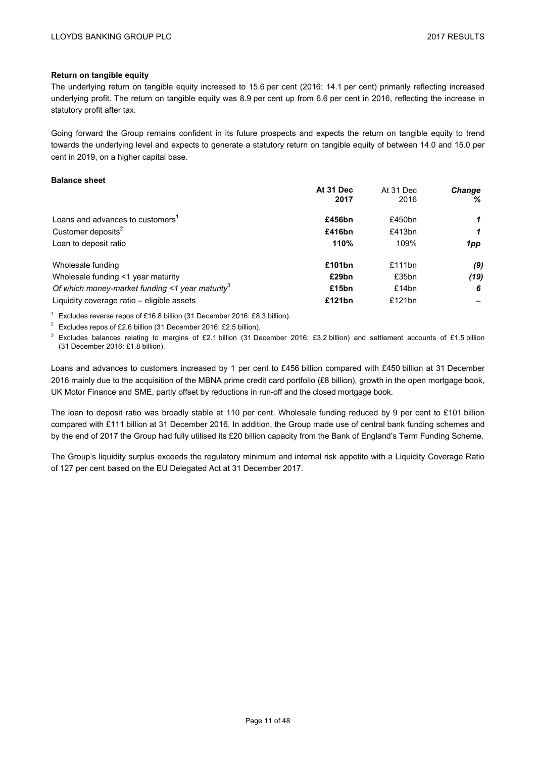**Return on tangible equity**

The underlying return on tangible equity increased to 15.6 per cent (2016: 14.1 per cent) primarily reflecting increased underlying profit. The return on tangible equity was 8.9 per cent up from 6.6 per cent in 2016, reflecting the increase in statutory profit after tax.

Going forward the Group remains confident in its future prospects and expects the return on tangible equity to trend towards the underlying level and expects to generate a statutory return on tangible equity of between 14.0 and 15.0 per cent in 2019, on a higher capital base.

**Balance sheet**

| | **At 31 Dec 2017** | At 31 Dec 2016 | ***Change %*** |
|---|---|---|---|
| Loans and advances to customers[1] | **£456bn** | £450bn | ***1*** |
| Customer deposits[2] | **£416bn** | £413bn | ***1*** |
| Loan to deposit ratio | **110%** | 109% | ***1pp*** |
| | | | |
| Wholesale funding | **£101bn** | £111bn | ***(9)*** |
| Wholesale funding <1 year maturity | **£29bn** | £35bn | ***(19)*** |
| *Of which money-market funding <1 year maturity*[3] | **£15bn** | £14bn | ***6*** |
| Liquidity coverage ratio – eligible assets | **£121bn** | £121bn | ***–*** |

[1] Excludes reverse repos of £16.8 billion (31 December 2016: £8.3 billion).

[2] Excludes repos of £2.6 billion (31 December 2016: £2.5 billion).

[3] Excludes balances relating to margins of £2.1 billion (31 December 2016: £3.2 billion) and settlement accounts of £1.5 billion (31 December 2016: £1.8 billion).

Loans and advances to customers increased by 1 per cent to £456 billion compared with £450 billion at 31 December 2016 mainly due to the acquisition of the MBNA prime credit card portfolio (£8 billion), growth in the open mortgage book, UK Motor Finance and SME, partly offset by reductions in run-off and the closed mortgage book.

The loan to deposit ratio was broadly stable at 110 per cent. Wholesale funding reduced by 9 per cent to £101 billion compared with £111 billion at 31 December 2016. In addition, the Group made use of central bank funding schemes and by the end of 2017 the Group had fully utilised its £20 billion capacity from the Bank of England's Term Funding Scheme.

The Group's liquidity surplus exceeds the regulatory minimum and internal risk appetite with a Liquidity Coverage Ratio of 127 per cent based on the EU Delegated Act at 31 December 2017.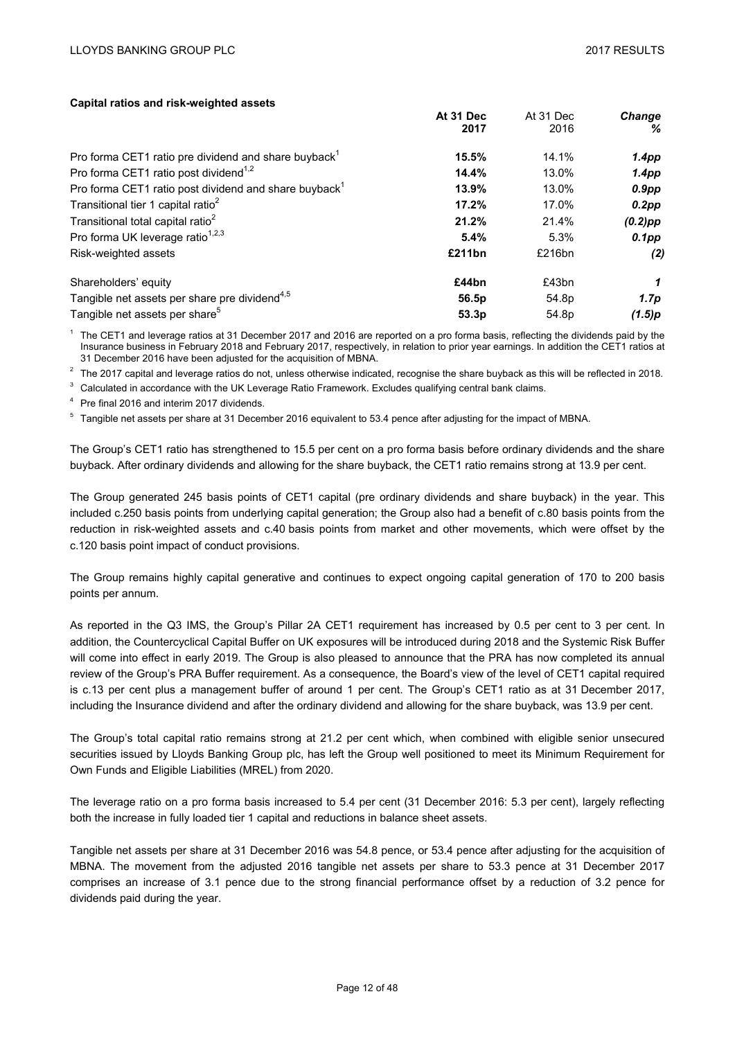**Capital ratios and risk-weighted assets**

| | At 31 Dec 2017 | At 31 Dec 2016 | *Change %* |
|---|---|---|---|
| Pro forma CET1 ratio pre dividend and share buyback[1] | **15.5%** | 14.1% | ***1.4pp*** |
| Pro forma CET1 ratio post dividend[1,2] | **14.4%** | 13.0% | ***1.4pp*** |
| Pro forma CET1 ratio post dividend and share buyback[1] | **13.9%** | 13.0% | ***0.9pp*** |
| Transitional tier 1 capital ratio[2] | **17.2%** | 17.0% | ***0.2pp*** |
| Transitional total capital ratio[2] | **21.2%** | 21.4% | ***(0.2)pp*** |
| Pro forma UK leverage ratio[1,2,3] | **5.4%** | 5.3% | ***0.1pp*** |
| Risk-weighted assets | **£211bn** | £216bn | ***(2)*** |
| | | | |
| Shareholders' equity | **£44bn** | £43bn | ***1*** |
| Tangible net assets per share pre dividend[4,5] | **56.5p** | 54.8p | ***1.7p*** |
| Tangible net assets per share[5] | **53.3p** | 54.8p | ***(1.5)p*** |

[1] The CET1 and leverage ratios at 31 December 2017 and 2016 are reported on a pro forma basis, reflecting the dividends paid by the Insurance business in February 2018 and February 2017, respectively, in relation to prior year earnings. In addition the CET1 ratios at 31 December 2016 have been adjusted for the acquisition of MBNA.

[2] The 2017 capital and leverage ratios do not, unless otherwise indicated, recognise the share buyback as this will be reflected in 2018.

[3] Calculated in accordance with the UK Leverage Ratio Framework. Excludes qualifying central bank claims.

[4] Pre final 2016 and interim 2017 dividends.

[5] Tangible net assets per share at 31 December 2016 equivalent to 53.4 pence after adjusting for the impact of MBNA.

The Group's CET1 ratio has strengthened to 15.5 per cent on a pro forma basis before ordinary dividends and the share buyback. After ordinary dividends and allowing for the share buyback, the CET1 ratio remains strong at 13.9 per cent.

The Group generated 245 basis points of CET1 capital (pre ordinary dividends and share buyback) in the year. This included c.250 basis points from underlying capital generation; the Group also had a benefit of c.80 basis points from the reduction in risk-weighted assets and c.40 basis points from market and other movements, which were offset by the c.120 basis point impact of conduct provisions.

The Group remains highly capital generative and continues to expect ongoing capital generation of 170 to 200 basis points per annum.

As reported in the Q3 IMS, the Group's Pillar 2A CET1 requirement has increased by 0.5 per cent to 3 per cent. In addition, the Countercyclical Capital Buffer on UK exposures will be introduced during 2018 and the Systemic Risk Buffer will come into effect in early 2019. The Group is also pleased to announce that the PRA has now completed its annual review of the Group's PRA Buffer requirement. As a consequence, the Board's view of the level of CET1 capital required is c.13 per cent plus a management buffer of around 1 per cent. The Group's CET1 ratio as at 31 December 2017, including the Insurance dividend and after the ordinary dividend and allowing for the share buyback, was 13.9 per cent.

The Group's total capital ratio remains strong at 21.2 per cent which, when combined with eligible senior unsecured securities issued by Lloyds Banking Group plc, has left the Group well positioned to meet its Minimum Requirement for Own Funds and Eligible Liabilities (MREL) from 2020.

The leverage ratio on a pro forma basis increased to 5.4 per cent (31 December 2016: 5.3 per cent), largely reflecting both the increase in fully loaded tier 1 capital and reductions in balance sheet assets.

Tangible net assets per share at 31 December 2016 was 54.8 pence, or 53.4 pence after adjusting for the acquisition of MBNA. The movement from the adjusted 2016 tangible net assets per share to 53.3 pence at 31 December 2017 comprises an increase of 3.1 pence due to the strong financial performance offset by a reduction of 3.2 pence for dividends paid during the year.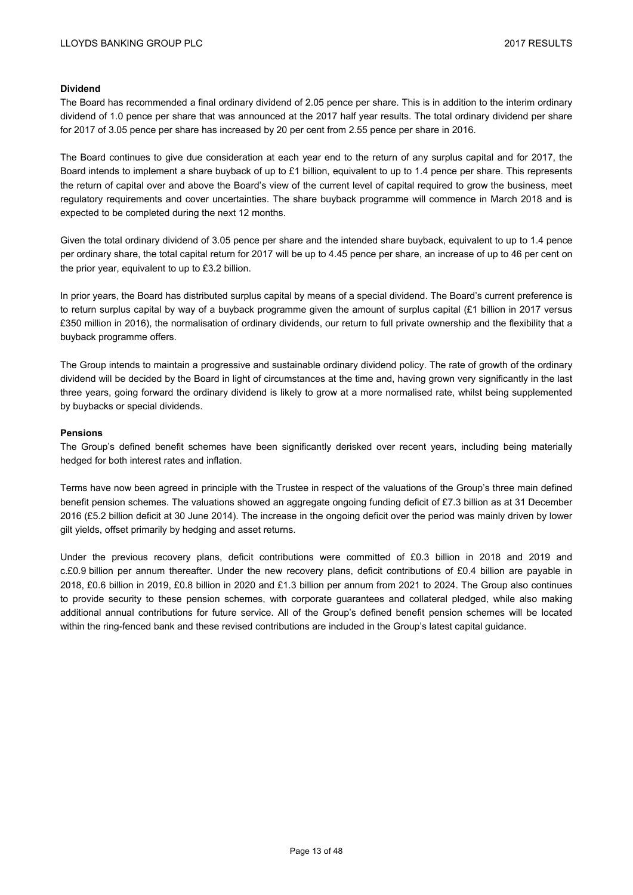**Dividend**

The Board has recommended a final ordinary dividend of 2.05 pence per share. This is in addition to the interim ordinary dividend of 1.0 pence per share that was announced at the 2017 half year results. The total ordinary dividend per share for 2017 of 3.05 pence per share has increased by 20 per cent from 2.55 pence per share in 2016.

The Board continues to give due consideration at each year end to the return of any surplus capital and for 2017, the Board intends to implement a share buyback of up to £1 billion, equivalent to up to 1.4 pence per share. This represents the return of capital over and above the Board's view of the current level of capital required to grow the business, meet regulatory requirements and cover uncertainties. The share buyback programme will commence in March 2018 and is expected to be completed during the next 12 months.

Given the total ordinary dividend of 3.05 pence per share and the intended share buyback, equivalent to up to 1.4 pence per ordinary share, the total capital return for 2017 will be up to 4.45 pence per share, an increase of up to 46 per cent on the prior year, equivalent to up to £3.2 billion.

In prior years, the Board has distributed surplus capital by means of a special dividend. The Board's current preference is to return surplus capital by way of a buyback programme given the amount of surplus capital (£1 billion in 2017 versus £350 million in 2016), the normalisation of ordinary dividends, our return to full private ownership and the flexibility that a buyback programme offers.

The Group intends to maintain a progressive and sustainable ordinary dividend policy. The rate of growth of the ordinary dividend will be decided by the Board in light of circumstances at the time and, having grown very significantly in the last three years, going forward the ordinary dividend is likely to grow at a more normalised rate, whilst being supplemented by buybacks or special dividends.

**Pensions**

The Group's defined benefit schemes have been significantly derisked over recent years, including being materially hedged for both interest rates and inflation.

Terms have now been agreed in principle with the Trustee in respect of the valuations of the Group's three main defined benefit pension schemes. The valuations showed an aggregate ongoing funding deficit of £7.3 billion as at 31 December 2016 (£5.2 billion deficit at 30 June 2014). The increase in the ongoing deficit over the period was mainly driven by lower gilt yields, offset primarily by hedging and asset returns.

Under the previous recovery plans, deficit contributions were committed of £0.3 billion in 2018 and 2019 and c.£0.9 billion per annum thereafter. Under the new recovery plans, deficit contributions of £0.4 billion are payable in 2018, £0.6 billion in 2019, £0.8 billion in 2020 and £1.3 billion per annum from 2021 to 2024. The Group also continues to provide security to these pension schemes, with corporate guarantees and collateral pledged, while also making additional annual contributions for future service. All of the Group's defined benefit pension schemes will be located within the ring-fenced bank and these revised contributions are included in the Group's latest capital guidance.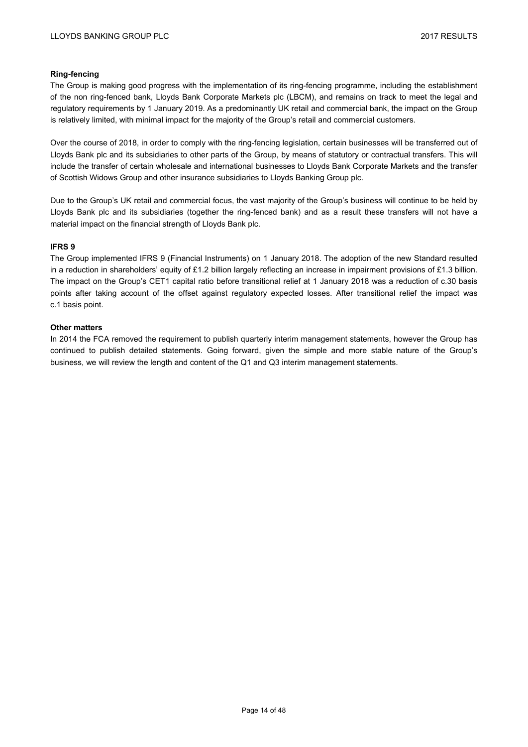**Ring-fencing**

The Group is making good progress with the implementation of its ring-fencing programme, including the establishment of the non ring-fenced bank, Lloyds Bank Corporate Markets plc (LBCM), and remains on track to meet the legal and regulatory requirements by 1 January 2019. As a predominantly UK retail and commercial bank, the impact on the Group is relatively limited, with minimal impact for the majority of the Group's retail and commercial customers.

Over the course of 2018, in order to comply with the ring-fencing legislation, certain businesses will be transferred out of Lloyds Bank plc and its subsidiaries to other parts of the Group, by means of statutory or contractual transfers. This will include the transfer of certain wholesale and international businesses to Lloyds Bank Corporate Markets and the transfer of Scottish Widows Group and other insurance subsidiaries to Lloyds Banking Group plc.

Due to the Group's UK retail and commercial focus, the vast majority of the Group's business will continue to be held by Lloyds Bank plc and its subsidiaries (together the ring-fenced bank) and as a result these transfers will not have a material impact on the financial strength of Lloyds Bank plc.

**IFRS 9**

The Group implemented IFRS 9 (Financial Instruments) on 1 January 2018. The adoption of the new Standard resulted in a reduction in shareholders' equity of £1.2 billion largely reflecting an increase in impairment provisions of £1.3 billion. The impact on the Group's CET1 capital ratio before transitional relief at 1 January 2018 was a reduction of c.30 basis points after taking account of the offset against regulatory expected losses. After transitional relief the impact was c.1 basis point.

**Other matters**

In 2014 the FCA removed the requirement to publish quarterly interim management statements, however the Group has continued to publish detailed statements. Going forward, given the simple and more stable nature of the Group's business, we will review the length and content of the Q1 and Q3 interim management statements.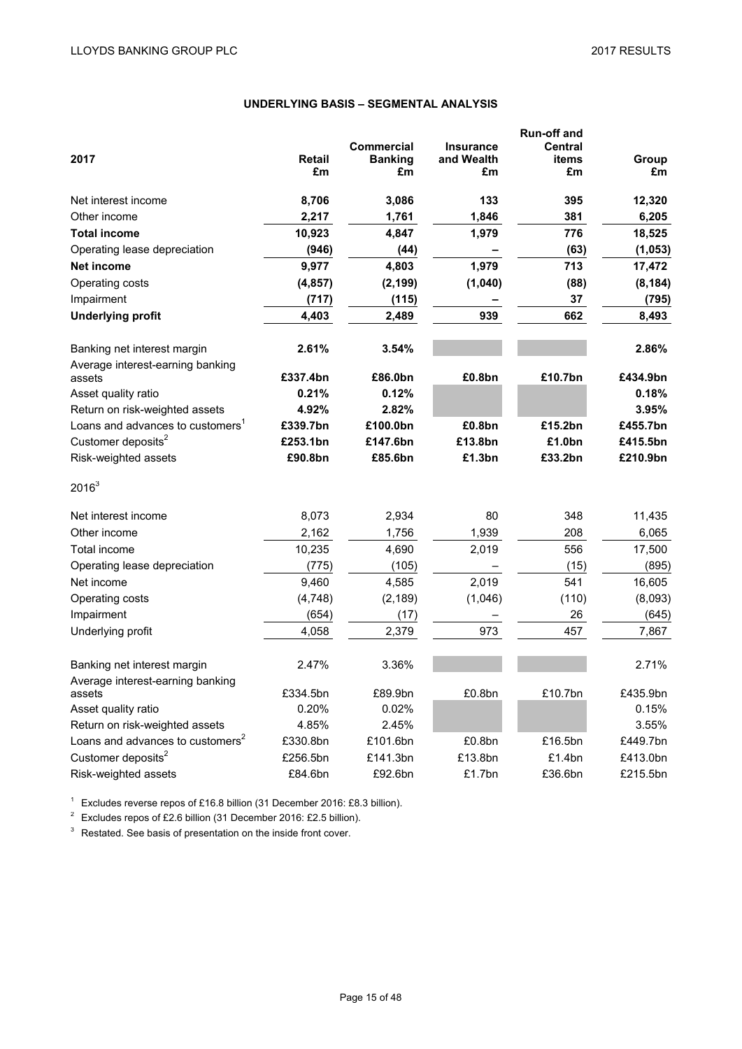## UNDERLYING BASIS – SEGMENTAL ANALYSIS

| 2017 | Retail £m | Commercial Banking £m | Insurance and Wealth £m | Run-off and Central items £m | Group £m |
|---|---|---|---|---|---|
| Net interest income | **8,706** | **3,086** | **133** | **395** | **12,320** |
| Other income | **2,217** | **1,761** | **1,846** | **381** | **6,205** |
| **Total income** | **10,923** | **4,847** | **1,979** | **776** | **18,525** |
| Operating lease depreciation | **(946)** | **(44)** | **–** | **(63)** | **(1,053)** |
| **Net income** | **9,977** | **4,803** | **1,979** | **713** | **17,472** |
| Operating costs | **(4,857)** | **(2,199)** | **(1,040)** | **(88)** | **(8,184)** |
| Impairment | **(717)** | **(115)** | **–** | **37** | **(795)** |
| **Underlying profit** | **4,403** | **2,489** | **939** | **662** | **8,493** |
| | | | | | |
| Banking net interest margin | **2.61%** | **3.54%** | | | **2.86%** |
| Average interest-earning banking assets | **£337.4bn** | **£86.0bn** | **£0.8bn** | **£10.7bn** | **£434.9bn** |
| Asset quality ratio | **0.21%** | **0.12%** | | | **0.18%** |
| Return on risk-weighted assets | **4.92%** | **2.82%** | | | **3.95%** |
| Loans and advances to customers[1] | **£339.7bn** | **£100.0bn** | **£0.8bn** | **£15.2bn** | **£455.7bn** |
| Customer deposits[2] | **£253.1bn** | **£147.6bn** | **£13.8bn** | **£1.0bn** | **£415.5bn** |
| Risk-weighted assets | **£90.8bn** | **£85.6bn** | **£1.3bn** | **£33.2bn** | **£210.9bn** |
| | | | | | |
| **2016[3]** | | | | | |
| Net interest income | 8,073 | 2,934 | 80 | 348 | 11,435 |
| Other income | 2,162 | 1,756 | 1,939 | 208 | 6,065 |
| Total income | 10,235 | 4,690 | 2,019 | 556 | 17,500 |
| Operating lease depreciation | (775) | (105) | – | (15) | (895) |
| Net income | 9,460 | 4,585 | 2,019 | 541 | 16,605 |
| Operating costs | (4,748) | (2,189) | (1,046) | (110) | (8,093) |
| Impairment | (654) | (17) | – | 26 | (645) |
| Underlying profit | 4,058 | 2,379 | 973 | 457 | 7,867 |
| | | | | | |
| Banking net interest margin | 2.47% | 3.36% | | | 2.71% |
| Average interest-earning banking assets | £334.5bn | £89.9bn | £0.8bn | £10.7bn | £435.9bn |
| Asset quality ratio | 0.20% | 0.02% | | | 0.15% |
| Return on risk-weighted assets | 4.85% | 2.45% | | | 3.55% |
| Loans and advances to customers[2] | £330.8bn | £101.6bn | £0.8bn | £16.5bn | £449.7bn |
| Customer deposits[2] | £256.5bn | £141.3bn | £13.8bn | £1.4bn | £413.0bn |
| Risk-weighted assets | £84.6bn | £92.6bn | £1.7bn | £36.6bn | £215.5bn |

[1] Excludes reverse repos of £16.8 billion (31 December 2016: £8.3 billion).

[2] Excludes repos of £2.6 billion (31 December 2016: £2.5 billion).

[3] Restated. See basis of presentation on the inside front cover.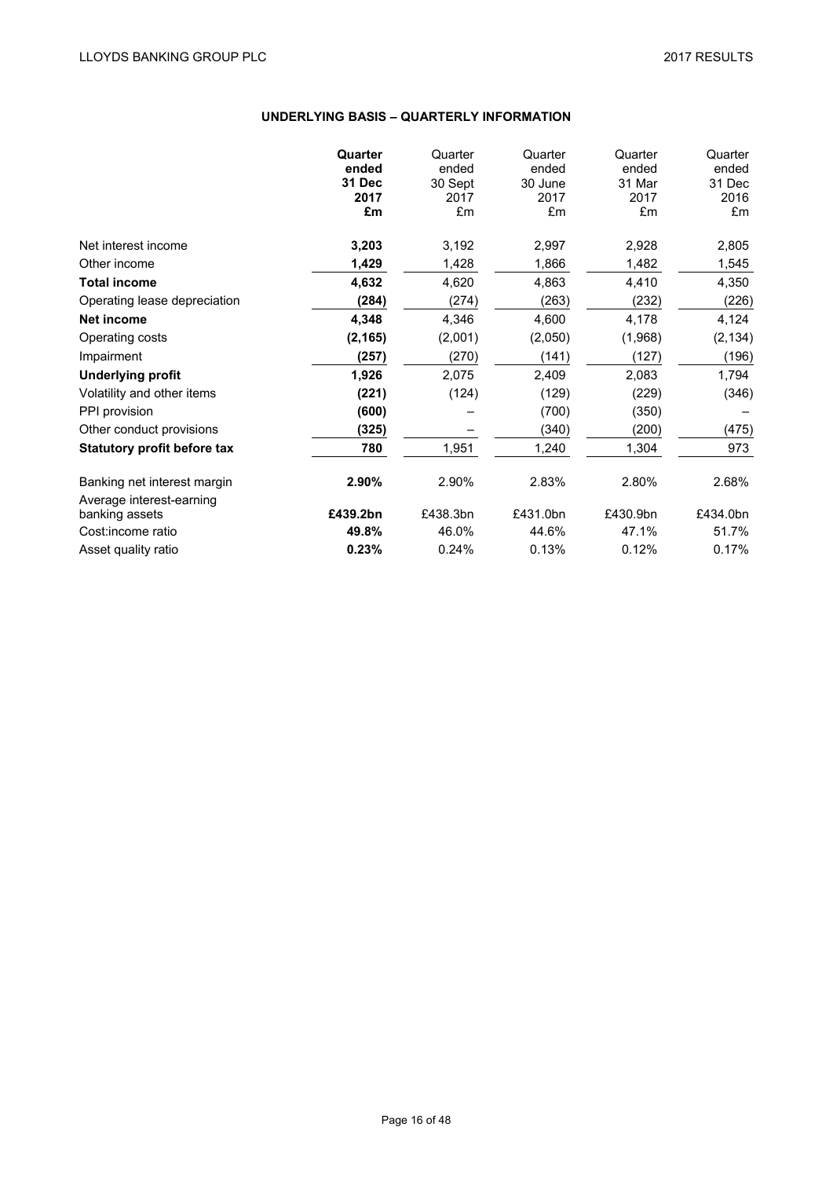## UNDERLYING BASIS – QUARTERLY INFORMATION

| | **Quarter ended 31 Dec 2017 £m** | Quarter ended 30 Sept 2017 £m | Quarter ended 30 June 2017 £m | Quarter ended 31 Mar 2017 £m | Quarter ended 31 Dec 2016 £m |
|---|---|---|---|---|---|
| Net interest income | **3,203** | 3,192 | 2,997 | 2,928 | 2,805 |
| Other income | **1,429** | 1,428 | 1,866 | 1,482 | 1,545 |
| **Total income** | **4,632** | 4,620 | 4,863 | 4,410 | 4,350 |
| Operating lease depreciation | **(284)** | (274) | (263) | (232) | (226) |
| **Net income** | **4,348** | 4,346 | 4,600 | 4,178 | 4,124 |
| Operating costs | **(2,165)** | (2,001) | (2,050) | (1,968) | (2,134) |
| Impairment | **(257)** | (270) | (141) | (127) | (196) |
| **Underlying profit** | **1,926** | 2,075 | 2,409 | 2,083 | 1,794 |
| Volatility and other items | **(221)** | (124) | (129) | (229) | (346) |
| PPI provision | **(600)** | – | (700) | (350) | – |
| Other conduct provisions | **(325)** | – | (340) | (200) | (475) |
| **Statutory profit before tax** | **780** | 1,951 | 1,240 | 1,304 | 973 |
| | | | | | |
| Banking net interest margin | **2.90%** | 2.90% | 2.83% | 2.80% | 2.68% |
| Average interest-earning banking assets | **£439.2bn** | £438.3bn | £431.0bn | £430.9bn | £434.0bn |
| Cost:income ratio | **49.8%** | 46.0% | 44.6% | 47.1% | 51.7% |
| Asset quality ratio | **0.23%** | 0.24% | 0.13% | 0.12% | 0.17% |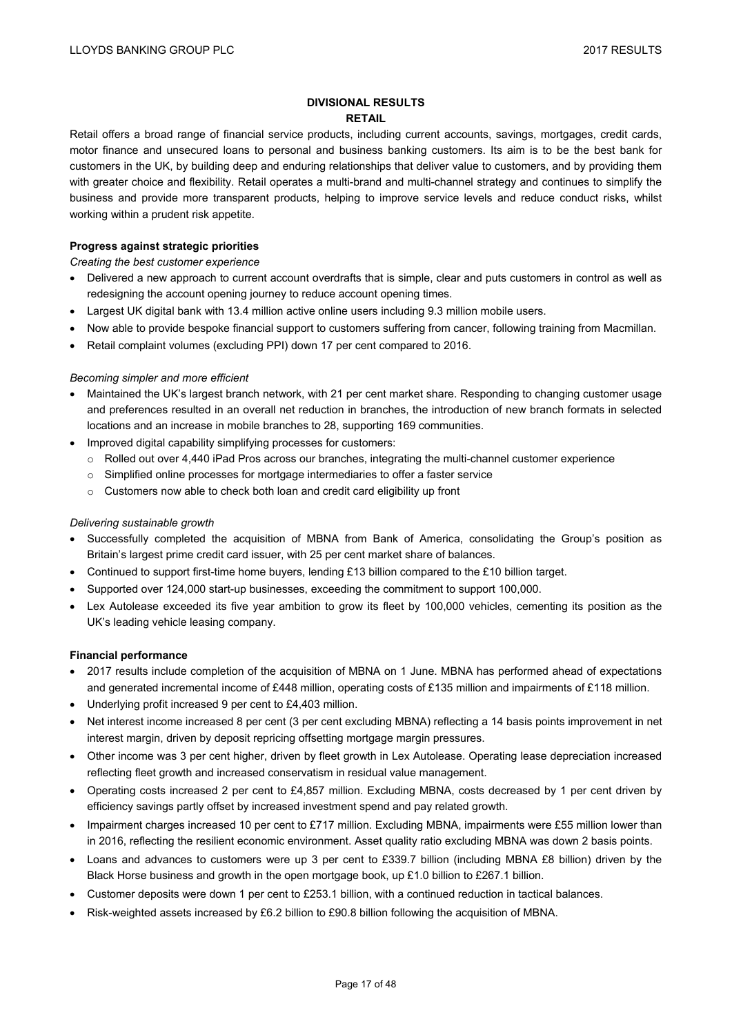## DIVISIONAL RESULTS

### RETAIL

Retail offers a broad range of financial service products, including current accounts, savings, mortgages, credit cards, motor finance and unsecured loans to personal and business banking customers. Its aim is to be the best bank for customers in the UK, by building deep and enduring relationships that deliver value to customers, and by providing them with greater choice and flexibility. Retail operates a multi-brand and multi-channel strategy and continues to simplify the business and provide more transparent products, helping to improve service levels and reduce conduct risks, whilst working within a prudent risk appetite.

**Progress against strategic priorities**

*Creating the best customer experience*

- Delivered a new approach to current account overdrafts that is simple, clear and puts customers in control as well as redesigning the account opening journey to reduce account opening times.
- Largest UK digital bank with 13.4 million active online users including 9.3 million mobile users.
- Now able to provide bespoke financial support to customers suffering from cancer, following training from Macmillan.
- Retail complaint volumes (excluding PPI) down 17 per cent compared to 2016.

*Becoming simpler and more efficient*

- Maintained the UK's largest branch network, with 21 per cent market share. Responding to changing customer usage and preferences resulted in an overall net reduction in branches, the introduction of new branch formats in selected locations and an increase in mobile branches to 28, supporting 169 communities.
- Improved digital capability simplifying processes for customers:
  - Rolled out over 4,440 iPad Pros across our branches, integrating the multi-channel customer experience
  - Simplified online processes for mortgage intermediaries to offer a faster service
  - Customers now able to check both loan and credit card eligibility up front

*Delivering sustainable growth*

- Successfully completed the acquisition of MBNA from Bank of America, consolidating the Group's position as Britain's largest prime credit card issuer, with 25 per cent market share of balances.
- Continued to support first-time home buyers, lending £13 billion compared to the £10 billion target.
- Supported over 124,000 start-up businesses, exceeding the commitment to support 100,000.
- Lex Autolease exceeded its five year ambition to grow its fleet by 100,000 vehicles, cementing its position as the UK's leading vehicle leasing company.

**Financial performance**

- 2017 results include completion of the acquisition of MBNA on 1 June. MBNA has performed ahead of expectations and generated incremental income of £448 million, operating costs of £135 million and impairments of £118 million.
- Underlying profit increased 9 per cent to £4,403 million.
- Net interest income increased 8 per cent (3 per cent excluding MBNA) reflecting a 14 basis points improvement in net interest margin, driven by deposit repricing offsetting mortgage margin pressures.
- Other income was 3 per cent higher, driven by fleet growth in Lex Autolease. Operating lease depreciation increased reflecting fleet growth and increased conservatism in residual value management.
- Operating costs increased 2 per cent to £4,857 million. Excluding MBNA, costs decreased by 1 per cent driven by efficiency savings partly offset by increased investment spend and pay related growth.
- Impairment charges increased 10 per cent to £717 million. Excluding MBNA, impairments were £55 million lower than in 2016, reflecting the resilient economic environment. Asset quality ratio excluding MBNA was down 2 basis points.
- Loans and advances to customers were up 3 per cent to £339.7 billion (including MBNA £8 billion) driven by the Black Horse business and growth in the open mortgage book, up £1.0 billion to £267.1 billion.
- Customer deposits were down 1 per cent to £253.1 billion, with a continued reduction in tactical balances.
- Risk-weighted assets increased by £6.2 billion to £90.8 billion following the acquisition of MBNA.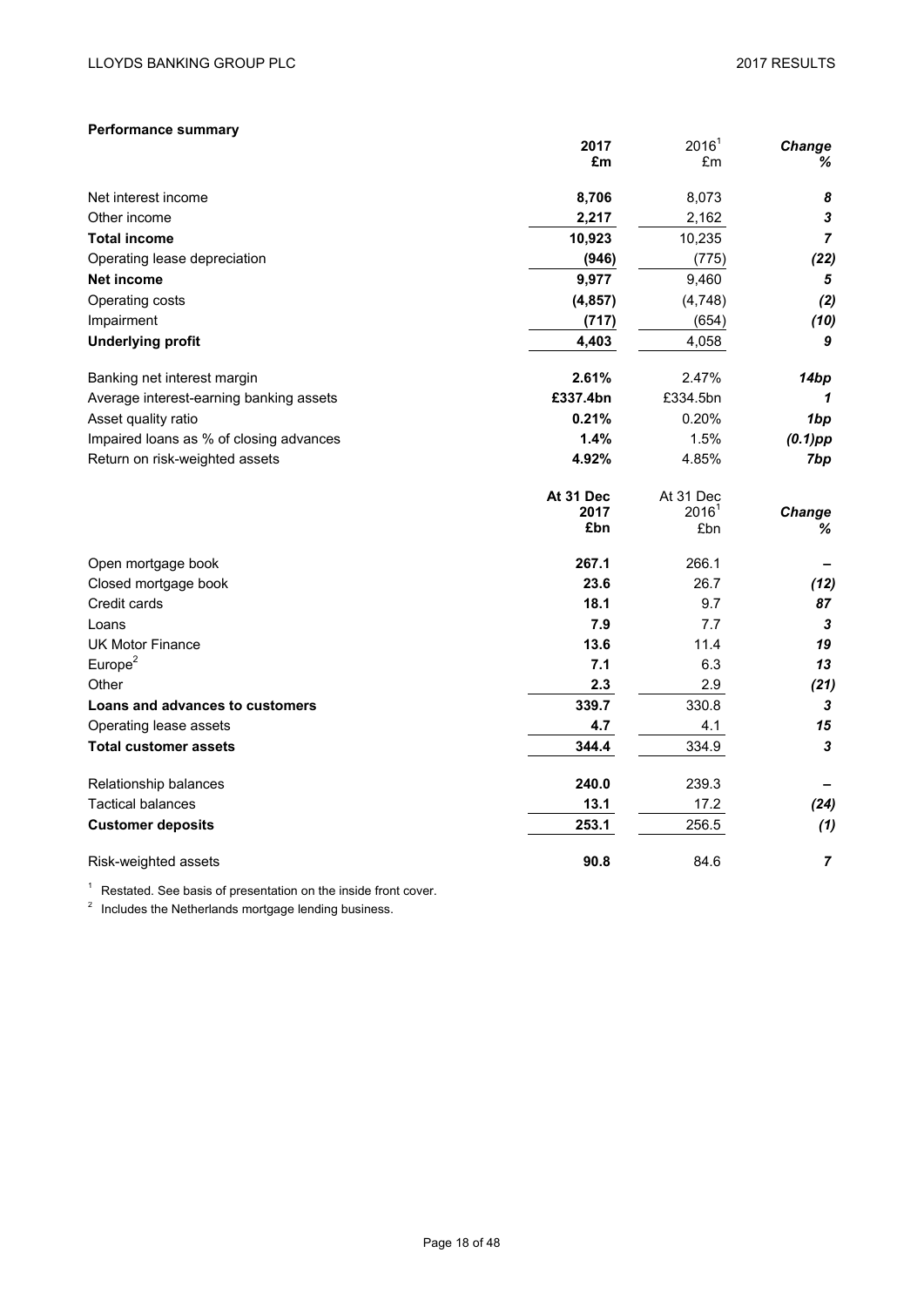**Performance summary**

| | 2017 £m | 2016[1] £m | *Change %* |
|---|---|---|---|
| Net interest income | **8,706** | 8,073 | ***8*** |
| Other income | **2,217** | 2,162 | ***3*** |
| **Total income** | **10,923** | 10,235 | ***7*** |
| Operating lease depreciation | **(946)** | (775) | ***(22)*** |
| **Net income** | **9,977** | 9,460 | ***5*** |
| Operating costs | **(4,857)** | (4,748) | ***(2)*** |
| Impairment | **(717)** | (654) | ***(10)*** |
| **Underlying profit** | **4,403** | 4,058 | ***9*** |
| | | | |
| Banking net interest margin | **2.61%** | 2.47% | ***14bp*** |
| Average interest-earning banking assets | **£337.4bn** | £334.5bn | ***1*** |
| Asset quality ratio | **0.21%** | 0.20% | ***1bp*** |
| Impaired loans as % of closing advances | **1.4%** | 1.5% | ***(0.1)pp*** |
| Return on risk-weighted assets | **4.92%** | 4.85% | ***7bp*** |

| | At 31 Dec 2017 £bn | At 31 Dec 2016[1] £bn | *Change %* |
|---|---|---|---|
| Open mortgage book | **267.1** | 266.1 | ***–*** |
| Closed mortgage book | **23.6** | 26.7 | ***(12)*** |
| Credit cards | **18.1** | 9.7 | ***87*** |
| Loans | **7.9** | 7.7 | ***3*** |
| UK Motor Finance | **13.6** | 11.4 | ***19*** |
| Europe[2] | **7.1** | 6.3 | ***13*** |
| Other | **2.3** | 2.9 | ***(21)*** |
| **Loans and advances to customers** | **339.7** | 330.8 | ***3*** |
| Operating lease assets | **4.7** | 4.1 | ***15*** |
| **Total customer assets** | **344.4** | 334.9 | ***3*** |
| | | | |
| Relationship balances | **240.0** | 239.3 | ***–*** |
| Tactical balances | **13.1** | 17.2 | ***(24)*** |
| **Customer deposits** | **253.1** | 256.5 | ***(1)*** |
| | | | |
| Risk-weighted assets | **90.8** | 84.6 | ***7*** |

[1] Restated. See basis of presentation on the inside front cover.

[2] Includes the Netherlands mortgage lending business.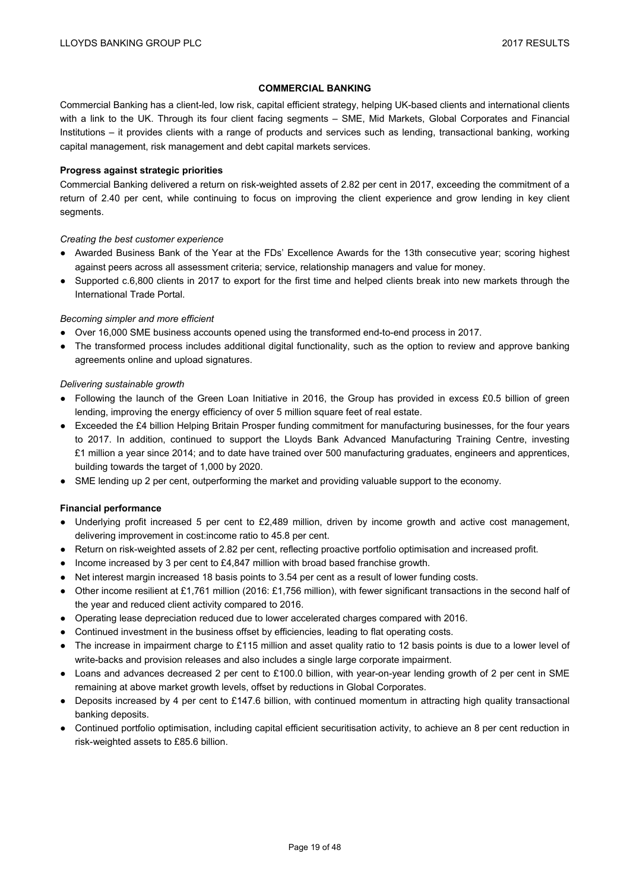## COMMERCIAL BANKING

Commercial Banking has a client-led, low risk, capital efficient strategy, helping UK-based clients and international clients with a link to the UK. Through its four client facing segments – SME, Mid Markets, Global Corporates and Financial Institutions – it provides clients with a range of products and services such as lending, transactional banking, working capital management, risk management and debt capital markets services.

### Progress against strategic priorities

Commercial Banking delivered a return on risk-weighted assets of 2.82 per cent in 2017, exceeding the commitment of a return of 2.40 per cent, while continuing to focus on improving the client experience and grow lending in key client segments.

*Creating the best customer experience*

- Awarded Business Bank of the Year at the FDs' Excellence Awards for the 13th consecutive year; scoring highest against peers across all assessment criteria; service, relationship managers and value for money.
- Supported c.6,800 clients in 2017 to export for the first time and helped clients break into new markets through the International Trade Portal.

*Becoming simpler and more efficient*

- Over 16,000 SME business accounts opened using the transformed end-to-end process in 2017.
- The transformed process includes additional digital functionality, such as the option to review and approve banking agreements online and upload signatures.

*Delivering sustainable growth*

- Following the launch of the Green Loan Initiative in 2016, the Group has provided in excess £0.5 billion of green lending, improving the energy efficiency of over 5 million square feet of real estate.
- Exceeded the £4 billion Helping Britain Prosper funding commitment for manufacturing businesses, for the four years to 2017. In addition, continued to support the Lloyds Bank Advanced Manufacturing Training Centre, investing £1 million a year since 2014; and to date have trained over 500 manufacturing graduates, engineers and apprentices, building towards the target of 1,000 by 2020.
- SME lending up 2 per cent, outperforming the market and providing valuable support to the economy.

### Financial performance

- Underlying profit increased 5 per cent to £2,489 million, driven by income growth and active cost management, delivering improvement in cost:income ratio to 45.8 per cent.
- Return on risk-weighted assets of 2.82 per cent, reflecting proactive portfolio optimisation and increased profit.
- Income increased by 3 per cent to £4,847 million with broad based franchise growth.
- Net interest margin increased 18 basis points to 3.54 per cent as a result of lower funding costs.
- Other income resilient at £1,761 million (2016: £1,756 million), with fewer significant transactions in the second half of the year and reduced client activity compared to 2016.
- Operating lease depreciation reduced due to lower accelerated charges compared with 2016.
- Continued investment in the business offset by efficiencies, leading to flat operating costs.
- The increase in impairment charge to £115 million and asset quality ratio to 12 basis points is due to a lower level of write-backs and provision releases and also includes a single large corporate impairment.
- Loans and advances decreased 2 per cent to £100.0 billion, with year-on-year lending growth of 2 per cent in SME remaining at above market growth levels, offset by reductions in Global Corporates.
- Deposits increased by 4 per cent to £147.6 billion, with continued momentum in attracting high quality transactional banking deposits.
- Continued portfolio optimisation, including capital efficient securitisation activity, to achieve an 8 per cent reduction in risk-weighted assets to £85.6 billion.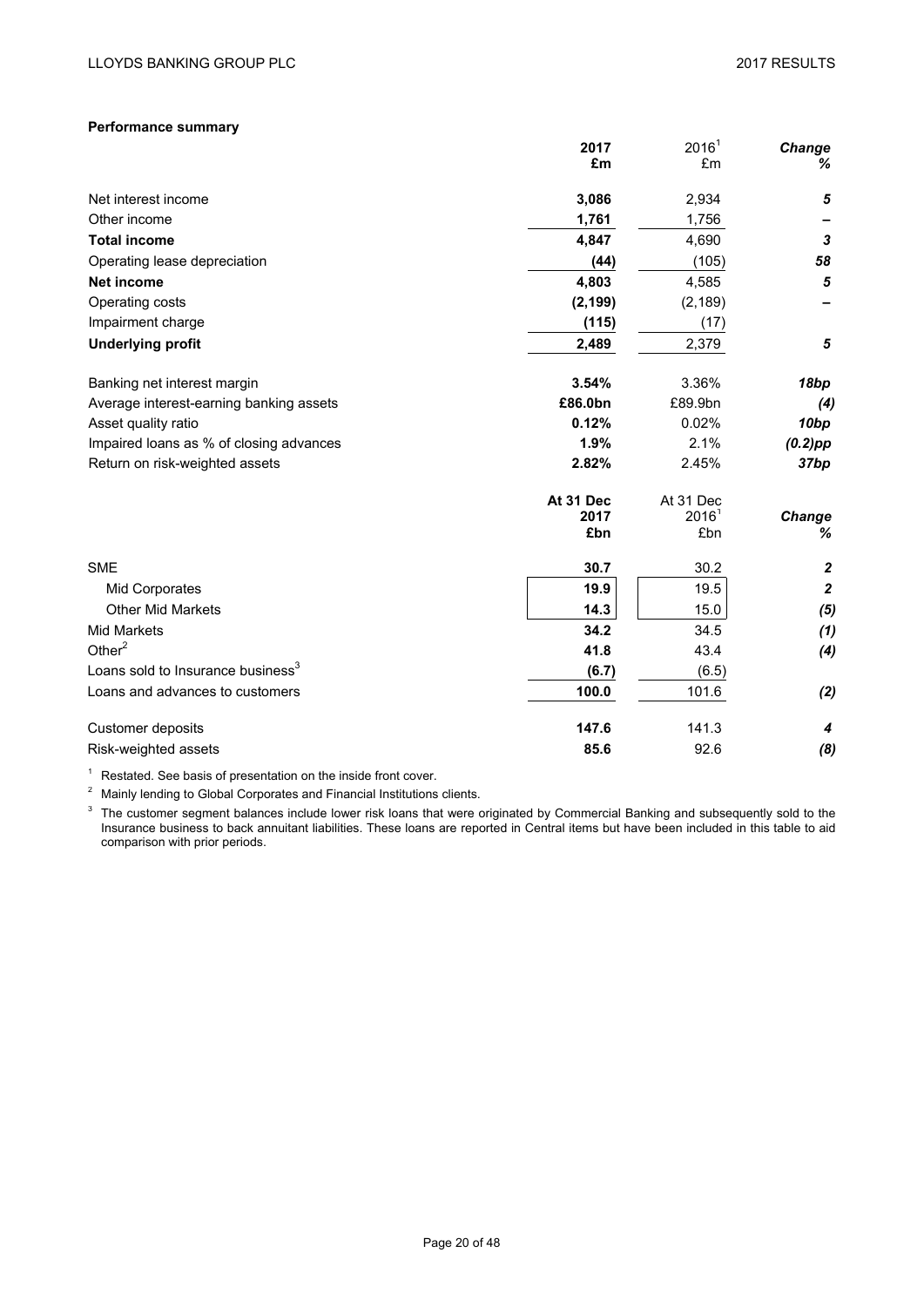**Performance summary**

| | 2017 £m | 2016[1] £m | Change % |
|---|---|---|---|
| Net interest income | **3,086** | 2,934 | *5* |
| Other income | **1,761** | 1,756 | *–* |
| **Total income** | **4,847** | 4,690 | *3* |
| Operating lease depreciation | **(44)** | (105) | *58* |
| **Net income** | **4,803** | 4,585 | *5* |
| Operating costs | **(2,199)** | (2,189) | *–* |
| Impairment charge | **(115)** | (17) | |
| **Underlying profit** | **2,489** | 2,379 | *5* |
| | | | |
| Banking net interest margin | **3.54%** | 3.36% | *18bp* |
| Average interest-earning banking assets | **£86.0bn** | £89.9bn | *(4)* |
| Asset quality ratio | **0.12%** | 0.02% | *10bp* |
| Impaired loans as % of closing advances | **1.9%** | 2.1% | *(0.2)pp* |
| Return on risk-weighted assets | **2.82%** | 2.45% | *37bp* |

| | At 31 Dec 2017 £bn | At 31 Dec 2016[1] £bn | Change % |
|---|---|---|---|
| SME | **30.7** | 30.2 | *2* |
| Mid Corporates | **19.9** | 19.5 | *2* |
| Other Mid Markets | **14.3** | 15.0 | *(5)* |
| Mid Markets | **34.2** | 34.5 | *(1)* |
| Other[2] | **41.8** | 43.4 | *(4)* |
| Loans sold to Insurance business[3] | **(6.7)** | (6.5) | |
| Loans and advances to customers | **100.0** | 101.6 | *(2)* |
| | | | |
| Customer deposits | **147.6** | 141.3 | *4* |
| Risk-weighted assets | **85.6** | 92.6 | *(8)* |

[1] Restated. See basis of presentation on the inside front cover.

[2] Mainly lending to Global Corporates and Financial Institutions clients.

[3] The customer segment balances include lower risk loans that were originated by Commercial Banking and subsequently sold to the Insurance business to back annuitant liabilities. These loans are reported in Central items but have been included in this table to aid comparison with prior periods.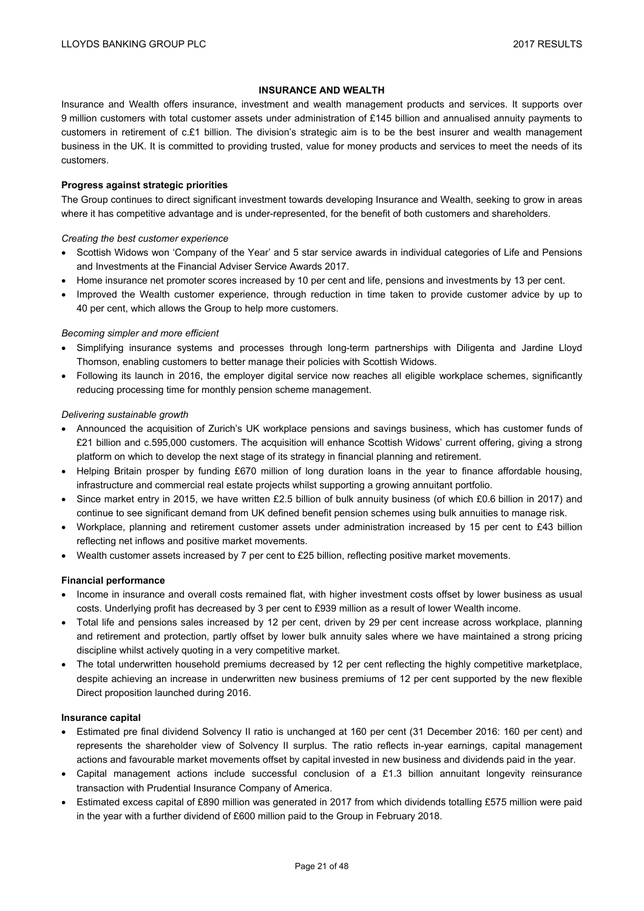## INSURANCE AND WEALTH

Insurance and Wealth offers insurance, investment and wealth management products and services. It supports over 9 million customers with total customer assets under administration of £145 billion and annualised annuity payments to customers in retirement of c.£1 billion. The division's strategic aim is to be the best insurer and wealth management business in the UK. It is committed to providing trusted, value for money products and services to meet the needs of its customers.

### Progress against strategic priorities

The Group continues to direct significant investment towards developing Insurance and Wealth, seeking to grow in areas where it has competitive advantage and is under-represented, for the benefit of both customers and shareholders.

*Creating the best customer experience*

- Scottish Widows won 'Company of the Year' and 5 star service awards in individual categories of Life and Pensions and Investments at the Financial Adviser Service Awards 2017.
- Home insurance net promoter scores increased by 10 per cent and life, pensions and investments by 13 per cent.
- Improved the Wealth customer experience, through reduction in time taken to provide customer advice by up to 40 per cent, which allows the Group to help more customers.

*Becoming simpler and more efficient*

- Simplifying insurance systems and processes through long-term partnerships with Diligenta and Jardine Lloyd Thomson, enabling customers to better manage their policies with Scottish Widows.
- Following its launch in 2016, the employer digital service now reaches all eligible workplace schemes, significantly reducing processing time for monthly pension scheme management.

*Delivering sustainable growth*

- Announced the acquisition of Zurich's UK workplace pensions and savings business, which has customer funds of £21 billion and c.595,000 customers. The acquisition will enhance Scottish Widows' current offering, giving a strong platform on which to develop the next stage of its strategy in financial planning and retirement.
- Helping Britain prosper by funding £670 million of long duration loans in the year to finance affordable housing, infrastructure and commercial real estate projects whilst supporting a growing annuitant portfolio.
- Since market entry in 2015, we have written £2.5 billion of bulk annuity business (of which £0.6 billion in 2017) and continue to see significant demand from UK defined benefit pension schemes using bulk annuities to manage risk.
- Workplace, planning and retirement customer assets under administration increased by 15 per cent to £43 billion reflecting net inflows and positive market movements.
- Wealth customer assets increased by 7 per cent to £25 billion, reflecting positive market movements.

### Financial performance

- Income in insurance and overall costs remained flat, with higher investment costs offset by lower business as usual costs. Underlying profit has decreased by 3 per cent to £939 million as a result of lower Wealth income.
- Total life and pensions sales increased by 12 per cent, driven by 29 per cent increase across workplace, planning and retirement and protection, partly offset by lower bulk annuity sales where we have maintained a strong pricing discipline whilst actively quoting in a very competitive market.
- The total underwritten household premiums decreased by 12 per cent reflecting the highly competitive marketplace, despite achieving an increase in underwritten new business premiums of 12 per cent supported by the new flexible Direct proposition launched during 2016.

### Insurance capital

- Estimated pre final dividend Solvency II ratio is unchanged at 160 per cent (31 December 2016: 160 per cent) and represents the shareholder view of Solvency II surplus. The ratio reflects in-year earnings, capital management actions and favourable market movements offset by capital invested in new business and dividends paid in the year.
- Capital management actions include successful conclusion of a £1.3 billion annuitant longevity reinsurance transaction with Prudential Insurance Company of America.
- Estimated excess capital of £890 million was generated in 2017 from which dividends totalling £575 million were paid in the year with a further dividend of £600 million paid to the Group in February 2018.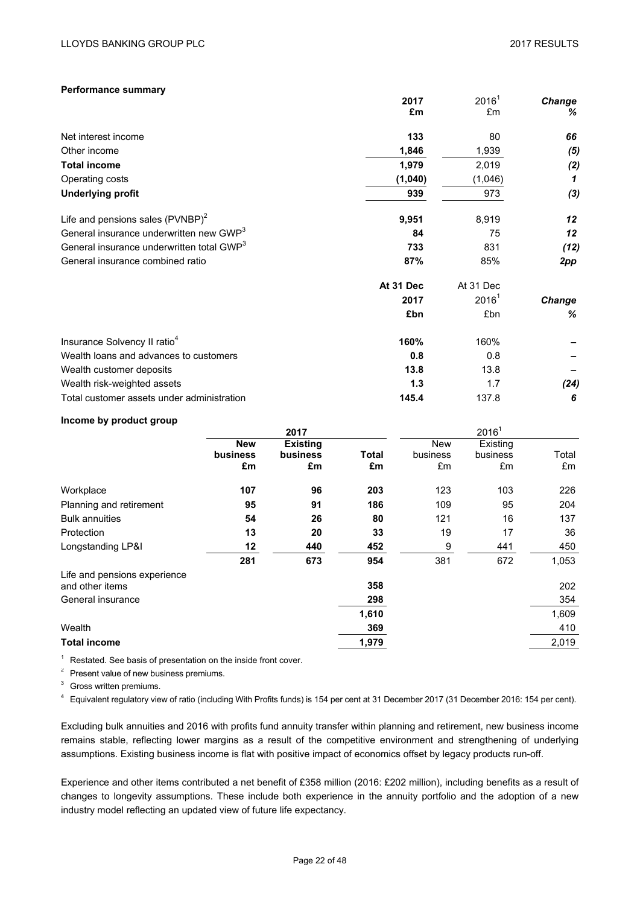**Performance summary**

| | 2017 £m | 2016[1] £m | Change % |
|---|---|---|---|
| Net interest income | **133** | 80 | ***66*** |
| Other income | **1,846** | 1,939 | ***(5)*** |
| **Total income** | **1,979** | 2,019 | ***(2)*** |
| Operating costs | **(1,040)** | (1,046) | ***1*** |
| **Underlying profit** | **939** | 973 | ***(3)*** |
| Life and pensions sales (PVNBP)[2] | **9,951** | 8,919 | ***12*** |
| General insurance underwritten new GWP[3] | **84** | 75 | ***12*** |
| General insurance underwritten total GWP[3] | **733** | 831 | ***(12)*** |
| General insurance combined ratio | **87%** | 85% | ***2pp*** |

| | At 31 Dec 2017 £bn | At 31 Dec 2016[1] £bn | Change % |
|---|---|---|---|
| Insurance Solvency II ratio[4] | **160%** | 160% | **–** |
| Wealth loans and advances to customers | **0.8** | 0.8 | **–** |
| Wealth customer deposits | **13.8** | 13.8 | **–** |
| Wealth risk-weighted assets | **1.3** | 1.7 | ***(24)*** |
| Total customer assets under administration | **145.4** | 137.8 | ***6*** |

**Income by product group**

| | 2017 | | | 2016[1] | | |
|---|---|---|---|---|---|---|
| | **New business £m** | **Existing business £m** | **Total £m** | New business £m | Existing business £m | Total £m |
| Workplace | **107** | **96** | **203** | 123 | 103 | 226 |
| Planning and retirement | **95** | **91** | **186** | 109 | 95 | 204 |
| Bulk annuities | **54** | **26** | **80** | 121 | 16 | 137 |
| Protection | **13** | **20** | **33** | 19 | 17 | 36 |
| Longstanding LP&I | **12** | **440** | **452** | 9 | 441 | 450 |
| | **281** | **673** | **954** | 381 | 672 | 1,053 |
| Life and pensions experience and other items | | | **358** | | | 202 |
| General insurance | | | **298** | | | 354 |
| | | | **1,610** | | | 1,609 |
| Wealth | | | **369** | | | 410 |
| **Total income** | | | **1,979** | | | 2,019 |

[1] Restated. See basis of presentation on the inside front cover.

[2] Present value of new business premiums.

[3] Gross written premiums.

[4] Equivalent regulatory view of ratio (including With Profits funds) is 154 per cent at 31 December 2017 (31 December 2016: 154 per cent).

Excluding bulk annuities and 2016 with profits fund annuity transfer within planning and retirement, new business income remains stable, reflecting lower margins as a result of the competitive environment and strengthening of underlying assumptions. Existing business income is flat with positive impact of economics offset by legacy products run-off.

Experience and other items contributed a net benefit of £358 million (2016: £202 million), including benefits as a result of changes to longevity assumptions. These include both experience in the annuity portfolio and the adoption of a new industry model reflecting an updated view of future life expectancy.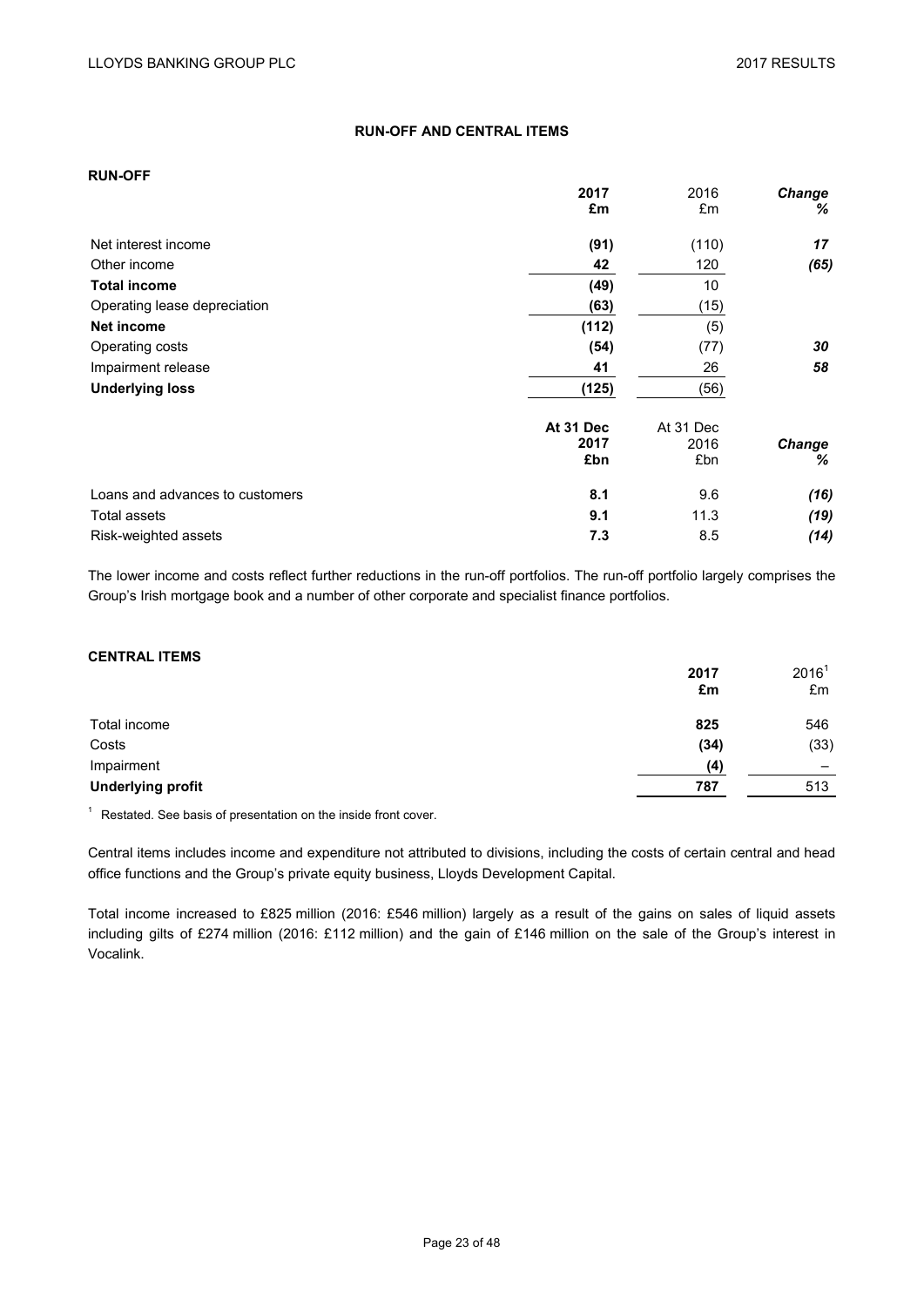## RUN-OFF AND CENTRAL ITEMS

### RUN-OFF

| | 2017 £m | 2016 £m | Change % |
|---|---|---|---|
| Net interest income | **(91)** | (110) | *17* |
| Other income | **42** | 120 | *(65)* |
| **Total income** | **(49)** | 10 | |
| Operating lease depreciation | **(63)** | (15) | |
| **Net income** | **(112)** | (5) | |
| Operating costs | **(54)** | (77) | *30* |
| Impairment release | **41** | 26 | *58* |
| **Underlying loss** | **(125)** | (56) | |

| | At 31 Dec 2017 £bn | At 31 Dec 2016 £bn | Change % |
|---|---|---|---|
| Loans and advances to customers | **8.1** | 9.6 | *(16)* |
| Total assets | **9.1** | 11.3 | *(19)* |
| Risk-weighted assets | **7.3** | 8.5 | *(14)* |

The lower income and costs reflect further reductions in the run-off portfolios. The run-off portfolio largely comprises the Group's Irish mortgage book and a number of other corporate and specialist finance portfolios.

### CENTRAL ITEMS

| | 2017 £m | 2016[1] £m |
|---|---|---|
| Total income | **825** | 546 |
| Costs | **(34)** | (33) |
| Impairment | **(4)** | – |
| **Underlying profit** | **787** | 513 |

[1] Restated. See basis of presentation on the inside front cover.

Central items includes income and expenditure not attributed to divisions, including the costs of certain central and head office functions and the Group's private equity business, Lloyds Development Capital.

Total income increased to £825 million (2016: £546 million) largely as a result of the gains on sales of liquid assets including gilts of £274 million (2016: £112 million) and the gain of £146 million on the sale of the Group's interest in Vocalink.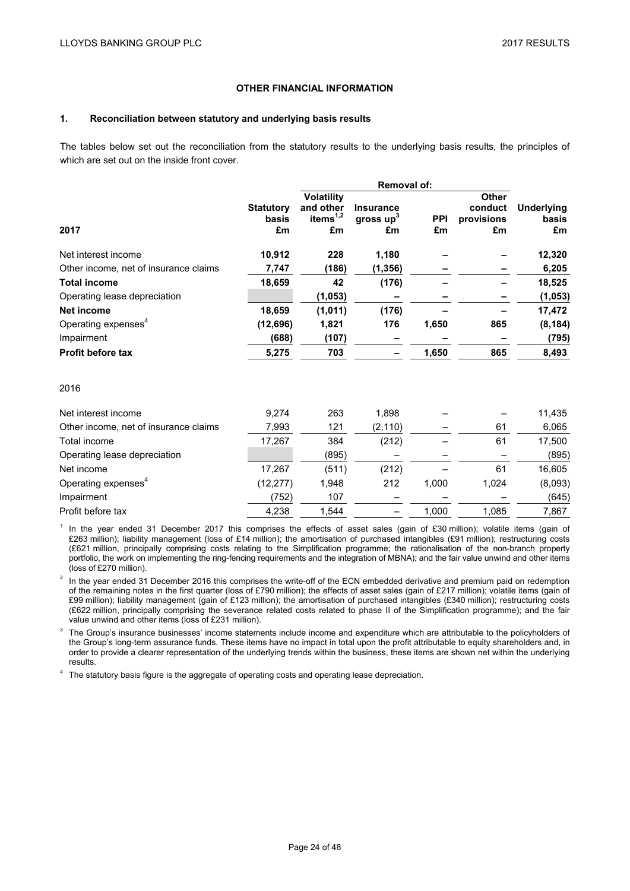## OTHER FINANCIAL INFORMATION

### 1. Reconciliation between statutory and underlying basis results

The tables below set out the reconciliation from the statutory results to the underlying basis results, the principles of which are set out on the inside front cover.

| | | Removal of: | | | | |
|---|---|---|---|---|---|---|
| **2017** | **Statutory basis £m** | **Volatility and other items[1,2] £m** | **Insurance gross up[3] £m** | **PPI £m** | **Other conduct provisions £m** | **Underlying basis £m** |
| Net interest income | **10,912** | **228** | **1,180** | **–** | **–** | **12,320** |
| Other income, net of insurance claims | **7,747** | **(186)** | **(1,356)** | **–** | **–** | **6,205** |
| **Total income** | **18,659** | **42** | **(176)** | **–** | **–** | **18,525** |
| Operating lease depreciation | | **(1,053)** | **–** | **–** | **–** | **(1,053)** |
| **Net income** | **18,659** | **(1,011)** | **(176)** | **–** | **–** | **17,472** |
| Operating expenses[4] | **(12,696)** | **1,821** | **176** | **1,650** | **865** | **(8,184)** |
| Impairment | **(688)** | **(107)** | **–** | **–** | **–** | **(795)** |
| **Profit before tax** | **5,275** | **703** | **–** | **1,650** | **865** | **8,493** |
| | | | | | | |
| 2016 | | | | | | |
| Net interest income | 9,274 | 263 | 1,898 | – | – | 11,435 |
| Other income, net of insurance claims | 7,993 | 121 | (2,110) | – | 61 | 6,065 |
| Total income | 17,267 | 384 | (212) | – | 61 | 17,500 |
| Operating lease depreciation | | (895) | – | – | – | (895) |
| Net income | 17,267 | (511) | (212) | – | 61 | 16,605 |
| Operating expenses[4] | (12,277) | 1,948 | 212 | 1,000 | 1,024 | (8,093) |
| Impairment | (752) | 107 | – | – | – | (645) |
| Profit before tax | 4,238 | 1,544 | – | 1,000 | 1,085 | 7,867 |

[1] In the year ended 31 December 2017 this comprises the effects of asset sales (gain of £30 million); volatile items (gain of £263 million); liability management (loss of £14 million); the amortisation of purchased intangibles (£91 million); restructuring costs (£621 million, principally comprising costs relating to the Simplification programme; the rationalisation of the non-branch property portfolio, the work on implementing the ring-fencing requirements and the integration of MBNA); and the fair value unwind and other items (loss of £270 million).

[2] In the year ended 31 December 2016 this comprises the write-off of the ECN embedded derivative and premium paid on redemption of the remaining notes in the first quarter (loss of £790 million); the effects of asset sales (gain of £217 million); volatile items (gain of £99 million); liability management (gain of £123 million); the amortisation of purchased intangibles (£340 million); restructuring costs (£622 million, principally comprising the severance related costs related to phase II of the Simplification programme); and the fair value unwind and other items (loss of £231 million).

[3] The Group's insurance businesses' income statements include income and expenditure which are attributable to the policyholders of the Group's long-term assurance funds. These items have no impact in total upon the profit attributable to equity shareholders and, in order to provide a clearer representation of the underlying trends within the business, these items are shown net within the underlying results.

[4] The statutory basis figure is the aggregate of operating costs and operating lease depreciation.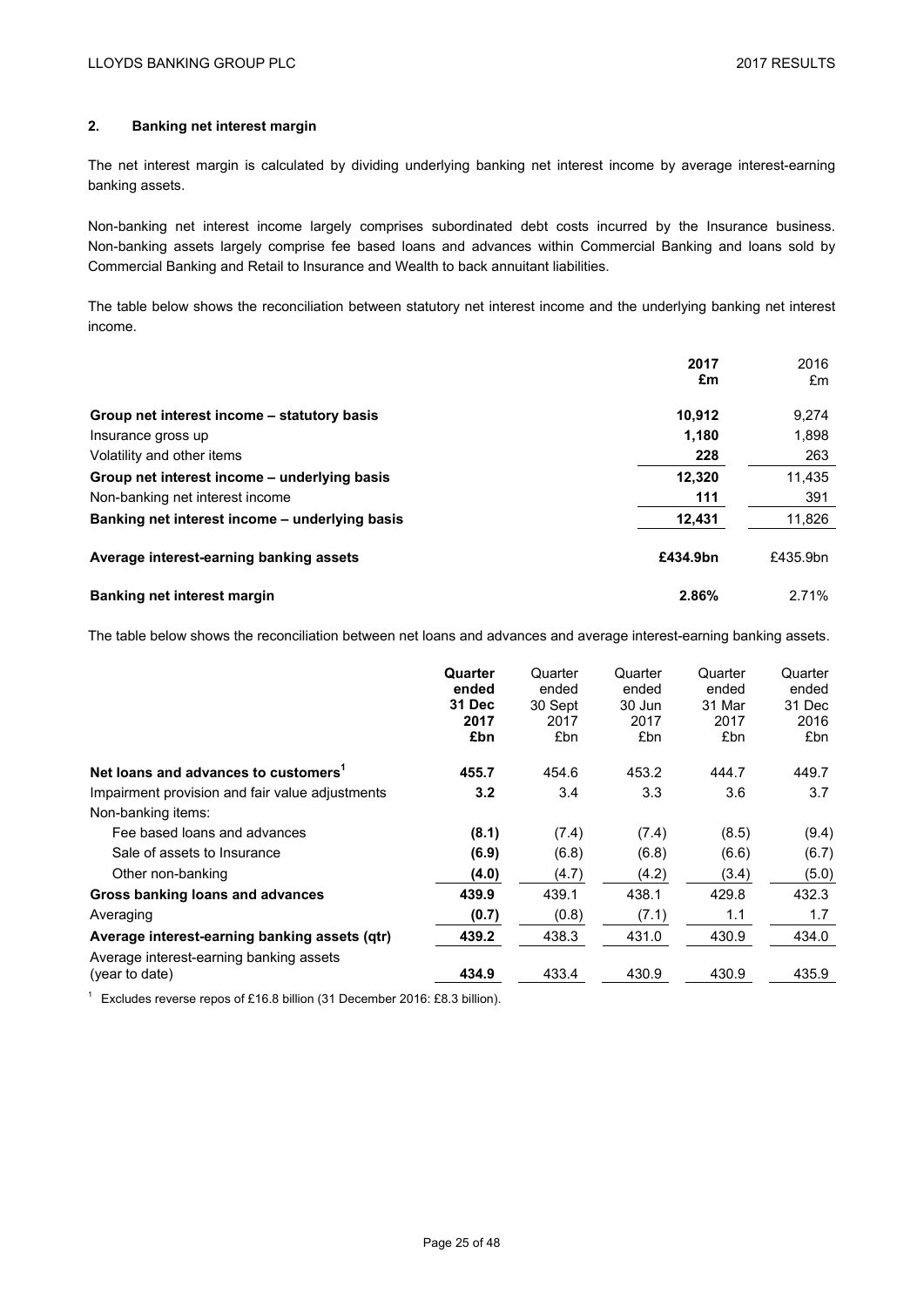## 2. Banking net interest margin

The net interest margin is calculated by dividing underlying banking net interest income by average interest-earning banking assets.

Non-banking net interest income largely comprises subordinated debt costs incurred by the Insurance business. Non-banking assets largely comprise fee based loans and advances within Commercial Banking and loans sold by Commercial Banking and Retail to Insurance and Wealth to back annuitant liabilities.

The table below shows the reconciliation between statutory net interest income and the underlying banking net interest income.

| | **2017 £m** | 2016 £m |
|---|---|---|
| **Group net interest income – statutory basis** | **10,912** | 9,274 |
| Insurance gross up | **1,180** | 1,898 |
| Volatility and other items | **228** | 263 |
| **Group net interest income – underlying basis** | **12,320** | 11,435 |
| Non-banking net interest income | **111** | 391 |
| **Banking net interest income – underlying basis** | **12,431** | 11,826 |
| **Average interest-earning banking assets** | **£434.9bn** | £435.9bn |
| **Banking net interest margin** | **2.86%** | 2.71% |

The table below shows the reconciliation between net loans and advances and average interest-earning banking assets.

| | **Quarter ended 31 Dec 2017 £bn** | Quarter ended 30 Sept 2017 £bn | Quarter ended 30 Jun 2017 £bn | Quarter ended 31 Mar 2017 £bn | Quarter ended 31 Dec 2016 £bn |
|---|---|---|---|---|---|
| **Net loans and advances to customers**[1] | **455.7** | 454.6 | 453.2 | 444.7 | 449.7 |
| Impairment provision and fair value adjustments | **3.2** | 3.4 | 3.3 | 3.6 | 3.7 |
| Non-banking items: | | | | | |
| Fee based loans and advances | **(8.1)** | (7.4) | (7.4) | (8.5) | (9.4) |
| Sale of assets to Insurance | **(6.9)** | (6.8) | (6.8) | (6.6) | (6.7) |
| Other non-banking | **(4.0)** | (4.7) | (4.2) | (3.4) | (5.0) |
| **Gross banking loans and advances** | **439.9** | 439.1 | 438.1 | 429.8 | 432.3 |
| Averaging | **(0.7)** | (0.8) | (7.1) | 1.1 | 1.7 |
| **Average interest-earning banking assets (qtr)** | **439.2** | 438.3 | 431.0 | 430.9 | 434.0 |
| Average interest-earning banking assets (year to date) | **434.9** | 433.4 | 430.9 | 430.9 | 435.9 |

[1] Excludes reverse repos of £16.8 billion (31 December 2016: £8.3 billion).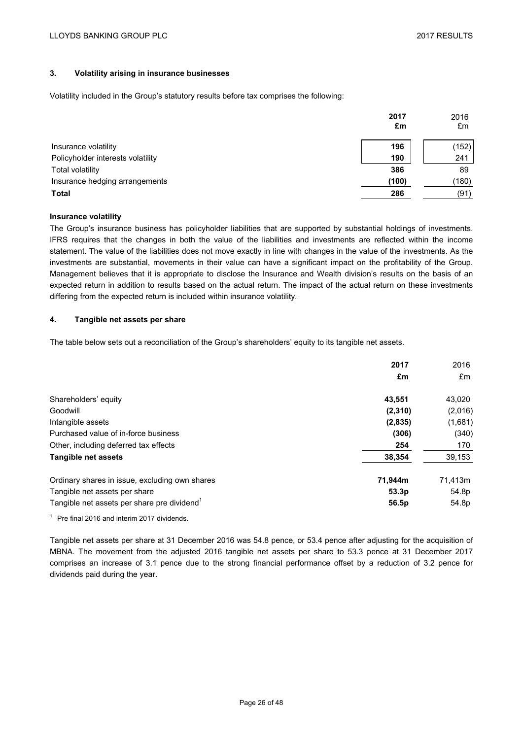### 3. Volatility arising in insurance businesses

Volatility included in the Group's statutory results before tax comprises the following:

| | 2017 £m | 2016 £m |
|---|---|---|
| Insurance volatility | 196 | (152) |
| Policyholder interests volatility | 190 | 241 |
| Total volatility | 386 | 89 |
| Insurance hedging arrangements | (100) | (180) |
| **Total** | **286** | (91) |

**Insurance volatility**

The Group's insurance business has policyholder liabilities that are supported by substantial holdings of investments. IFRS requires that the changes in both the value of the liabilities and investments are reflected within the income statement. The value of the liabilities does not move exactly in line with changes in the value of the investments. As the investments are substantial, movements in their value can have a significant impact on the profitability of the Group. Management believes that it is appropriate to disclose the Insurance and Wealth division's results on the basis of an expected return in addition to results based on the actual return. The impact of the actual return on these investments differing from the expected return is included within insurance volatility.

### 4. Tangible net assets per share

The table below sets out a reconciliation of the Group's shareholders' equity to its tangible net assets.

| | 2017 £m | 2016 £m |
|---|---|---|
| Shareholders' equity | 43,551 | 43,020 |
| Goodwill | (2,310) | (2,016) |
| Intangible assets | (2,835) | (1,681) |
| Purchased value of in-force business | (306) | (340) |
| Other, including deferred tax effects | 254 | 170 |
| **Tangible net assets** | **38,354** | 39,153 |
| | | |
| Ordinary shares in issue, excluding own shares | 71,944m | 71,413m |
| Tangible net assets per share | 53.3p | 54.8p |
| Tangible net assets per share pre dividend[1] | 56.5p | 54.8p |

[1] Pre final 2016 and interim 2017 dividends.

Tangible net assets per share at 31 December 2016 was 54.8 pence, or 53.4 pence after adjusting for the acquisition of MBNA. The movement from the adjusted 2016 tangible net assets per share to 53.3 pence at 31 December 2017 comprises an increase of 3.1 pence due to the strong financial performance offset by a reduction of 3.2 pence for dividends paid during the year.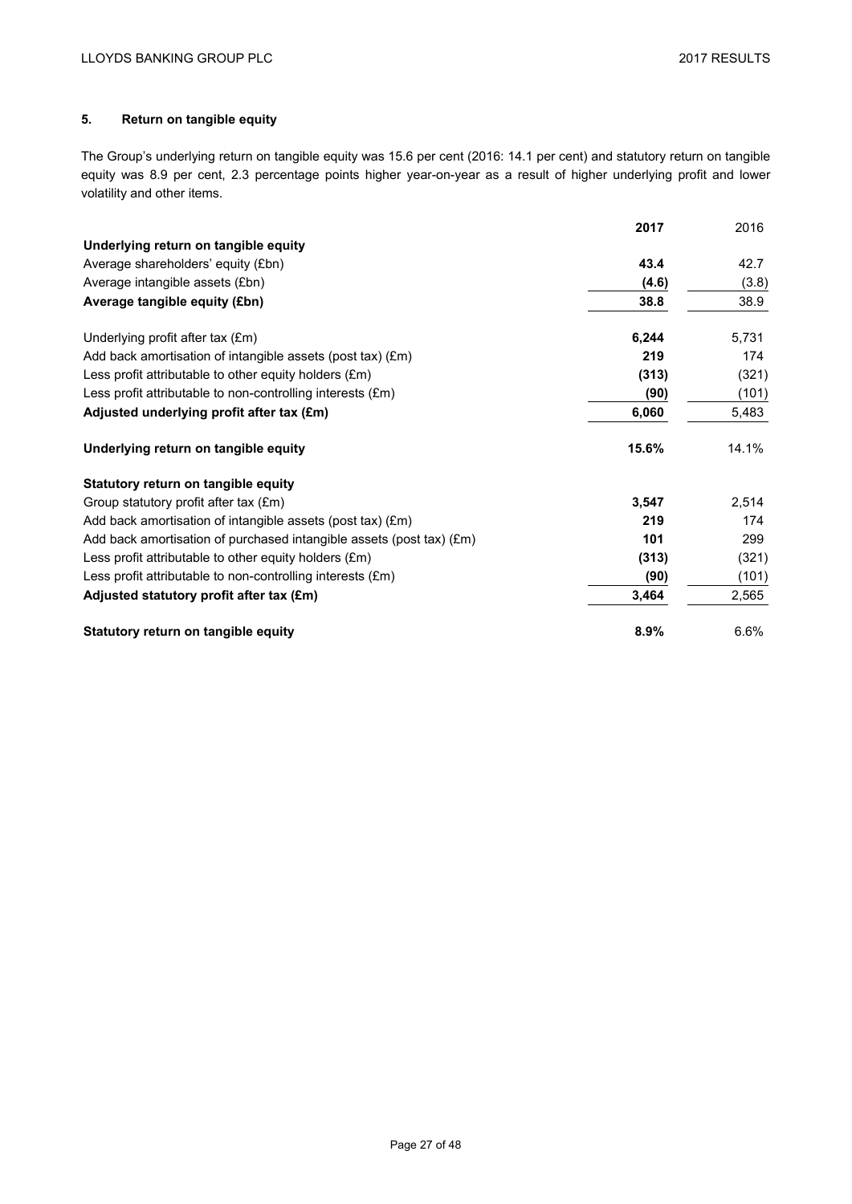## 5. Return on tangible equity

The Group's underlying return on tangible equity was 15.6 per cent (2016: 14.1 per cent) and statutory return on tangible equity was 8.9 per cent, 2.3 percentage points higher year-on-year as a result of higher underlying profit and lower volatility and other items.

| | **2017** | 2016 |
|---|---|---|
| **Underlying return on tangible equity** | | |
| Average shareholders' equity (£bn) | **43.4** | 42.7 |
| Average intangible assets (£bn) | **(4.6)** | (3.8) |
| **Average tangible equity (£bn)** | **38.8** | 38.9 |
| | | |
| Underlying profit after tax (£m) | **6,244** | 5,731 |
| Add back amortisation of intangible assets (post tax) (£m) | **219** | 174 |
| Less profit attributable to other equity holders (£m) | **(313)** | (321) |
| Less profit attributable to non-controlling interests (£m) | **(90)** | (101) |
| **Adjusted underlying profit after tax (£m)** | **6,060** | 5,483 |
| | | |
| **Underlying return on tangible equity** | **15.6%** | 14.1% |
| | | |
| **Statutory return on tangible equity** | | |
| Group statutory profit after tax (£m) | **3,547** | 2,514 |
| Add back amortisation of intangible assets (post tax) (£m) | **219** | 174 |
| Add back amortisation of purchased intangible assets (post tax) (£m) | **101** | 299 |
| Less profit attributable to other equity holders (£m) | **(313)** | (321) |
| Less profit attributable to non-controlling interests (£m) | **(90)** | (101) |
| **Adjusted statutory profit after tax (£m)** | **3,464** | 2,565 |
| | | |
| **Statutory return on tangible equity** | **8.9%** | 6.6% |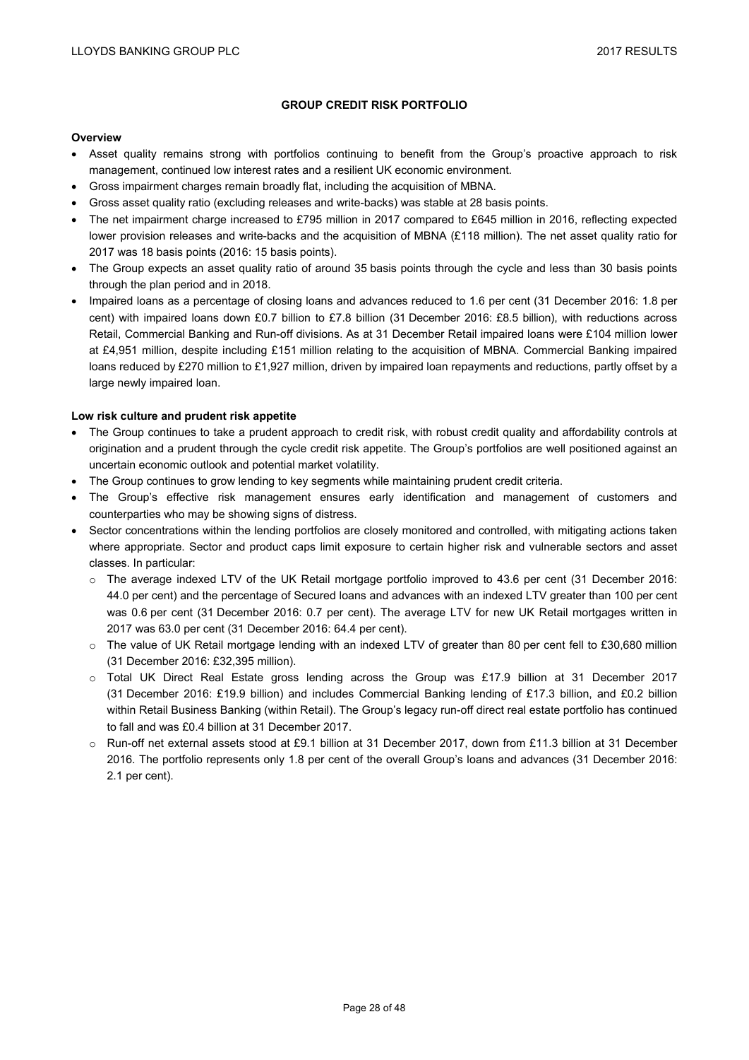## GROUP CREDIT RISK PORTFOLIO

**Overview**

- Asset quality remains strong with portfolios continuing to benefit from the Group's proactive approach to risk management, continued low interest rates and a resilient UK economic environment.
- Gross impairment charges remain broadly flat, including the acquisition of MBNA.
- Gross asset quality ratio (excluding releases and write-backs) was stable at 28 basis points.
- The net impairment charge increased to £795 million in 2017 compared to £645 million in 2016, reflecting expected lower provision releases and write-backs and the acquisition of MBNA (£118 million). The net asset quality ratio for 2017 was 18 basis points (2016: 15 basis points).
- The Group expects an asset quality ratio of around 35 basis points through the cycle and less than 30 basis points through the plan period and in 2018.
- Impaired loans as a percentage of closing loans and advances reduced to 1.6 per cent (31 December 2016: 1.8 per cent) with impaired loans down £0.7 billion to £7.8 billion (31 December 2016: £8.5 billion), with reductions across Retail, Commercial Banking and Run-off divisions. As at 31 December Retail impaired loans were £104 million lower at £4,951 million, despite including £151 million relating to the acquisition of MBNA. Commercial Banking impaired loans reduced by £270 million to £1,927 million, driven by impaired loan repayments and reductions, partly offset by a large newly impaired loan.

**Low risk culture and prudent risk appetite**

- The Group continues to take a prudent approach to credit risk, with robust credit quality and affordability controls at origination and a prudent through the cycle credit risk appetite. The Group's portfolios are well positioned against an uncertain economic outlook and potential market volatility.
- The Group continues to grow lending to key segments while maintaining prudent credit criteria.
- The Group's effective risk management ensures early identification and management of customers and counterparties who may be showing signs of distress.
- Sector concentrations within the lending portfolios are closely monitored and controlled, with mitigating actions taken where appropriate. Sector and product caps limit exposure to certain higher risk and vulnerable sectors and asset classes. In particular:
  - The average indexed LTV of the UK Retail mortgage portfolio improved to 43.6 per cent (31 December 2016: 44.0 per cent) and the percentage of Secured loans and advances with an indexed LTV greater than 100 per cent was 0.6 per cent (31 December 2016: 0.7 per cent). The average LTV for new UK Retail mortgages written in 2017 was 63.0 per cent (31 December 2016: 64.4 per cent).
  - The value of UK Retail mortgage lending with an indexed LTV of greater than 80 per cent fell to £30,680 million (31 December 2016: £32,395 million).
  - Total UK Direct Real Estate gross lending across the Group was £17.9 billion at 31 December 2017 (31 December 2016: £19.9 billion) and includes Commercial Banking lending of £17.3 billion, and £0.2 billion within Retail Business Banking (within Retail). The Group's legacy run-off direct real estate portfolio has continued to fall and was £0.4 billion at 31 December 2017.
  - Run-off net external assets stood at £9.1 billion at 31 December 2017, down from £11.3 billion at 31 December 2016. The portfolio represents only 1.8 per cent of the overall Group's loans and advances (31 December 2016: 2.1 per cent).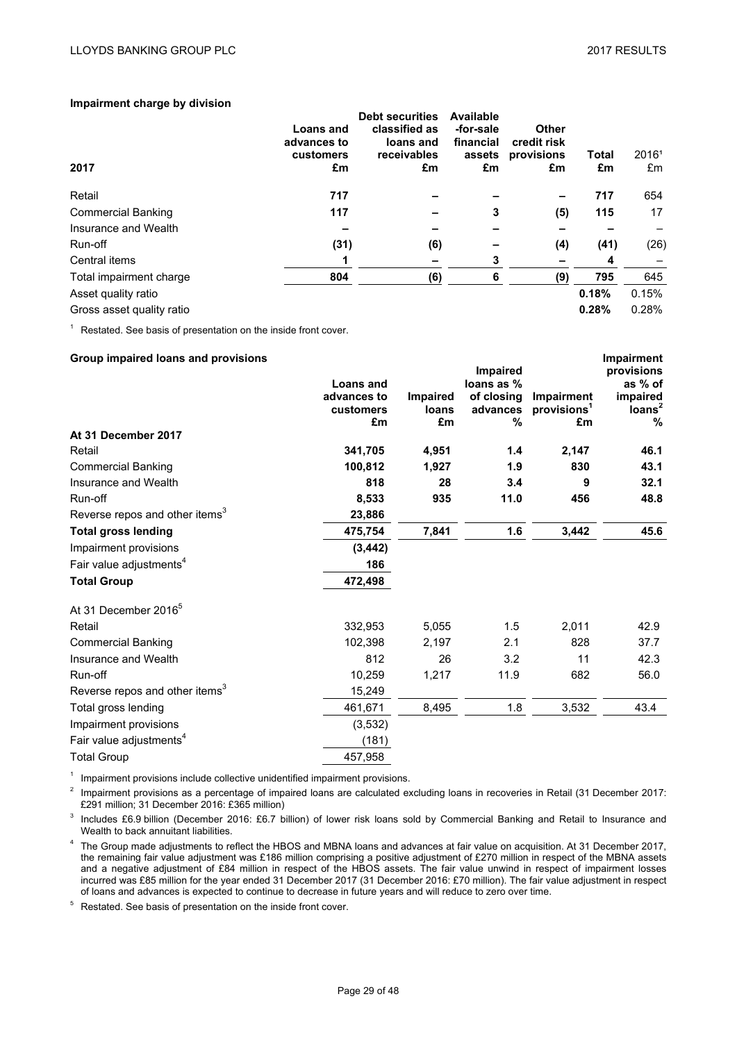### Impairment charge by division

| 2017 | Loans and advances to customers £m | Debt securities classified as loans and receivables £m | Available -for-sale financial assets £m | Other credit risk provisions £m | Total £m | 2016[1] £m |
|---|---|---|---|---|---|---|
| Retail | **717** | **–** | **–** | **–** | **717** | 654 |
| Commercial Banking | **117** | **–** | **3** | **(5)** | **115** | 17 |
| Insurance and Wealth | **–** | **–** | **–** | **–** | **–** | – |
| Run-off | **(31)** | **(6)** | **–** | **(4)** | **(41)** | (26) |
| Central items | **1** | **–** | **3** | **–** | **4** | – |
| Total impairment charge | **804** | **(6)** | **6** | **(9)** | **795** | 645 |
| Asset quality ratio | | | | | **0.18%** | 0.15% |
| Gross asset quality ratio | | | | | **0.28%** | 0.28% |

[1] Restated. See basis of presentation on the inside front cover.

### Group impaired loans and provisions

| | Loans and advances to customers £m | Impaired loans £m | Impaired loans as % of closing advances % | Impairment provisions[1] £m | Impairment provisions as % of impaired loans[2] % |
|---|---|---|---|---|---|
| **At 31 December 2017** | | | | | |
| Retail | **341,705** | **4,951** | **1.4** | **2,147** | **46.1** |
| Commercial Banking | **100,812** | **1,927** | **1.9** | **830** | **43.1** |
| Insurance and Wealth | **818** | **28** | **3.4** | **9** | **32.1** |
| Run-off | **8,533** | **935** | **11.0** | **456** | **48.8** |
| Reverse repos and other items[3] | **23,886** | | | | |
| **Total gross lending** | **475,754** | **7,841** | **1.6** | **3,442** | **45.6** |
| Impairment provisions | **(3,442)** | | | | |
| Fair value adjustments[4] | **186** | | | | |
| **Total Group** | **472,498** | | | | |
| At 31 December 2016[5] | | | | | |
| Retail | 332,953 | 5,055 | 1.5 | 2,011 | 42.9 |
| Commercial Banking | 102,398 | 2,197 | 2.1 | 828 | 37.7 |
| Insurance and Wealth | 812 | 26 | 3.2 | 11 | 42.3 |
| Run-off | 10,259 | 1,217 | 11.9 | 682 | 56.0 |
| Reverse repos and other items[3] | 15,249 | | | | |
| Total gross lending | 461,671 | 8,495 | 1.8 | 3,532 | 43.4 |
| Impairment provisions | (3,532) | | | | |
| Fair value adjustments[4] | (181) | | | | |
| Total Group | 457,958 | | | | |

[1] Impairment provisions include collective unidentified impairment provisions.

[2] Impairment provisions as a percentage of impaired loans are calculated excluding loans in recoveries in Retail (31 December 2017: £291 million; 31 December 2016: £365 million)

[3] Includes £6.9 billion (December 2016: £6.7 billion) of lower risk loans sold by Commercial Banking and Retail to Insurance and Wealth to back annuitant liabilities.

[4] The Group made adjustments to reflect the HBOS and MBNA loans and advances at fair value on acquisition. At 31 December 2017, the remaining fair value adjustment was £186 million comprising a positive adjustment of £270 million in respect of the MBNA assets and a negative adjustment of £84 million in respect of the HBOS assets. The fair value unwind in respect of impairment losses incurred was £85 million for the year ended 31 December 2017 (31 December 2016: £70 million). The fair value adjustment in respect of loans and advances is expected to continue to decrease in future years and will reduce to zero over time.

[5] Restated. See basis of presentation on the inside front cover.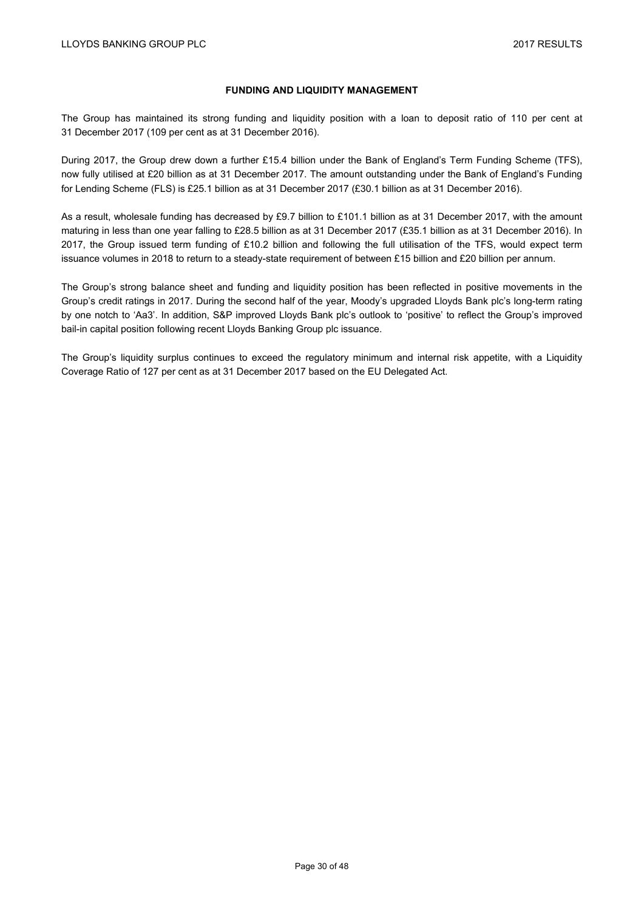## FUNDING AND LIQUIDITY MANAGEMENT

The Group has maintained its strong funding and liquidity position with a loan to deposit ratio of 110 per cent at 31 December 2017 (109 per cent as at 31 December 2016).

During 2017, the Group drew down a further £15.4 billion under the Bank of England's Term Funding Scheme (TFS), now fully utilised at £20 billion as at 31 December 2017. The amount outstanding under the Bank of England's Funding for Lending Scheme (FLS) is £25.1 billion as at 31 December 2017 (£30.1 billion as at 31 December 2016).

As a result, wholesale funding has decreased by £9.7 billion to £101.1 billion as at 31 December 2017, with the amount maturing in less than one year falling to £28.5 billion as at 31 December 2017 (£35.1 billion as at 31 December 2016). In 2017, the Group issued term funding of £10.2 billion and following the full utilisation of the TFS, would expect term issuance volumes in 2018 to return to a steady-state requirement of between £15 billion and £20 billion per annum.

The Group's strong balance sheet and funding and liquidity position has been reflected in positive movements in the Group's credit ratings in 2017. During the second half of the year, Moody's upgraded Lloyds Bank plc's long-term rating by one notch to 'Aa3'. In addition, S&P improved Lloyds Bank plc's outlook to 'positive' to reflect the Group's improved bail-in capital position following recent Lloyds Banking Group plc issuance.

The Group's liquidity surplus continues to exceed the regulatory minimum and internal risk appetite, with a Liquidity Coverage Ratio of 127 per cent as at 31 December 2017 based on the EU Delegated Act.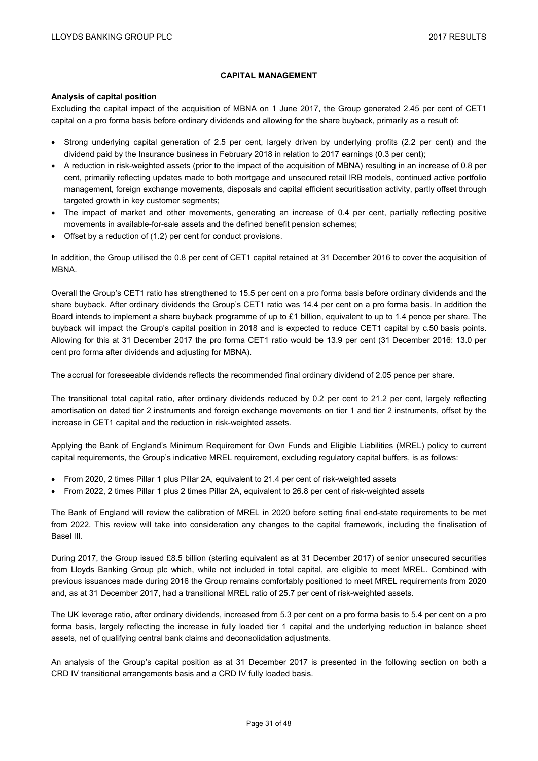## CAPITAL MANAGEMENT

### Analysis of capital position

Excluding the capital impact of the acquisition of MBNA on 1 June 2017, the Group generated 2.45 per cent of CET1 capital on a pro forma basis before ordinary dividends and allowing for the share buyback, primarily as a result of:

- Strong underlying capital generation of 2.5 per cent, largely driven by underlying profits (2.2 per cent) and the dividend paid by the Insurance business in February 2018 in relation to 2017 earnings (0.3 per cent);
- A reduction in risk-weighted assets (prior to the impact of the acquisition of MBNA) resulting in an increase of 0.8 per cent, primarily reflecting updates made to both mortgage and unsecured retail IRB models, continued active portfolio management, foreign exchange movements, disposals and capital efficient securitisation activity, partly offset through targeted growth in key customer segments;
- The impact of market and other movements, generating an increase of 0.4 per cent, partially reflecting positive movements in available-for-sale assets and the defined benefit pension schemes;
- Offset by a reduction of (1.2) per cent for conduct provisions.

In addition, the Group utilised the 0.8 per cent of CET1 capital retained at 31 December 2016 to cover the acquisition of MBNA.

Overall the Group's CET1 ratio has strengthened to 15.5 per cent on a pro forma basis before ordinary dividends and the share buyback. After ordinary dividends the Group's CET1 ratio was 14.4 per cent on a pro forma basis. In addition the Board intends to implement a share buyback programme of up to £1 billion, equivalent to up to 1.4 pence per share. The buyback will impact the Group's capital position in 2018 and is expected to reduce CET1 capital by c.50 basis points. Allowing for this at 31 December 2017 the pro forma CET1 ratio would be 13.9 per cent (31 December 2016: 13.0 per cent pro forma after dividends and adjusting for MBNA).

The accrual for foreseeable dividends reflects the recommended final ordinary dividend of 2.05 pence per share.

The transitional total capital ratio, after ordinary dividends reduced by 0.2 per cent to 21.2 per cent, largely reflecting amortisation on dated tier 2 instruments and foreign exchange movements on tier 1 and tier 2 instruments, offset by the increase in CET1 capital and the reduction in risk-weighted assets.

Applying the Bank of England's Minimum Requirement for Own Funds and Eligible Liabilities (MREL) policy to current capital requirements, the Group's indicative MREL requirement, excluding regulatory capital buffers, is as follows:

- From 2020, 2 times Pillar 1 plus Pillar 2A, equivalent to 21.4 per cent of risk-weighted assets
- From 2022, 2 times Pillar 1 plus 2 times Pillar 2A, equivalent to 26.8 per cent of risk-weighted assets

The Bank of England will review the calibration of MREL in 2020 before setting final end-state requirements to be met from 2022. This review will take into consideration any changes to the capital framework, including the finalisation of Basel III.

During 2017, the Group issued £8.5 billion (sterling equivalent as at 31 December 2017) of senior unsecured securities from Lloyds Banking Group plc which, while not included in total capital, are eligible to meet MREL. Combined with previous issuances made during 2016 the Group remains comfortably positioned to meet MREL requirements from 2020 and, as at 31 December 2017, had a transitional MREL ratio of 25.7 per cent of risk-weighted assets.

The UK leverage ratio, after ordinary dividends, increased from 5.3 per cent on a pro forma basis to 5.4 per cent on a pro forma basis, largely reflecting the increase in fully loaded tier 1 capital and the underlying reduction in balance sheet assets, net of qualifying central bank claims and deconsolidation adjustments.

An analysis of the Group's capital position as at 31 December 2017 is presented in the following section on both a CRD IV transitional arrangements basis and a CRD IV fully loaded basis.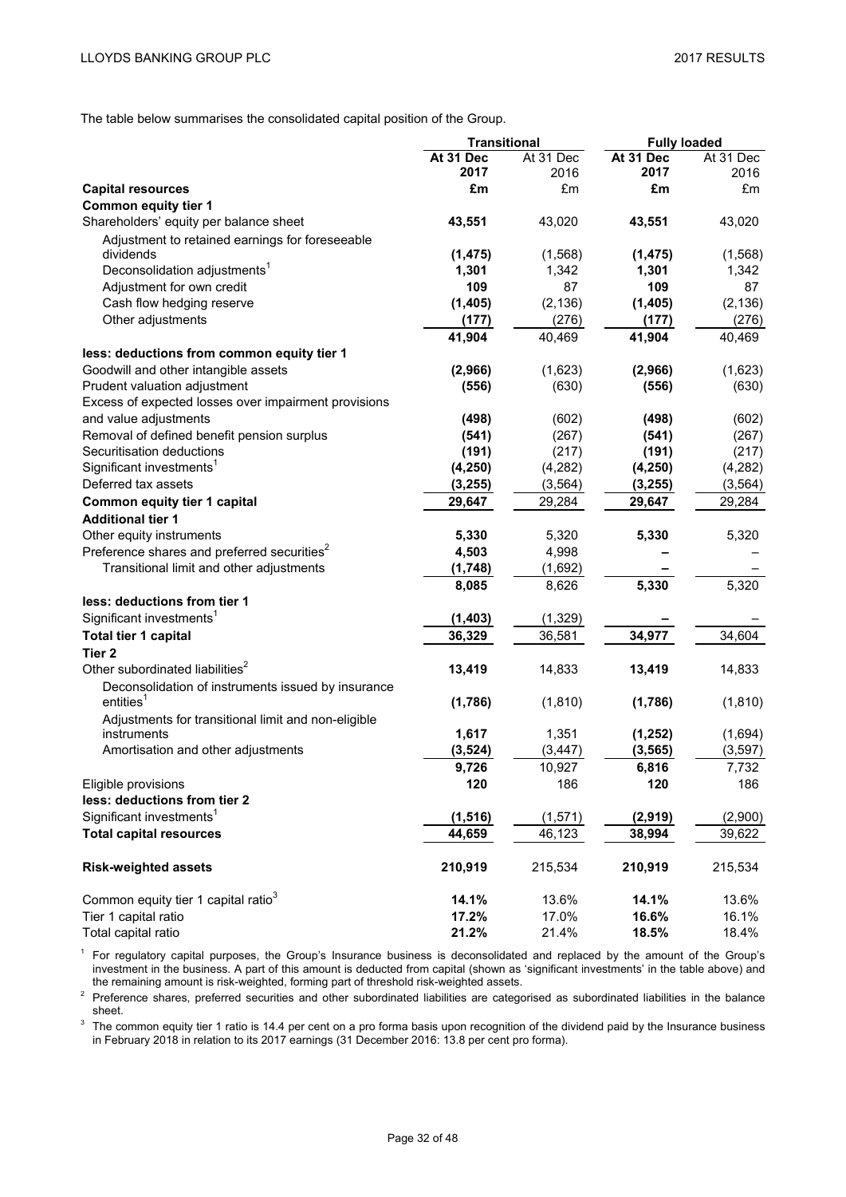The table below summarises the consolidated capital position of the Group.

| | Transitional | | Fully loaded | |
|---|---|---|---|---|
| | **At 31 Dec 2017** | At 31 Dec 2016 | **At 31 Dec 2017** | At 31 Dec 2016 |
| **Capital resources** | **£m** | £m | **£m** | £m |
| **Common equity tier 1** | | | | |
| Shareholders' equity per balance sheet | **43,551** | 43,020 | **43,551** | 43,020 |
| Adjustment to retained earnings for foreseeable dividends | **(1,475)** | (1,568) | **(1,475)** | (1,568) |
| Deconsolidation adjustments[1] | **1,301** | 1,342 | **1,301** | 1,342 |
| Adjustment for own credit | **109** | 87 | **109** | 87 |
| Cash flow hedging reserve | **(1,405)** | (2,136) | **(1,405)** | (2,136) |
| Other adjustments | **(177)** | (276) | **(177)** | (276) |
| | **41,904** | 40,469 | **41,904** | 40,469 |
| **less: deductions from common equity tier 1** | | | | |
| Goodwill and other intangible assets | **(2,966)** | (1,623) | **(2,966)** | (1,623) |
| Prudent valuation adjustment | **(556)** | (630) | **(556)** | (630) |
| Excess of expected losses over impairment provisions and value adjustments | **(498)** | (602) | **(498)** | (602) |
| Removal of defined benefit pension surplus | **(541)** | (267) | **(541)** | (267) |
| Securitisation deductions | **(191)** | (217) | **(191)** | (217) |
| Significant investments[1] | **(4,250)** | (4,282) | **(4,250)** | (4,282) |
| Deferred tax assets | **(3,255)** | (3,564) | **(3,255)** | (3,564) |
| **Common equity tier 1 capital** | **29,647** | 29,284 | **29,647** | 29,284 |
| **Additional tier 1** | | | | |
| Other equity instruments | **5,330** | 5,320 | **5,330** | 5,320 |
| Preference shares and preferred securities[2] | **4,503** | 4,998 | **–** | – |
| Transitional limit and other adjustments | **(1,748)** | (1,692) | **–** | – |
| | **8,085** | 8,626 | **5,330** | 5,320 |
| **less: deductions from tier 1** | | | | |
| Significant investments[1] | **(1,403)** | (1,329) | **–** | – |
| **Total tier 1 capital** | **36,329** | 36,581 | **34,977** | 34,604 |
| **Tier 2** | | | | |
| Other subordinated liabilities[2] | **13,419** | 14,833 | **13,419** | 14,833 |
| Deconsolidation of instruments issued by insurance entities[1] | **(1,786)** | (1,810) | **(1,786)** | (1,810) |
| Adjustments for transitional limit and non-eligible instruments | **1,617** | 1,351 | **(1,252)** | (1,694) |
| Amortisation and other adjustments | **(3,524)** | (3,447) | **(3,565)** | (3,597) |
| | **9,726** | 10,927 | **6,816** | 7,732 |
| Eligible provisions | **120** | 186 | **120** | 186 |
| **less: deductions from tier 2** | | | | |
| Significant investments[1] | **(1,516)** | (1,571) | **(2,919)** | (2,900) |
| **Total capital resources** | **44,659** | 46,123 | **38,994** | 39,622 |
| | | | | |
| **Risk-weighted assets** | **210,919** | 215,534 | **210,919** | 215,534 |
| | | | | |
| Common equity tier 1 capital ratio[3] | **14.1%** | 13.6% | **14.1%** | 13.6% |
| Tier 1 capital ratio | **17.2%** | 17.0% | **16.6%** | 16.1% |
| Total capital ratio | **21.2%** | 21.4% | **18.5%** | 18.4% |

[1] For regulatory capital purposes, the Group's Insurance business is deconsolidated and replaced by the amount of the Group's investment in the business. A part of this amount is deducted from capital (shown as 'significant investments' in the table above) and the remaining amount is risk-weighted, forming part of threshold risk-weighted assets.

[2] Preference shares, preferred securities and other subordinated liabilities are categorised as subordinated liabilities in the balance sheet.

[3] The common equity tier 1 ratio is 14.4 per cent on a pro forma basis upon recognition of the dividend paid by the Insurance business in February 2018 in relation to its 2017 earnings (31 December 2016: 13.8 per cent pro forma).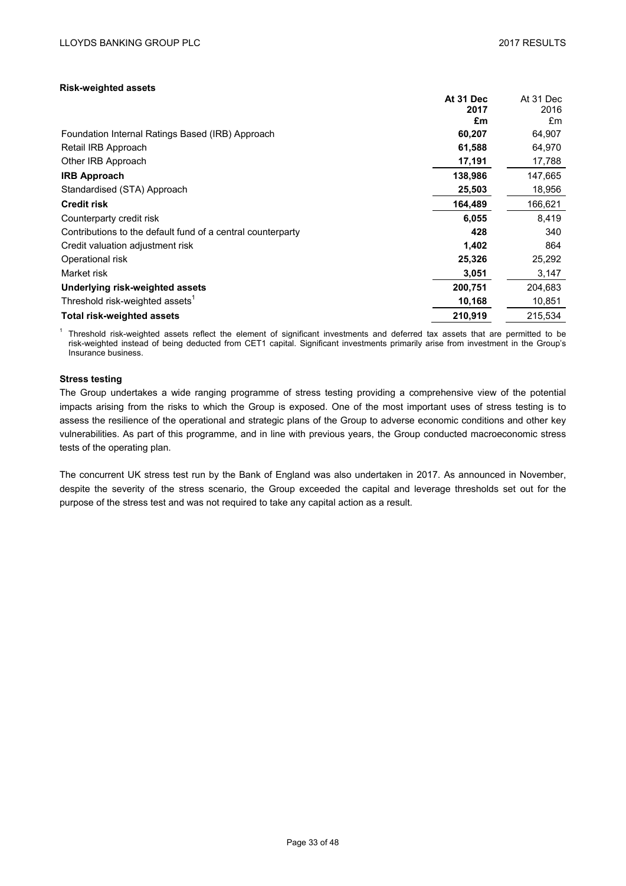**Risk-weighted assets**

| | At 31 Dec 2017 £m | At 31 Dec 2016 £m |
|---|---|---|
| Foundation Internal Ratings Based (IRB) Approach | **60,207** | 64,907 |
| Retail IRB Approach | **61,588** | 64,970 |
| Other IRB Approach | **17,191** | 17,788 |
| **IRB Approach** | **138,986** | 147,665 |
| Standardised (STA) Approach | **25,503** | 18,956 |
| **Credit risk** | **164,489** | 166,621 |
| Counterparty credit risk | **6,055** | 8,419 |
| Contributions to the default fund of a central counterparty | **428** | 340 |
| Credit valuation adjustment risk | **1,402** | 864 |
| Operational risk | **25,326** | 25,292 |
| Market risk | **3,051** | 3,147 |
| **Underlying risk-weighted assets** | **200,751** | 204,683 |
| Threshold risk-weighted assets[1] | **10,168** | 10,851 |
| **Total risk-weighted assets** | **210,919** | 215,534 |

[1] Threshold risk-weighted assets reflect the element of significant investments and deferred tax assets that are permitted to be risk-weighted instead of being deducted from CET1 capital. Significant investments primarily arise from investment in the Group's Insurance business.

**Stress testing**

The Group undertakes a wide ranging programme of stress testing providing a comprehensive view of the potential impacts arising from the risks to which the Group is exposed. One of the most important uses of stress testing is to assess the resilience of the operational and strategic plans of the Group to adverse economic conditions and other key vulnerabilities. As part of this programme, and in line with previous years, the Group conducted macroeconomic stress tests of the operating plan.

The concurrent UK stress test run by the Bank of England was also undertaken in 2017. As announced in November, despite the severity of the stress scenario, the Group exceeded the capital and leverage thresholds set out for the purpose of the stress test and was not required to take any capital action as a result.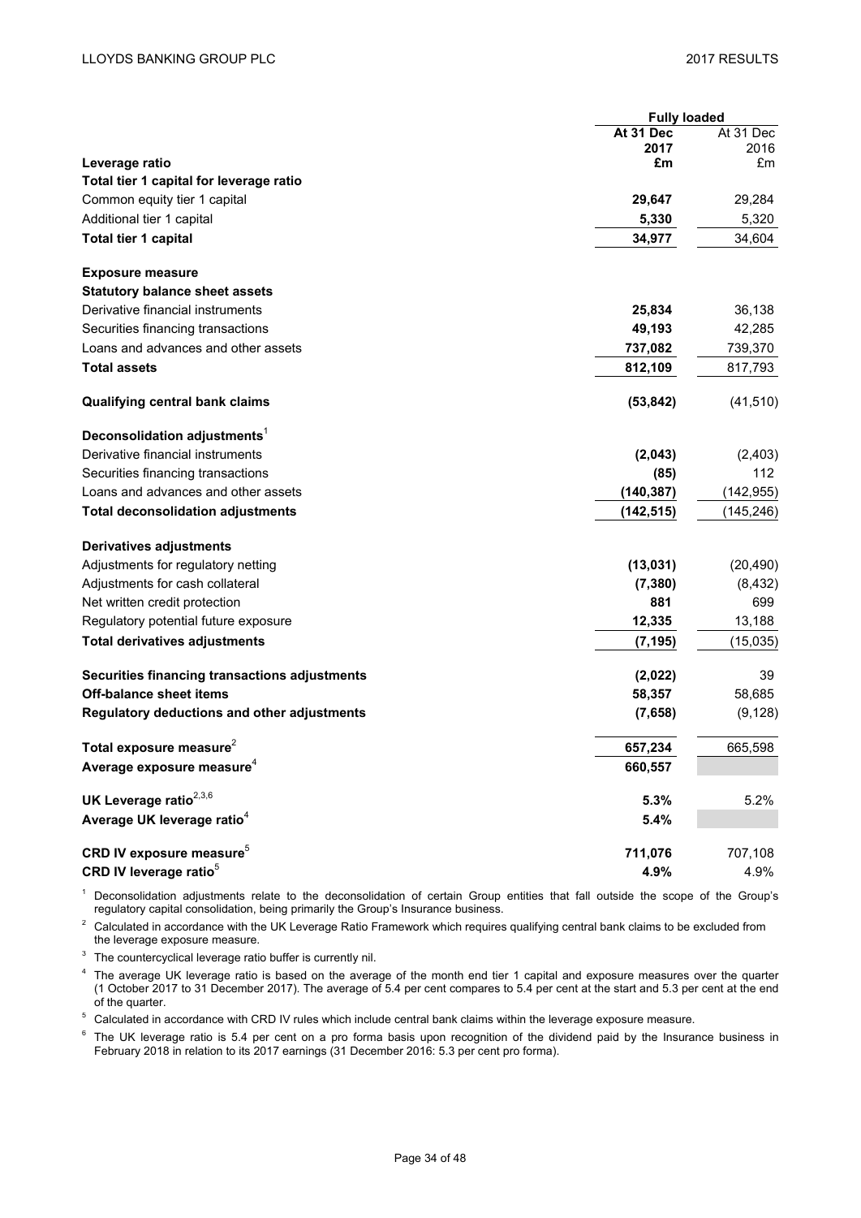| | Fully loaded | |
|---|---|---|
| | **At 31 Dec 2017** | At 31 Dec 2016 |
| **Leverage ratio** | **£m** | £m |
| **Total tier 1 capital for leverage ratio** | | |
| Common equity tier 1 capital | **29,647** | 29,284 |
| Additional tier 1 capital | **5,330** | 5,320 |
| **Total tier 1 capital** | **34,977** | 34,604 |
| | | |
| **Exposure measure** | | |
| **Statutory balance sheet assets** | | |
| Derivative financial instruments | **25,834** | 36,138 |
| Securities financing transactions | **49,193** | 42,285 |
| Loans and advances and other assets | **737,082** | 739,370 |
| **Total assets** | **812,109** | 817,793 |
| | | |
| **Qualifying central bank claims** | **(53,842)** | (41,510) |
| | | |
| **Deconsolidation adjustments**[1] | | |
| Derivative financial instruments | **(2,043)** | (2,403) |
| Securities financing transactions | **(85)** | 112 |
| Loans and advances and other assets | **(140,387)** | (142,955) |
| **Total deconsolidation adjustments** | **(142,515)** | (145,246) |
| | | |
| **Derivatives adjustments** | | |
| Adjustments for regulatory netting | **(13,031)** | (20,490) |
| Adjustments for cash collateral | **(7,380)** | (8,432) |
| Net written credit protection | **881** | 699 |
| Regulatory potential future exposure | **12,335** | 13,188 |
| **Total derivatives adjustments** | **(7,195)** | (15,035) |
| | | |
| **Securities financing transactions adjustments** | **(2,022)** | 39 |
| **Off-balance sheet items** | **58,357** | 58,685 |
| **Regulatory deductions and other adjustments** | **(7,658)** | (9,128) |
| | | |
| **Total exposure measure**[2] | **657,234** | 665,598 |
| **Average exposure measure**[4] | **660,557** | |
| | | |
| **UK Leverage ratio**[2,3,6] | **5.3%** | 5.2% |
| **Average UK leverage ratio**[4] | **5.4%** | |
| | | |
| **CRD IV exposure measure**[5] | **711,076** | 707,108 |
| **CRD IV leverage ratio**[5] | **4.9%** | 4.9% |

[1] Deconsolidation adjustments relate to the deconsolidation of certain Group entities that fall outside the scope of the Group's regulatory capital consolidation, being primarily the Group's Insurance business.

[2] Calculated in accordance with the UK Leverage Ratio Framework which requires qualifying central bank claims to be excluded from the leverage exposure measure.

[3] The countercyclical leverage ratio buffer is currently nil.

[4] The average UK leverage ratio is based on the average of the month end tier 1 capital and exposure measures over the quarter (1 October 2017 to 31 December 2017). The average of 5.4 per cent compares to 5.4 per cent at the start and 5.3 per cent at the end of the quarter.

[5] Calculated in accordance with CRD IV rules which include central bank claims within the leverage exposure measure.

[6] The UK leverage ratio is 5.4 per cent on a pro forma basis upon recognition of the dividend paid by the Insurance business in February 2018 in relation to its 2017 earnings (31 December 2016: 5.3 per cent pro forma).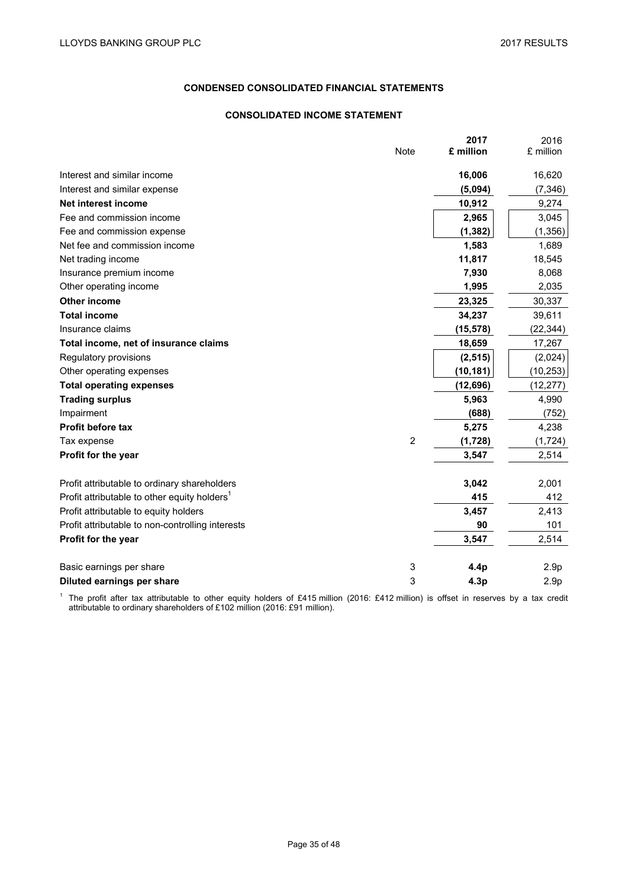## CONDENSED CONSOLIDATED FINANCIAL STATEMENTS

### CONSOLIDATED INCOME STATEMENT

| | Note | **2017 £ million** | 2016 £ million |
|---|---|---|---|
| Interest and similar income | | **16,006** | 16,620 |
| Interest and similar expense | | **(5,094)** | (7,346) |
| **Net interest income** | | **10,912** | 9,274 |
| Fee and commission income | | **2,965** | 3,045 |
| Fee and commission expense | | **(1,382)** | (1,356) |
| Net fee and commission income | | **1,583** | 1,689 |
| Net trading income | | **11,817** | 18,545 |
| Insurance premium income | | **7,930** | 8,068 |
| Other operating income | | **1,995** | 2,035 |
| **Other income** | | **23,325** | 30,337 |
| **Total income** | | **34,237** | 39,611 |
| Insurance claims | | **(15,578)** | (22,344) |
| **Total income, net of insurance claims** | | **18,659** | 17,267 |
| Regulatory provisions | | **(2,515)** | (2,024) |
| Other operating expenses | | **(10,181)** | (10,253) |
| **Total operating expenses** | | **(12,696)** | (12,277) |
| **Trading surplus** | | **5,963** | 4,990 |
| Impairment | | **(688)** | (752) |
| **Profit before tax** | | **5,275** | 4,238 |
| Tax expense | 2 | **(1,728)** | (1,724) |
| **Profit for the year** | | **3,547** | 2,514 |
| | | | |
| Profit attributable to ordinary shareholders | | **3,042** | 2,001 |
| Profit attributable to other equity holders[1] | | **415** | 412 |
| Profit attributable to equity holders | | **3,457** | 2,413 |
| Profit attributable to non-controlling interests | | **90** | 101 |
| **Profit for the year** | | **3,547** | 2,514 |
| | | | |
| Basic earnings per share | 3 | **4.4p** | 2.9p |
| **Diluted earnings per share** | 3 | **4.3p** | 2.9p |

[1] The profit after tax attributable to other equity holders of £415 million (2016: £412 million) is offset in reserves by a tax credit attributable to ordinary shareholders of £102 million (2016: £91 million).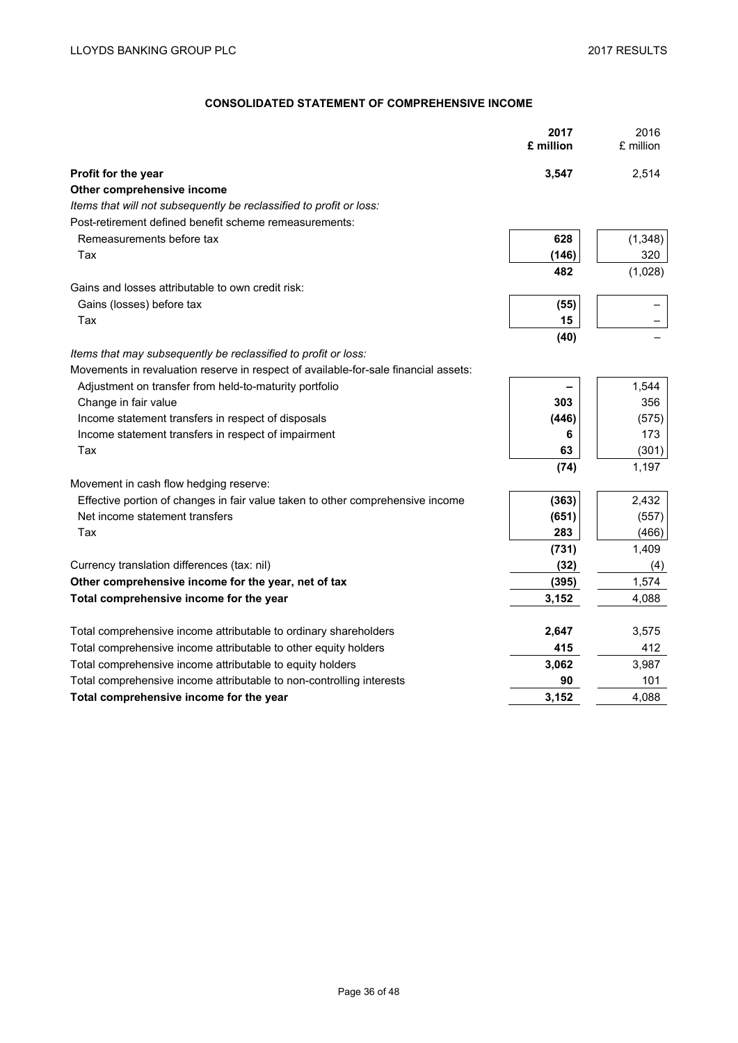## CONSOLIDATED STATEMENT OF COMPREHENSIVE INCOME

| | 2017 £ million | 2016 £ million |
|---|---|---|
| **Profit for the year** | **3,547** | 2,514 |
| **Other comprehensive income** | | |
| *Items that will not subsequently be reclassified to profit or loss:* | | |
| Post-retirement defined benefit scheme remeasurements: | | |
| Remeasurements before tax | **628** | (1,348) |
| Tax | **(146)** | 320 |
| | **482** | (1,028) |
| Gains and losses attributable to own credit risk: | | |
| Gains (losses) before tax | **(55)** | – |
| Tax | **15** | – |
| | **(40)** | – |
| *Items that may subsequently be reclassified to profit or loss:* | | |
| Movements in revaluation reserve in respect of available-for-sale financial assets: | | |
| Adjustment on transfer from held-to-maturity portfolio | **–** | 1,544 |
| Change in fair value | **303** | 356 |
| Income statement transfers in respect of disposals | **(446)** | (575) |
| Income statement transfers in respect of impairment | **6** | 173 |
| Tax | **63** | (301) |
| | **(74)** | 1,197 |
| Movement in cash flow hedging reserve: | | |
| Effective portion of changes in fair value taken to other comprehensive income | **(363)** | 2,432 |
| Net income statement transfers | **(651)** | (557) |
| Tax | **283** | (466) |
| | **(731)** | 1,409 |
| Currency translation differences (tax: nil) | **(32)** | (4) |
| **Other comprehensive income for the year, net of tax** | **(395)** | 1,574 |
| **Total comprehensive income for the year** | **3,152** | 4,088 |
| | | |
| Total comprehensive income attributable to ordinary shareholders | **2,647** | 3,575 |
| Total comprehensive income attributable to other equity holders | **415** | 412 |
| Total comprehensive income attributable to equity holders | **3,062** | 3,987 |
| Total comprehensive income attributable to non-controlling interests | **90** | 101 |
| **Total comprehensive income for the year** | **3,152** | 4,088 |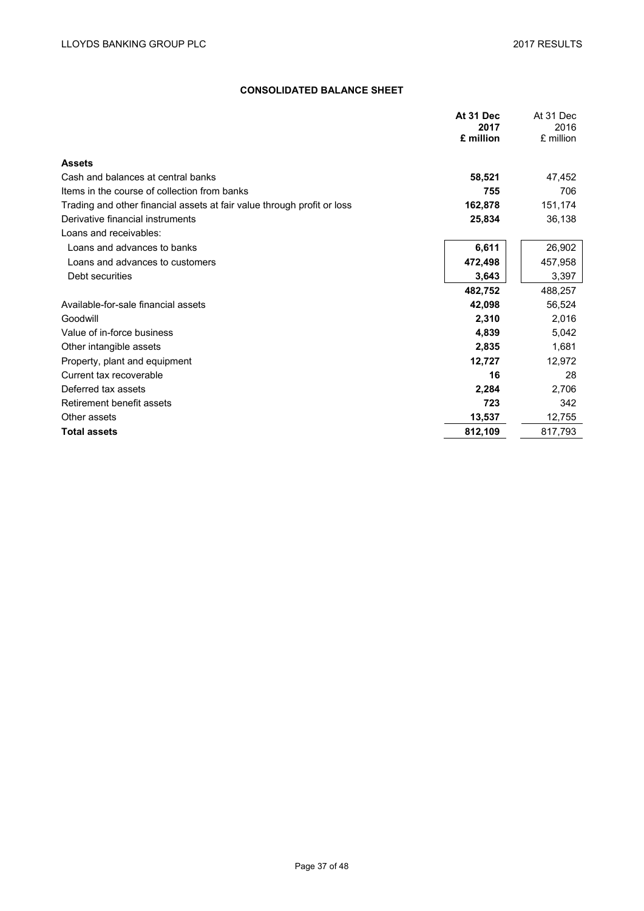## CONSOLIDATED BALANCE SHEET

| | At 31 Dec 2017 £ million | At 31 Dec 2016 £ million |
|---|---|---|
| **Assets** | | |
| Cash and balances at central banks | **58,521** | 47,452 |
| Items in the course of collection from banks | **755** | 706 |
| Trading and other financial assets at fair value through profit or loss | **162,878** | 151,174 |
| Derivative financial instruments | **25,834** | 36,138 |
| Loans and receivables: | | |
| Loans and advances to banks | **6,611** | 26,902 |
| Loans and advances to customers | **472,498** | 457,958 |
| Debt securities | **3,643** | 3,397 |
| | **482,752** | 488,257 |
| Available-for-sale financial assets | **42,098** | 56,524 |
| Goodwill | **2,310** | 2,016 |
| Value of in-force business | **4,839** | 5,042 |
| Other intangible assets | **2,835** | 1,681 |
| Property, plant and equipment | **12,727** | 12,972 |
| Current tax recoverable | **16** | 28 |
| Deferred tax assets | **2,284** | 2,706 |
| Retirement benefit assets | **723** | 342 |
| Other assets | **13,537** | 12,755 |
| **Total assets** | **812,109** | 817,793 |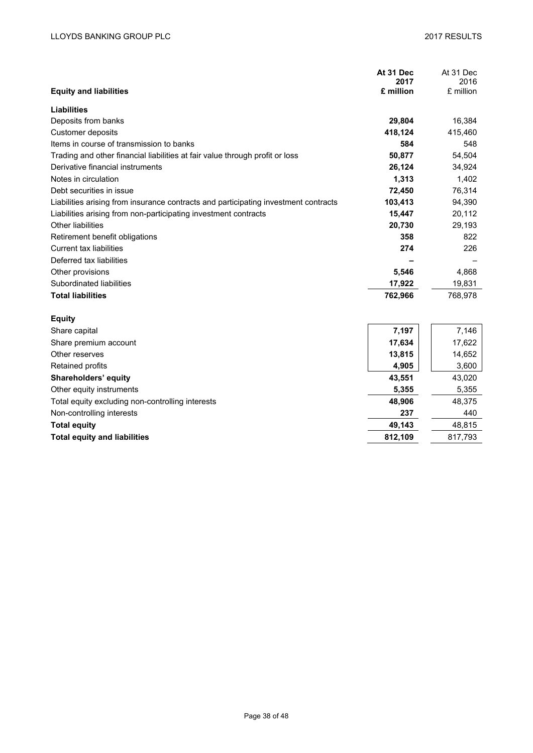| **Equity and liabilities** | **At 31 Dec 2017 £ million** | At 31 Dec 2016 £ million |
|---|---|---|
| **Liabilities** | | |
| Deposits from banks | **29,804** | 16,384 |
| Customer deposits | **418,124** | 415,460 |
| Items in course of transmission to banks | **584** | 548 |
| Trading and other financial liabilities at fair value through profit or loss | **50,877** | 54,504 |
| Derivative financial instruments | **26,124** | 34,924 |
| Notes in circulation | **1,313** | 1,402 |
| Debt securities in issue | **72,450** | 76,314 |
| Liabilities arising from insurance contracts and participating investment contracts | **103,413** | 94,390 |
| Liabilities arising from non-participating investment contracts | **15,447** | 20,112 |
| Other liabilities | **20,730** | 29,193 |
| Retirement benefit obligations | **358** | 822 |
| Current tax liabilities | **274** | 226 |
| Deferred tax liabilities | **–** | – |
| Other provisions | **5,546** | 4,868 |
| Subordinated liabilities | **17,922** | 19,831 |
| **Total liabilities** | **762,966** | 768,978 |
| **Equity** | | |
| Share capital | **7,197** | 7,146 |
| Share premium account | **17,634** | 17,622 |
| Other reserves | **13,815** | 14,652 |
| Retained profits | **4,905** | 3,600 |
| **Shareholders' equity** | **43,551** | 43,020 |
| Other equity instruments | **5,355** | 5,355 |
| Total equity excluding non-controlling interests | **48,906** | 48,375 |
| Non-controlling interests | **237** | 440 |
| **Total equity** | **49,143** | 48,815 |
| **Total equity and liabilities** | **812,109** | 817,793 |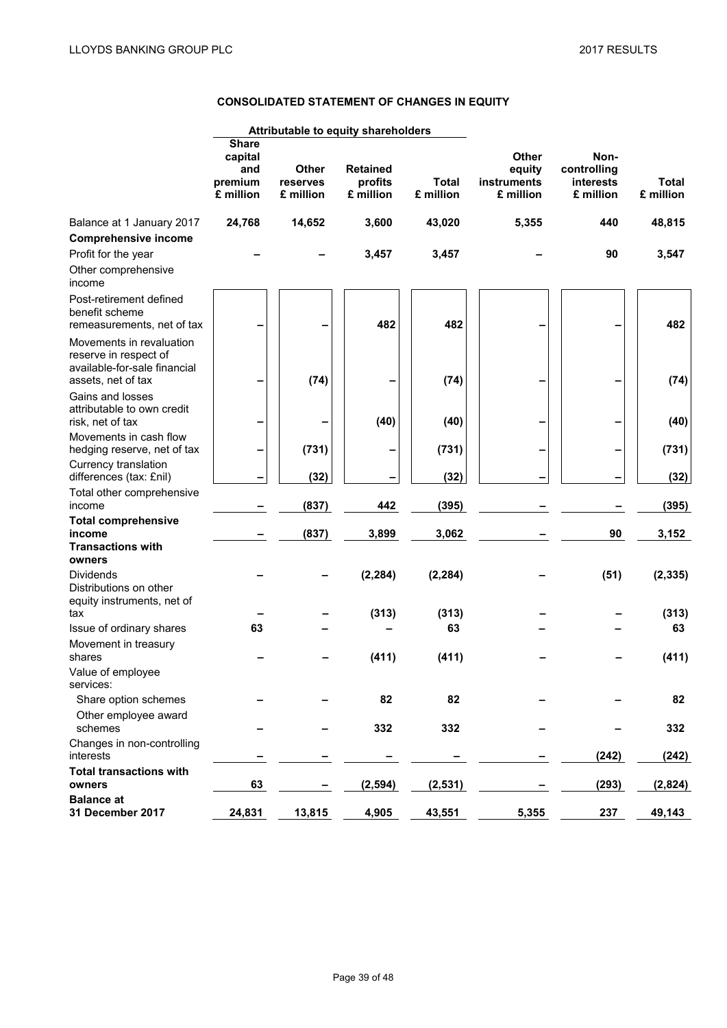## CONSOLIDATED STATEMENT OF CHANGES IN EQUITY

| | Attributable to equity shareholders | | | | | | |
|---|---|---|---|---|---|---|---|
| | Share capital and premium £ million | Other reserves £ million | Retained profits £ million | Total £ million | Other equity instruments £ million | Non-controlling interests £ million | Total £ million |
| Balance at 1 January 2017 | **24,768** | **14,652** | **3,600** | **43,020** | **5,355** | **440** | **48,815** |
| **Comprehensive income** | | | | | | | |
| Profit for the year | – | – | 3,457 | 3,457 | – | 90 | 3,547 |
| Other comprehensive income | | | | | | | |
| Post-retirement defined benefit scheme remeasurements, net of tax | – | – | 482 | 482 | – | – | 482 |
| Movements in revaluation reserve in respect of available-for-sale financial assets, net of tax | – | (74) | – | (74) | – | – | (74) |
| Gains and losses attributable to own credit risk, net of tax | – | – | (40) | (40) | – | – | (40) |
| Movements in cash flow hedging reserve, net of tax | – | (731) | – | (731) | – | – | (731) |
| Currency translation differences (tax: £nil) | – | (32) | – | (32) | – | – | (32) |
| Total other comprehensive income | – | (837) | 442 | (395) | – | – | (395) |
| **Total comprehensive income** | – | (837) | 3,899 | 3,062 | – | 90 | 3,152 |
| **Transactions with owners** | | | | | | | |
| Dividends | – | – | (2,284) | (2,284) | – | (51) | (2,335) |
| Distributions on other equity instruments, net of tax | – | – | (313) | (313) | – | – | (313) |
| Issue of ordinary shares | 63 | – | – | 63 | – | – | 63 |
| Movement in treasury shares | – | – | (411) | (411) | – | – | (411) |
| Value of employee services: | | | | | | | |
| Share option schemes | – | – | 82 | 82 | – | – | 82 |
| Other employee award schemes | – | – | 332 | 332 | – | – | 332 |
| Changes in non-controlling interests | – | – | – | – | – | (242) | (242) |
| **Total transactions with owners** | 63 | – | (2,594) | (2,531) | – | (293) | (2,824) |
| **Balance at 31 December 2017** | **24,831** | **13,815** | **4,905** | **43,551** | **5,355** | **237** | **49,143** |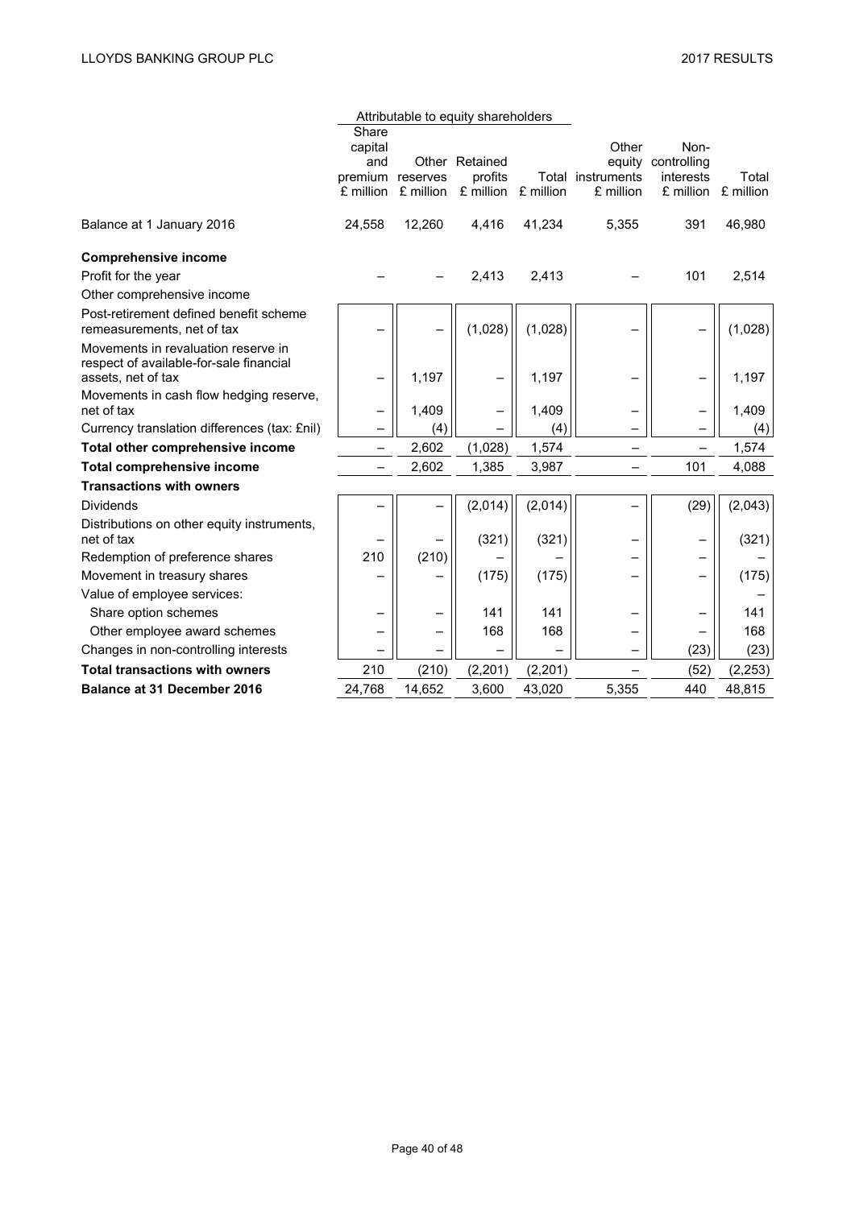| | Attributable to equity shareholders | | | | | | |
|---|---|---|---|---|---|---|---|
| | Share capital and premium £ million | Other reserves £ million | Retained profits £ million | Total £ million | Other equity instruments £ million | Non-controlling interests £ million | Total £ million |
| Balance at 1 January 2016 | 24,558 | 12,260 | 4,416 | 41,234 | 5,355 | 391 | 46,980 |
| **Comprehensive income** | | | | | | | |
| Profit for the year | – | – | 2,413 | 2,413 | – | 101 | 2,514 |
| Other comprehensive income | | | | | | | |
| Post-retirement defined benefit scheme remeasurements, net of tax | – | – | (1,028) | (1,028) | – | – | (1,028) |
| Movements in revaluation reserve in respect of available-for-sale financial assets, net of tax | – | 1,197 | – | 1,197 | – | – | 1,197 |
| Movements in cash flow hedging reserve, net of tax | – | 1,409 | – | 1,409 | – | – | 1,409 |
| Currency translation differences (tax: £nil) | – | (4) | – | (4) | – | – | (4) |
| **Total other comprehensive income** | – | 2,602 | (1,028) | 1,574 | – | – | 1,574 |
| **Total comprehensive income** | – | 2,602 | 1,385 | 3,987 | – | 101 | 4,088 |
| **Transactions with owners** | | | | | | | |
| Dividends | – | – | (2,014) | (2,014) | – | (29) | (2,043) |
| Distributions on other equity instruments, net of tax | – | – | (321) | (321) | – | – | (321) |
| Redemption of preference shares | 210 | (210) | – | – | – | – | – |
| Movement in treasury shares | – | – | (175) | (175) | – | – | (175) |
| Value of employee services: | | | | | | | – |
| Share option schemes | – | – | 141 | 141 | – | – | 141 |
| Other employee award schemes | – | – | 168 | 168 | – | – | 168 |
| Changes in non-controlling interests | – | – | – | – | – | (23) | (23) |
| **Total transactions with owners** | 210 | (210) | (2,201) | (2,201) | – | (52) | (2,253) |
| **Balance at 31 December 2016** | 24,768 | 14,652 | 3,600 | 43,020 | 5,355 | 440 | 48,815 |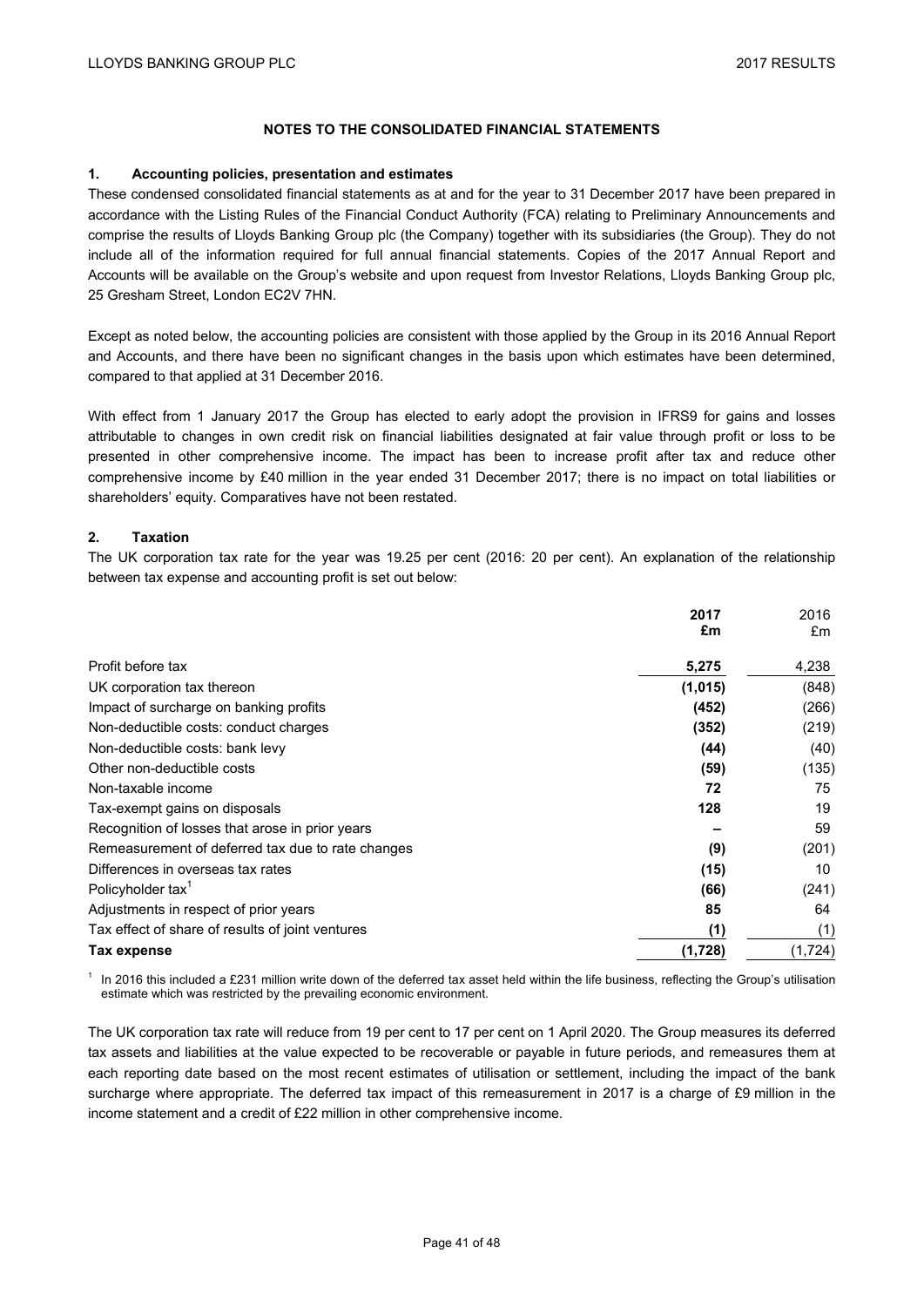# NOTES TO THE CONSOLIDATED FINANCIAL STATEMENTS

## 1. Accounting policies, presentation and estimates

These condensed consolidated financial statements as at and for the year to 31 December 2017 have been prepared in accordance with the Listing Rules of the Financial Conduct Authority (FCA) relating to Preliminary Announcements and comprise the results of Lloyds Banking Group plc (the Company) together with its subsidiaries (the Group). They do not include all of the information required for full annual financial statements. Copies of the 2017 Annual Report and Accounts will be available on the Group's website and upon request from Investor Relations, Lloyds Banking Group plc, 25 Gresham Street, London EC2V 7HN.

Except as noted below, the accounting policies are consistent with those applied by the Group in its 2016 Annual Report and Accounts, and there have been no significant changes in the basis upon which estimates have been determined, compared to that applied at 31 December 2016.

With effect from 1 January 2017 the Group has elected to early adopt the provision in IFRS9 for gains and losses attributable to changes in own credit risk on financial liabilities designated at fair value through profit or loss to be presented in other comprehensive income. The impact has been to increase profit after tax and reduce other comprehensive income by £40 million in the year ended 31 December 2017; there is no impact on total liabilities or shareholders' equity. Comparatives have not been restated.

## 2. Taxation

The UK corporation tax rate for the year was 19.25 per cent (2016: 20 per cent). An explanation of the relationship between tax expense and accounting profit is set out below:

| | **2017 £m** | 2016 £m |
|---|---|---|
| Profit before tax | **5,275** | 4,238 |
| UK corporation tax thereon | **(1,015)** | (848) |
| Impact of surcharge on banking profits | **(452)** | (266) |
| Non-deductible costs: conduct charges | **(352)** | (219) |
| Non-deductible costs: bank levy | **(44)** | (40) |
| Other non-deductible costs | **(59)** | (135) |
| Non-taxable income | **72** | 75 |
| Tax-exempt gains on disposals | **128** | 19 |
| Recognition of losses that arose in prior years | **–** | 59 |
| Remeasurement of deferred tax due to rate changes | **(9)** | (201) |
| Differences in overseas tax rates | **(15)** | 10 |
| Policyholder tax[1] | **(66)** | (241) |
| Adjustments in respect of prior years | **85** | 64 |
| Tax effect of share of results of joint ventures | **(1)** | (1) |
| **Tax expense** | **(1,728)** | (1,724) |

[1] In 2016 this included a £231 million write down of the deferred tax asset held within the life business, reflecting the Group's utilisation estimate which was restricted by the prevailing economic environment.

The UK corporation tax rate will reduce from 19 per cent to 17 per cent on 1 April 2020. The Group measures its deferred tax assets and liabilities at the value expected to be recoverable or payable in future periods, and remeasures them at each reporting date based on the most recent estimates of utilisation or settlement, including the impact of the bank surcharge where appropriate. The deferred tax impact of this remeasurement in 2017 is a charge of £9 million in the income statement and a credit of £22 million in other comprehensive income.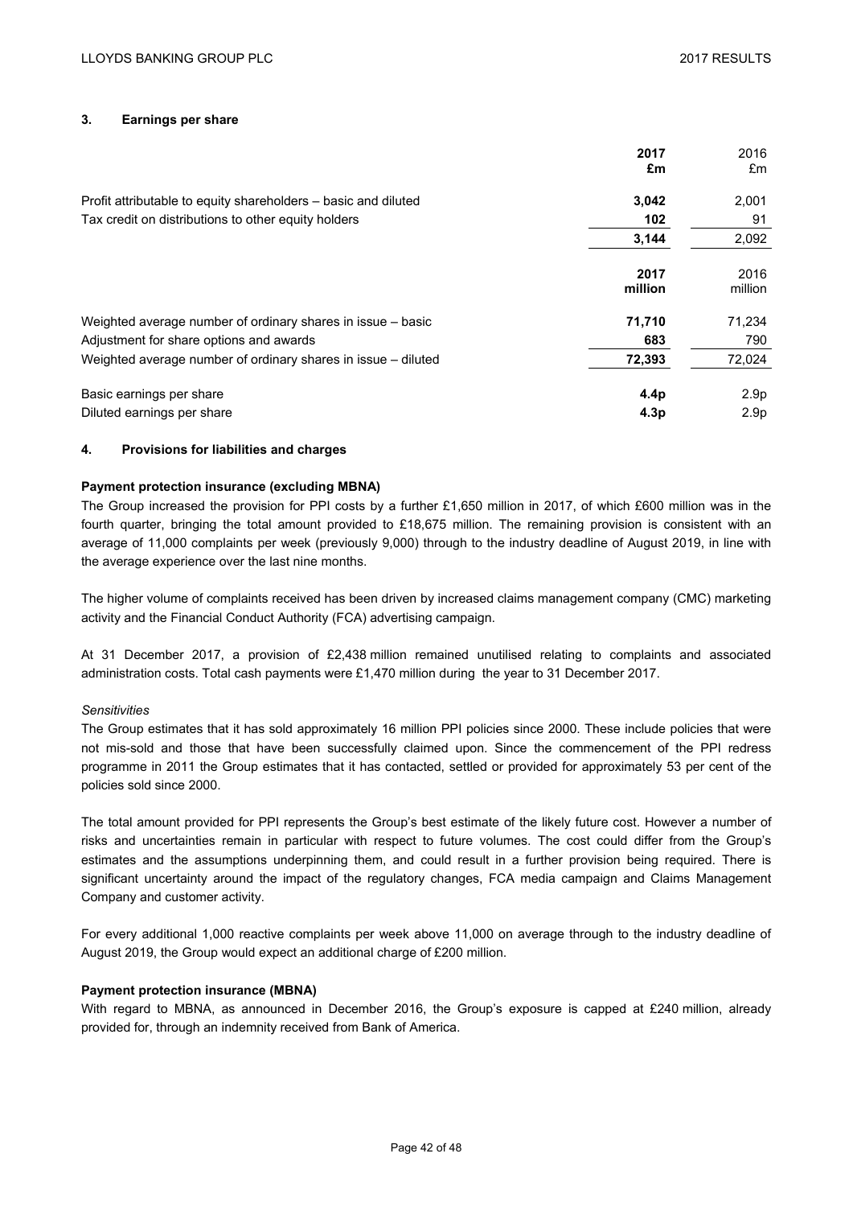### 3. Earnings per share

| | 2017 £m | 2016 £m |
|---|---|---|
| Profit attributable to equity shareholders – basic and diluted | **3,042** | 2,001 |
| Tax credit on distributions to other equity holders | **102** | 91 |
| | **3,144** | 2,092 |

| | 2017 million | 2016 million |
|---|---|---|
| Weighted average number of ordinary shares in issue – basic | **71,710** | 71,234 |
| Adjustment for share options and awards | **683** | 790 |
| Weighted average number of ordinary shares in issue – diluted | **72,393** | 72,024 |
| | | |
| Basic earnings per share | **4.4p** | 2.9p |
| Diluted earnings per share | **4.3p** | 2.9p |

### 4. Provisions for liabilities and charges

**Payment protection insurance (excluding MBNA)**

The Group increased the provision for PPI costs by a further £1,650 million in 2017, of which £600 million was in the fourth quarter, bringing the total amount provided to £18,675 million. The remaining provision is consistent with an average of 11,000 complaints per week (previously 9,000) through to the industry deadline of August 2019, in line with the average experience over the last nine months.

The higher volume of complaints received has been driven by increased claims management company (CMC) marketing activity and the Financial Conduct Authority (FCA) advertising campaign.

At 31 December 2017, a provision of £2,438 million remained unutilised relating to complaints and associated administration costs. Total cash payments were £1,470 million during the year to 31 December 2017.

*Sensitivities*

The Group estimates that it has sold approximately 16 million PPI policies since 2000. These include policies that were not mis-sold and those that have been successfully claimed upon. Since the commencement of the PPI redress programme in 2011 the Group estimates that it has contacted, settled or provided for approximately 53 per cent of the policies sold since 2000.

The total amount provided for PPI represents the Group's best estimate of the likely future cost. However a number of risks and uncertainties remain in particular with respect to future volumes. The cost could differ from the Group's estimates and the assumptions underpinning them, and could result in a further provision being required. There is significant uncertainty around the impact of the regulatory changes, FCA media campaign and Claims Management Company and customer activity.

For every additional 1,000 reactive complaints per week above 11,000 on average through to the industry deadline of August 2019, the Group would expect an additional charge of £200 million.

**Payment protection insurance (MBNA)**

With regard to MBNA, as announced in December 2016, the Group's exposure is capped at £240 million, already provided for, through an indemnity received from Bank of America.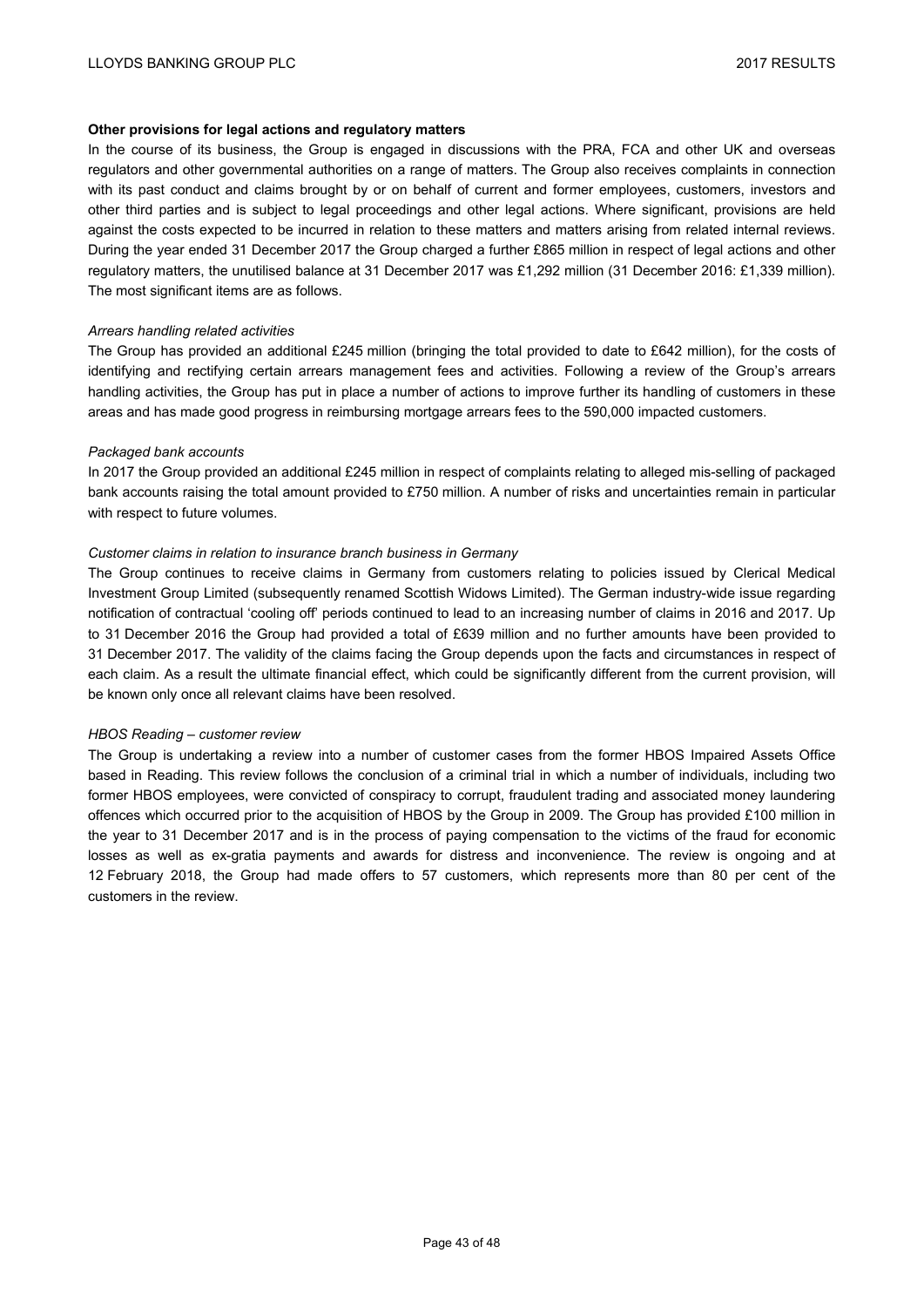**Other provisions for legal actions and regulatory matters**

In the course of its business, the Group is engaged in discussions with the PRA, FCA and other UK and overseas regulators and other governmental authorities on a range of matters. The Group also receives complaints in connection with its past conduct and claims brought by or on behalf of current and former employees, customers, investors and other third parties and is subject to legal proceedings and other legal actions. Where significant, provisions are held against the costs expected to be incurred in relation to these matters and matters arising from related internal reviews. During the year ended 31 December 2017 the Group charged a further £865 million in respect of legal actions and other regulatory matters, the unutilised balance at 31 December 2017 was £1,292 million (31 December 2016: £1,339 million). The most significant items are as follows.

*Arrears handling related activities*

The Group has provided an additional £245 million (bringing the total provided to date to £642 million), for the costs of identifying and rectifying certain arrears management fees and activities. Following a review of the Group's arrears handling activities, the Group has put in place a number of actions to improve further its handling of customers in these areas and has made good progress in reimbursing mortgage arrears fees to the 590,000 impacted customers.

*Packaged bank accounts*

In 2017 the Group provided an additional £245 million in respect of complaints relating to alleged mis-selling of packaged bank accounts raising the total amount provided to £750 million. A number of risks and uncertainties remain in particular with respect to future volumes.

*Customer claims in relation to insurance branch business in Germany*

The Group continues to receive claims in Germany from customers relating to policies issued by Clerical Medical Investment Group Limited (subsequently renamed Scottish Widows Limited). The German industry-wide issue regarding notification of contractual 'cooling off' periods continued to lead to an increasing number of claims in 2016 and 2017. Up to 31 December 2016 the Group had provided a total of £639 million and no further amounts have been provided to 31 December 2017. The validity of the claims facing the Group depends upon the facts and circumstances in respect of each claim. As a result the ultimate financial effect, which could be significantly different from the current provision, will be known only once all relevant claims have been resolved.

*HBOS Reading – customer review*

The Group is undertaking a review into a number of customer cases from the former HBOS Impaired Assets Office based in Reading. This review follows the conclusion of a criminal trial in which a number of individuals, including two former HBOS employees, were convicted of conspiracy to corrupt, fraudulent trading and associated money laundering offences which occurred prior to the acquisition of HBOS by the Group in 2009. The Group has provided £100 million in the year to 31 December 2017 and is in the process of paying compensation to the victims of the fraud for economic losses as well as ex-gratia payments and awards for distress and inconvenience. The review is ongoing and at 12 February 2018, the Group had made offers to 57 customers, which represents more than 80 per cent of the customers in the review.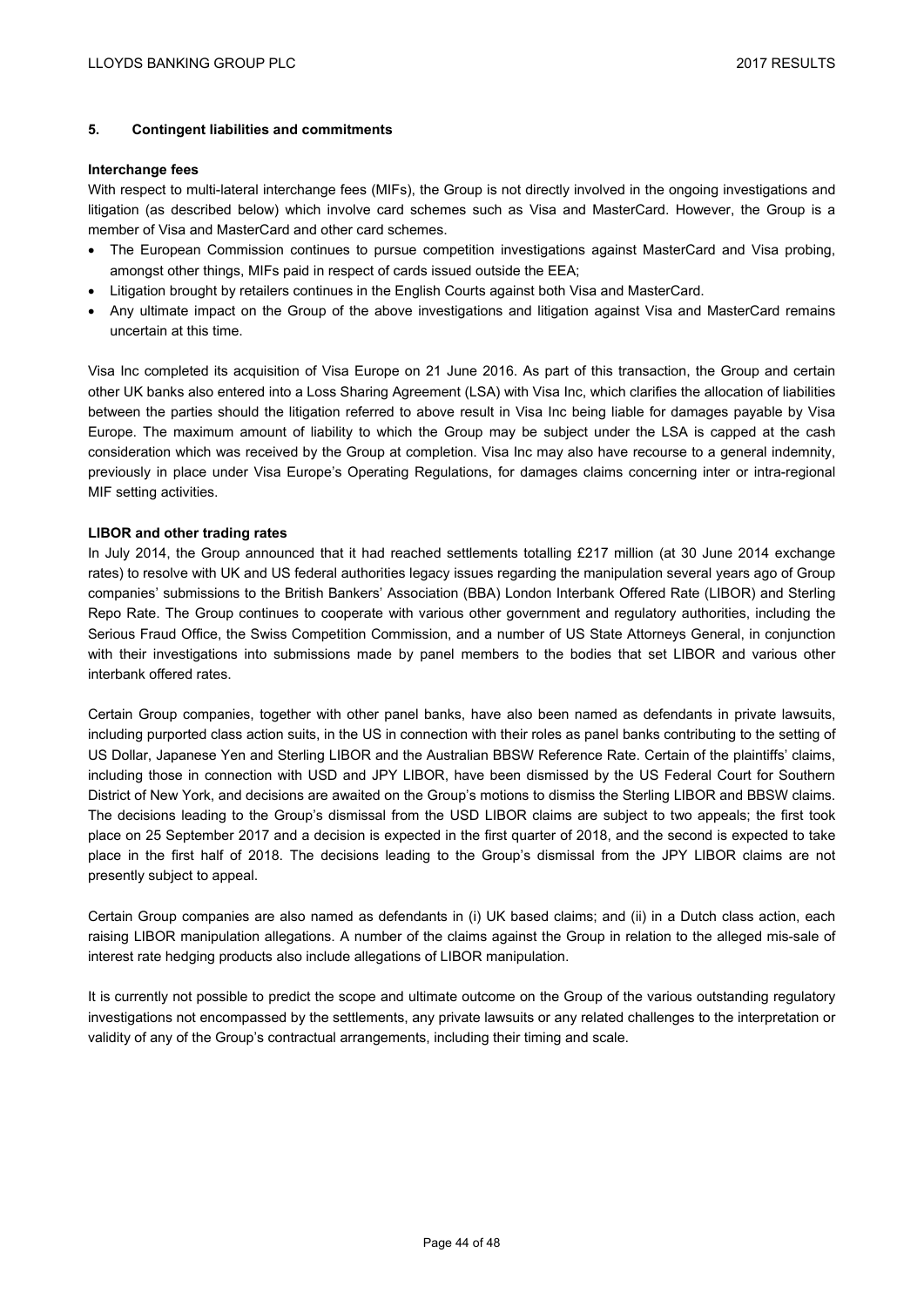## 5. Contingent liabilities and commitments

**Interchange fees**

With respect to multi-lateral interchange fees (MIFs), the Group is not directly involved in the ongoing investigations and litigation (as described below) which involve card schemes such as Visa and MasterCard. However, the Group is a member of Visa and MasterCard and other card schemes.

- The European Commission continues to pursue competition investigations against MasterCard and Visa probing, amongst other things, MIFs paid in respect of cards issued outside the EEA;
- Litigation brought by retailers continues in the English Courts against both Visa and MasterCard.
- Any ultimate impact on the Group of the above investigations and litigation against Visa and MasterCard remains uncertain at this time.

Visa Inc completed its acquisition of Visa Europe on 21 June 2016. As part of this transaction, the Group and certain other UK banks also entered into a Loss Sharing Agreement (LSA) with Visa Inc, which clarifies the allocation of liabilities between the parties should the litigation referred to above result in Visa Inc being liable for damages payable by Visa Europe. The maximum amount of liability to which the Group may be subject under the LSA is capped at the cash consideration which was received by the Group at completion. Visa Inc may also have recourse to a general indemnity, previously in place under Visa Europe's Operating Regulations, for damages claims concerning inter or intra-regional MIF setting activities.

**LIBOR and other trading rates**

In July 2014, the Group announced that it had reached settlements totalling £217 million (at 30 June 2014 exchange rates) to resolve with UK and US federal authorities legacy issues regarding the manipulation several years ago of Group companies' submissions to the British Bankers' Association (BBA) London Interbank Offered Rate (LIBOR) and Sterling Repo Rate. The Group continues to cooperate with various other government and regulatory authorities, including the Serious Fraud Office, the Swiss Competition Commission, and a number of US State Attorneys General, in conjunction with their investigations into submissions made by panel members to the bodies that set LIBOR and various other interbank offered rates.

Certain Group companies, together with other panel banks, have also been named as defendants in private lawsuits, including purported class action suits, in the US in connection with their roles as panel banks contributing to the setting of US Dollar, Japanese Yen and Sterling LIBOR and the Australian BBSW Reference Rate. Certain of the plaintiffs' claims, including those in connection with USD and JPY LIBOR, have been dismissed by the US Federal Court for Southern District of New York, and decisions are awaited on the Group's motions to dismiss the Sterling LIBOR and BBSW claims. The decisions leading to the Group's dismissal from the USD LIBOR claims are subject to two appeals; the first took place on 25 September 2017 and a decision is expected in the first quarter of 2018, and the second is expected to take place in the first half of 2018. The decisions leading to the Group's dismissal from the JPY LIBOR claims are not presently subject to appeal.

Certain Group companies are also named as defendants in (i) UK based claims; and (ii) in a Dutch class action, each raising LIBOR manipulation allegations. A number of the claims against the Group in relation to the alleged mis-sale of interest rate hedging products also include allegations of LIBOR manipulation.

It is currently not possible to predict the scope and ultimate outcome on the Group of the various outstanding regulatory investigations not encompassed by the settlements, any private lawsuits or any related challenges to the interpretation or validity of any of the Group's contractual arrangements, including their timing and scale.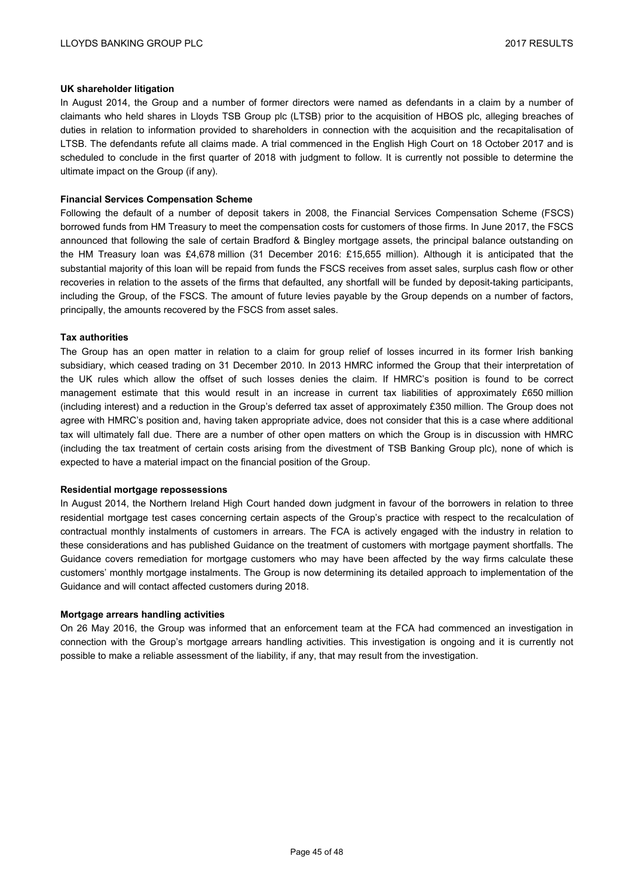**UK shareholder litigation**

In August 2014, the Group and a number of former directors were named as defendants in a claim by a number of claimants who held shares in Lloyds TSB Group plc (LTSB) prior to the acquisition of HBOS plc, alleging breaches of duties in relation to information provided to shareholders in connection with the acquisition and the recapitalisation of LTSB. The defendants refute all claims made. A trial commenced in the English High Court on 18 October 2017 and is scheduled to conclude in the first quarter of 2018 with judgment to follow. It is currently not possible to determine the ultimate impact on the Group (if any).

**Financial Services Compensation Scheme**

Following the default of a number of deposit takers in 2008, the Financial Services Compensation Scheme (FSCS) borrowed funds from HM Treasury to meet the compensation costs for customers of those firms. In June 2017, the FSCS announced that following the sale of certain Bradford & Bingley mortgage assets, the principal balance outstanding on the HM Treasury loan was £4,678 million (31 December 2016: £15,655 million). Although it is anticipated that the substantial majority of this loan will be repaid from funds the FSCS receives from asset sales, surplus cash flow or other recoveries in relation to the assets of the firms that defaulted, any shortfall will be funded by deposit-taking participants, including the Group, of the FSCS. The amount of future levies payable by the Group depends on a number of factors, principally, the amounts recovered by the FSCS from asset sales.

**Tax authorities**

The Group has an open matter in relation to a claim for group relief of losses incurred in its former Irish banking subsidiary, which ceased trading on 31 December 2010. In 2013 HMRC informed the Group that their interpretation of the UK rules which allow the offset of such losses denies the claim. If HMRC's position is found to be correct management estimate that this would result in an increase in current tax liabilities of approximately £650 million (including interest) and a reduction in the Group's deferred tax asset of approximately £350 million. The Group does not agree with HMRC's position and, having taken appropriate advice, does not consider that this is a case where additional tax will ultimately fall due. There are a number of other open matters on which the Group is in discussion with HMRC (including the tax treatment of certain costs arising from the divestment of TSB Banking Group plc), none of which is expected to have a material impact on the financial position of the Group.

**Residential mortgage repossessions**

In August 2014, the Northern Ireland High Court handed down judgment in favour of the borrowers in relation to three residential mortgage test cases concerning certain aspects of the Group's practice with respect to the recalculation of contractual monthly instalments of customers in arrears. The FCA is actively engaged with the industry in relation to these considerations and has published Guidance on the treatment of customers with mortgage payment shortfalls. The Guidance covers remediation for mortgage customers who may have been affected by the way firms calculate these customers' monthly mortgage instalments. The Group is now determining its detailed approach to implementation of the Guidance and will contact affected customers during 2018.

**Mortgage arrears handling activities**

On 26 May 2016, the Group was informed that an enforcement team at the FCA had commenced an investigation in connection with the Group's mortgage arrears handling activities. This investigation is ongoing and it is currently not possible to make a reliable assessment of the liability, if any, that may result from the investigation.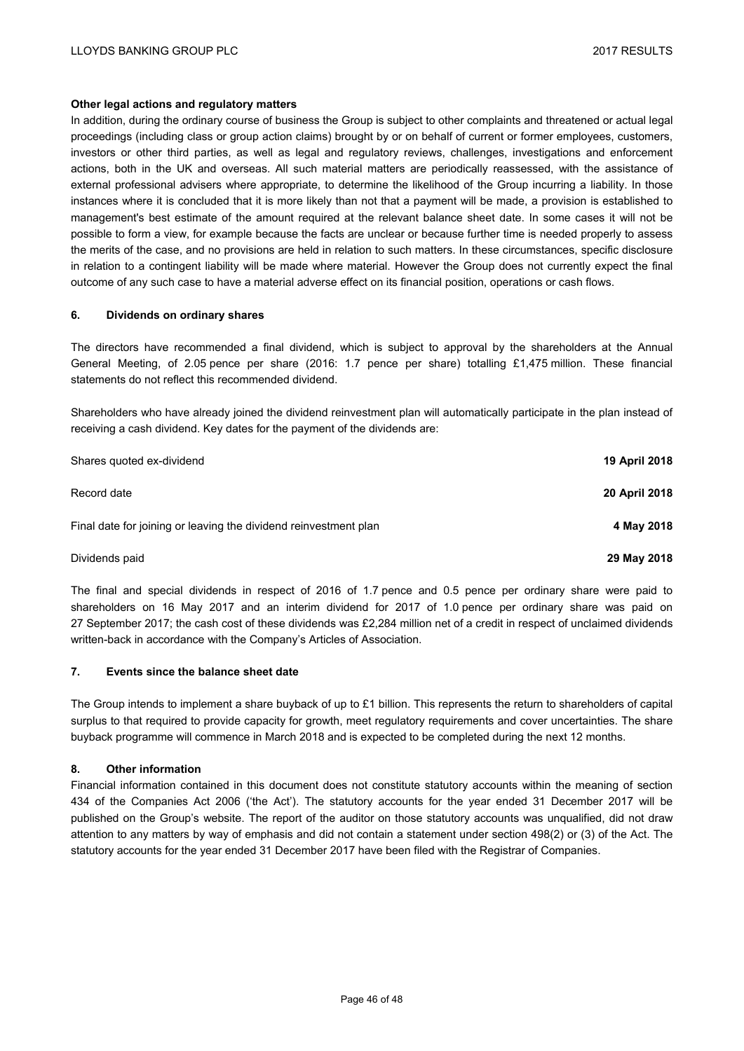**Other legal actions and regulatory matters**

In addition, during the ordinary course of business the Group is subject to other complaints and threatened or actual legal proceedings (including class or group action claims) brought by or on behalf of current or former employees, customers, investors or other third parties, as well as legal and regulatory reviews, challenges, investigations and enforcement actions, both in the UK and overseas. All such material matters are periodically reassessed, with the assistance of external professional advisers where appropriate, to determine the likelihood of the Group incurring a liability. In those instances where it is concluded that it is more likely than not that a payment will be made, a provision is established to management's best estimate of the amount required at the relevant balance sheet date. In some cases it will not be possible to form a view, for example because the facts are unclear or because further time is needed properly to assess the merits of the case, and no provisions are held in relation to such matters. In these circumstances, specific disclosure in relation to a contingent liability will be made where material. However the Group does not currently expect the final outcome of any such case to have a material adverse effect on its financial position, operations or cash flows.

## 6. Dividends on ordinary shares

The directors have recommended a final dividend, which is subject to approval by the shareholders at the Annual General Meeting, of 2.05 pence per share (2016: 1.7 pence per share) totalling £1,475 million. These financial statements do not reflect this recommended dividend.

Shareholders who have already joined the dividend reinvestment plan will automatically participate in the plan instead of receiving a cash dividend. Key dates for the payment of the dividends are:

| | |
|---|---|
| Shares quoted ex-dividend | **19 April 2018** |
| Record date | **20 April 2018** |
| Final date for joining or leaving the dividend reinvestment plan | **4 May 2018** |
| Dividends paid | **29 May 2018** |

The final and special dividends in respect of 2016 of 1.7 pence and 0.5 pence per ordinary share were paid to shareholders on 16 May 2017 and an interim dividend for 2017 of 1.0 pence per ordinary share was paid on 27 September 2017; the cash cost of these dividends was £2,284 million net of a credit in respect of unclaimed dividends written-back in accordance with the Company's Articles of Association.

## 7. Events since the balance sheet date

The Group intends to implement a share buyback of up to £1 billion. This represents the return to shareholders of capital surplus to that required to provide capacity for growth, meet regulatory requirements and cover uncertainties. The share buyback programme will commence in March 2018 and is expected to be completed during the next 12 months.

## 8. Other information

Financial information contained in this document does not constitute statutory accounts within the meaning of section 434 of the Companies Act 2006 ('the Act'). The statutory accounts for the year ended 31 December 2017 will be published on the Group's website. The report of the auditor on those statutory accounts was unqualified, did not draw attention to any matters by way of emphasis and did not contain a statement under section 498(2) or (3) of the Act. The statutory accounts for the year ended 31 December 2017 have been filed with the Registrar of Companies.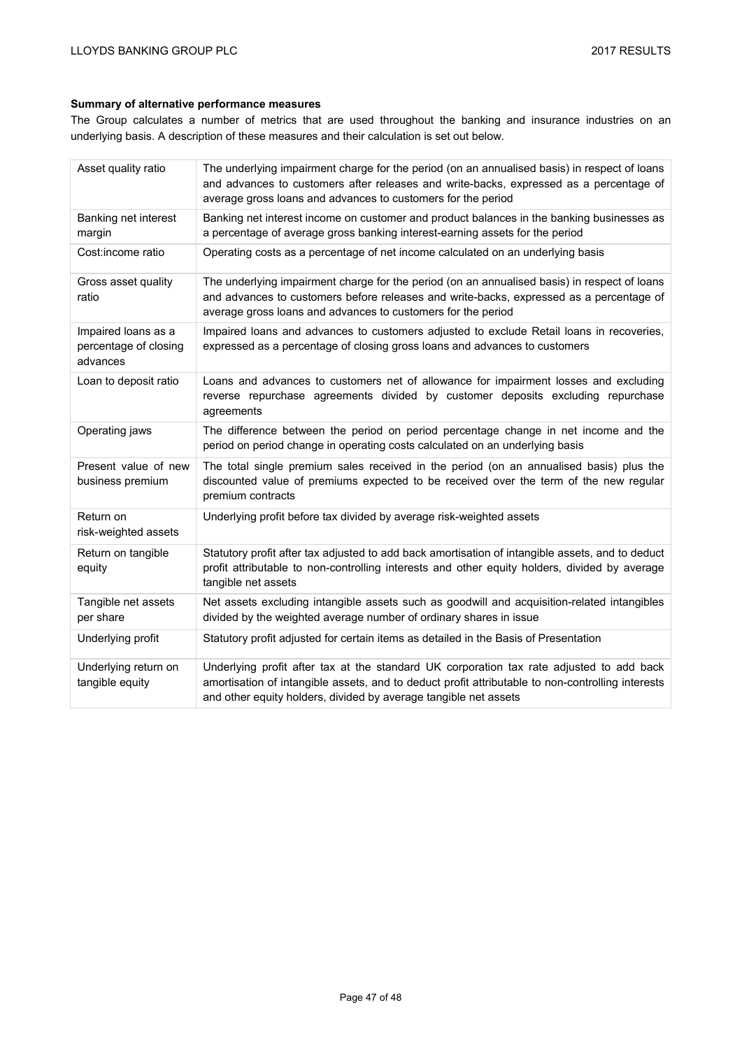**Summary of alternative performance measures**

The Group calculates a number of metrics that are used throughout the banking and insurance industries on an underlying basis. A description of these measures and their calculation is set out below.

| | |
|---|---|
| Asset quality ratio | The underlying impairment charge for the period (on an annualised basis) in respect of loans and advances to customers after releases and write-backs, expressed as a percentage of average gross loans and advances to customers for the period |
| Banking net interest margin | Banking net interest income on customer and product balances in the banking businesses as a percentage of average gross banking interest-earning assets for the period |
| Cost:income ratio | Operating costs as a percentage of net income calculated on an underlying basis |
| Gross asset quality ratio | The underlying impairment charge for the period (on an annualised basis) in respect of loans and advances to customers before releases and write-backs, expressed as a percentage of average gross loans and advances to customers for the period |
| Impaired loans as a percentage of closing advances | Impaired loans and advances to customers adjusted to exclude Retail loans in recoveries, expressed as a percentage of closing gross loans and advances to customers |
| Loan to deposit ratio | Loans and advances to customers net of allowance for impairment losses and excluding reverse repurchase agreements divided by customer deposits excluding repurchase agreements |
| Operating jaws | The difference between the period on period percentage change in net income and the period on period change in operating costs calculated on an underlying basis |
| Present value of new business premium | The total single premium sales received in the period (on an annualised basis) plus the discounted value of premiums expected to be received over the term of the new regular premium contracts |
| Return on risk-weighted assets | Underlying profit before tax divided by average risk-weighted assets |
| Return on tangible equity | Statutory profit after tax adjusted to add back amortisation of intangible assets, and to deduct profit attributable to non-controlling interests and other equity holders, divided by average tangible net assets |
| Tangible net assets per share | Net assets excluding intangible assets such as goodwill and acquisition-related intangibles divided by the weighted average number of ordinary shares in issue |
| Underlying profit | Statutory profit adjusted for certain items as detailed in the Basis of Presentation |
| Underlying return on tangible equity | Underlying profit after tax at the standard UK corporation tax rate adjusted to add back amortisation of intangible assets, and to deduct profit attributable to non-controlling interests and other equity holders, divided by average tangible net assets |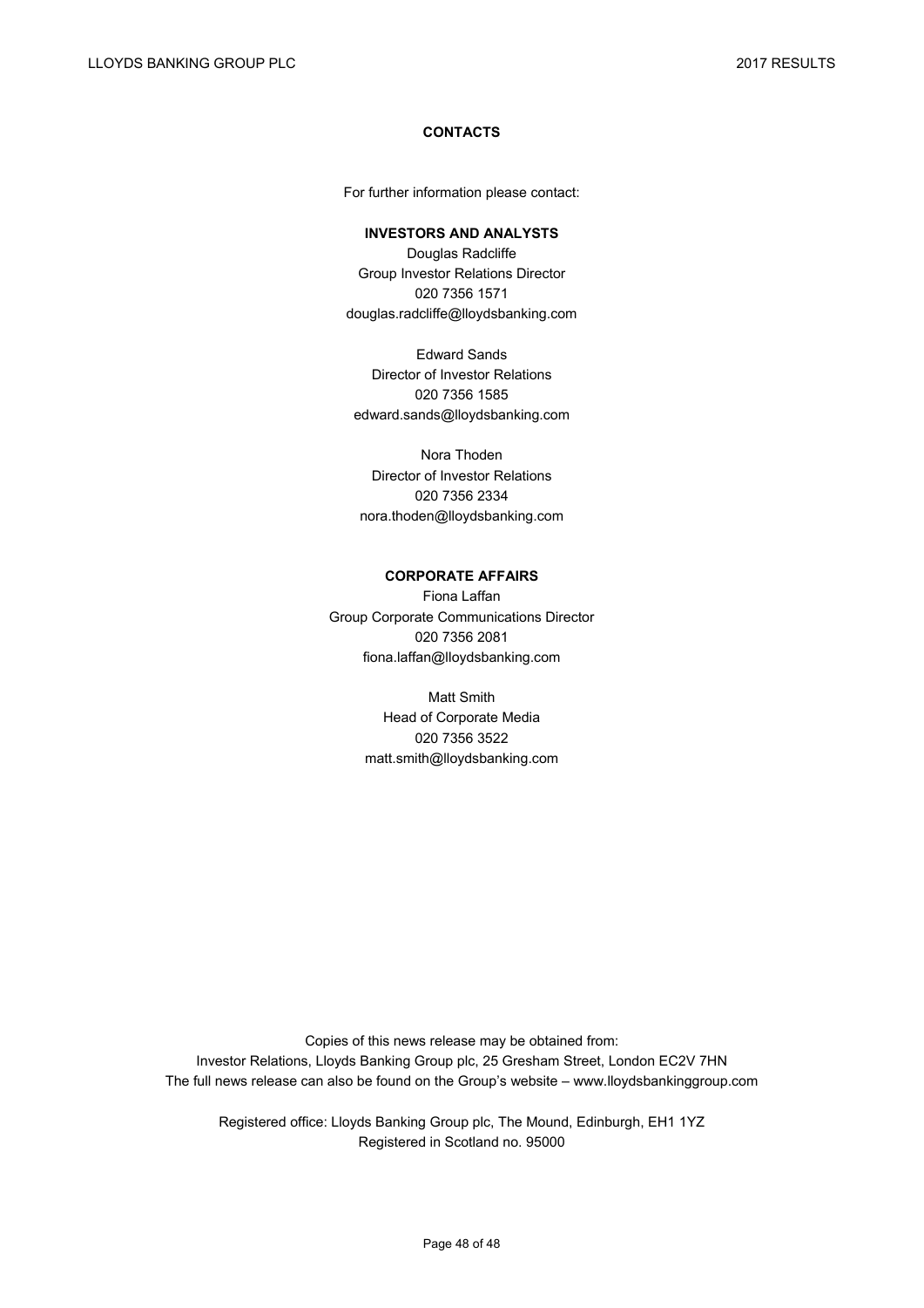## CONTACTS

For further information please contact:

**INVESTORS AND ANALYSTS**

Douglas Radcliffe
Group Investor Relations Director
020 7356 1571
douglas.radcliffe@lloydsbanking.com

Edward Sands
Director of Investor Relations
020 7356 1585
edward.sands@lloydsbanking.com

Nora Thoden
Director of Investor Relations
020 7356 2334
nora.thoden@lloydsbanking.com

**CORPORATE AFFAIRS**

Fiona Laffan
Group Corporate Communications Director
020 7356 2081
fiona.laffan@lloydsbanking.com

Matt Smith
Head of Corporate Media
020 7356 3522
matt.smith@lloydsbanking.com

Copies of this news release may be obtained from:
Investor Relations, Lloyds Banking Group plc, 25 Gresham Street, London EC2V 7HN
The full news release can also be found on the Group's website – www.lloydsbankinggroup.com

Registered office: Lloyds Banking Group plc, The Mound, Edinburgh, EH1 1YZ
Registered in Scotland no. 95000